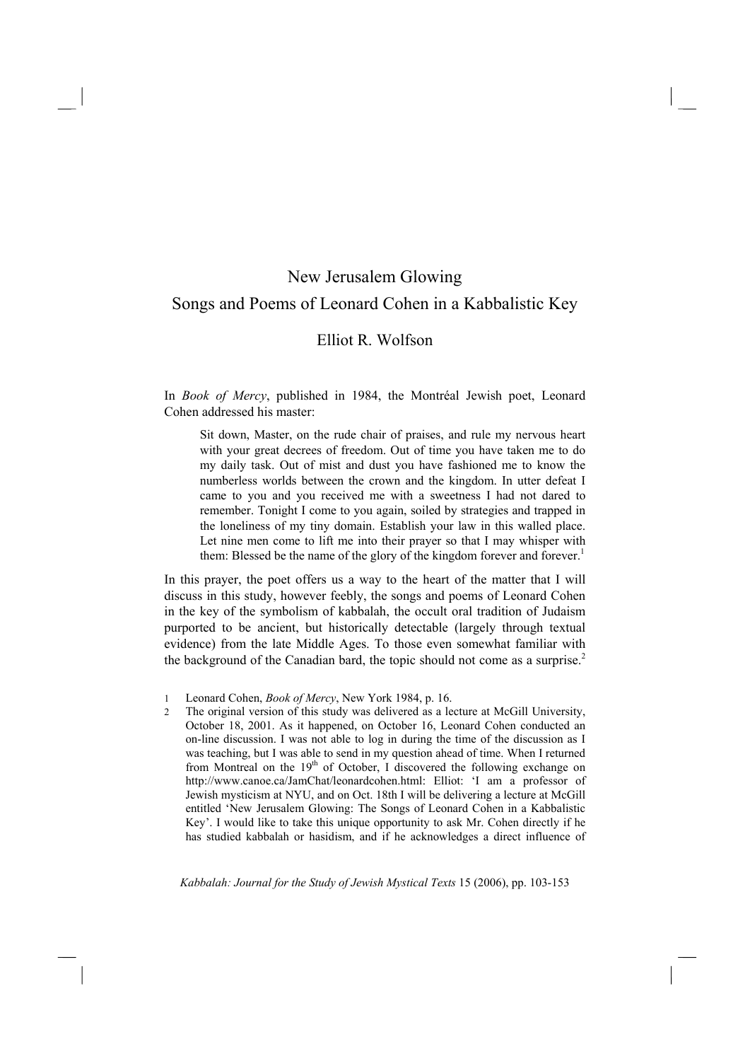# New Jerusalem Glowing

## Songs and Poems of Leonard Cohen in a Kabbalistic Key

### Elliot R. Wolfson

In *Book of Mercy*, published in 1984, the Montréal Jewish poet, Leonard Cohen addressed his master:

> Sit down, Master, on the rude chair of praises, and rule my nervous heart with your great decrees of freedom. Out of time you have taken me to do my daily task. Out of mist and dust you have fashioned me to know the numberless worlds between the crown and the kingdom. In utter defeat I came to you and you received me with a sweetness I had not dared to remember. Tonight I come to you again, soiled by strategies and trapped in the loneliness of my tiny domain. Establish your law in this walled place. Let nine men come to lift me into their prayer so that I may whisper with them: Blessed be the name of the glory of the kingdom forever and forever.[1]

In this prayer, the poet offers us a way to the heart of the matter that I will discuss in this study, however feebly, the songs and poems of Leonard Cohen in the key of the symbolism of kabbalah, the occult oral tradition of Judaism purported to be ancient, but historically detectable (largely through textual evidence) from the late Middle Ages. To those even somewhat familiar with the background of the Canadian bard, the topic should not come as a surprise.[2]

1 Leonard Cohen, *Book of Mercy*, New York 1984, p. 16.

2 The original version of this study was delivered as a lecture at McGill University, October 18, 2001. As it happened, on October 16, Leonard Cohen conducted an on-line discussion. I was not able to log in during the time of the discussion as I was teaching, but I was able to send in my question ahead of time. When I returned from Montreal on the 19th of October, I discovered the following exchange on http://www.canoe.ca/JamChat/leonardcohen.html: Elliot: 'I am a professor of Jewish mysticism at NYU, and on Oct. 18th I will be delivering a lecture at McGill entitled 'New Jerusalem Glowing: The Songs of Leonard Cohen in a Kabbalistic Key'. I would like to take this unique opportunity to ask Mr. Cohen directly if he has studied kabbalah or hasidism, and if he acknowledges a direct influence of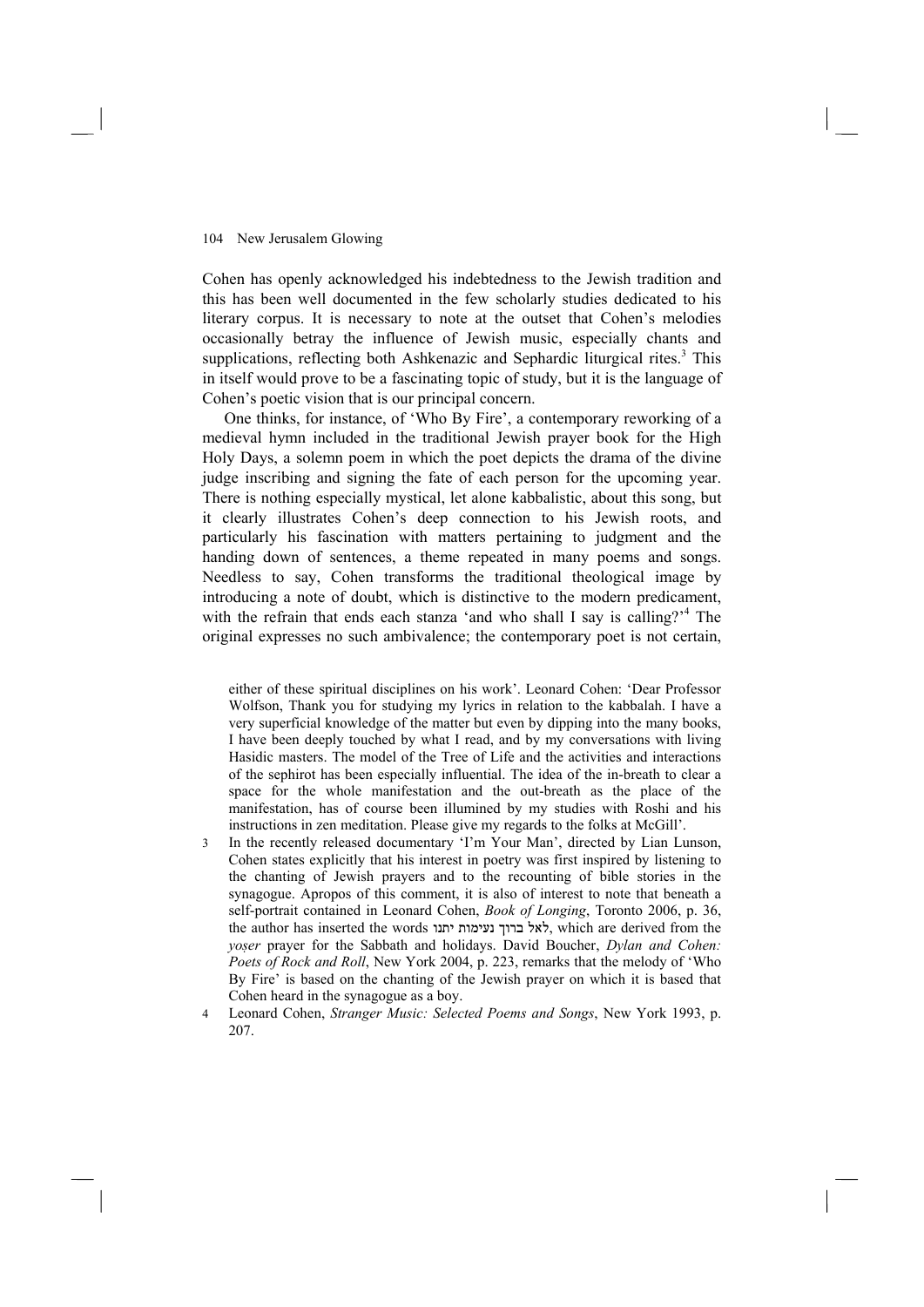Cohen has openly acknowledged his indebtedness to the Jewish tradition and this has been well documented in the few scholarly studies dedicated to his literary corpus. It is necessary to note at the outset that Cohen's melodies occasionally betray the influence of Jewish music, especially chants and supplications, reflecting both Ashkenazic and Sephardic liturgical rites.[3] This in itself would prove to be a fascinating topic of study, but it is the language of Cohen's poetic vision that is our principal concern.

One thinks, for instance, of 'Who By Fire', a contemporary reworking of a medieval hymn included in the traditional Jewish prayer book for the High Holy Days, a solemn poem in which the poet depicts the drama of the divine judge inscribing and signing the fate of each person for the upcoming year. There is nothing especially mystical, let alone kabbalistic, about this song, but it clearly illustrates Cohen's deep connection to his Jewish roots, and particularly his fascination with matters pertaining to judgment and the handing down of sentences, a theme repeated in many poems and songs. Needless to say, Cohen transforms the traditional theological image by introducing a note of doubt, which is distinctive to the modern predicament, with the refrain that ends each stanza 'and who shall I say is calling?'[4] The original expresses no such ambivalence; the contemporary poet is not certain,

either of these spiritual disciplines on his work'. Leonard Cohen: 'Dear Professor Wolfson, Thank you for studying my lyrics in relation to the kabbalah. I have a very superficial knowledge of the matter but even by dipping into the many books, I have been deeply touched by what I read, and by my conversations with living Hasidic masters. The model of the Tree of Life and the activities and interactions of the sephirot has been especially influential. The idea of the in-breath to clear a space for the whole manifestation and the out-breath as the place of the manifestation, has of course been illumined by my studies with Roshi and his instructions in zen meditation. Please give my regards to the folks at McGill'.

3 In the recently released documentary 'I'm Your Man', directed by Lian Lunson, Cohen states explicitly that his interest in poetry was first inspired by listening to the chanting of Jewish prayers and to the recounting of bible stories in the synagogue. Apropos of this comment, it is also of interest to note that beneath a self-portrait contained in Leonard Cohen, *Book of Longing*, Toronto 2006, p. 36, the author has inserted the words לאל ברוך נעימות יתנו, which are derived from the *yoser* prayer for the Sabbath and holidays. David Boucher, *Dylan and Cohen: Poets of Rock and Roll*, New York 2004, p. 223, remarks that the melody of 'Who By Fire' is based on the chanting of the Jewish prayer on which it is based that Cohen heard in the synagogue as a boy.

4 Leonard Cohen, *Stranger Music: Selected Poems and Songs*, New York 1993, p. 207.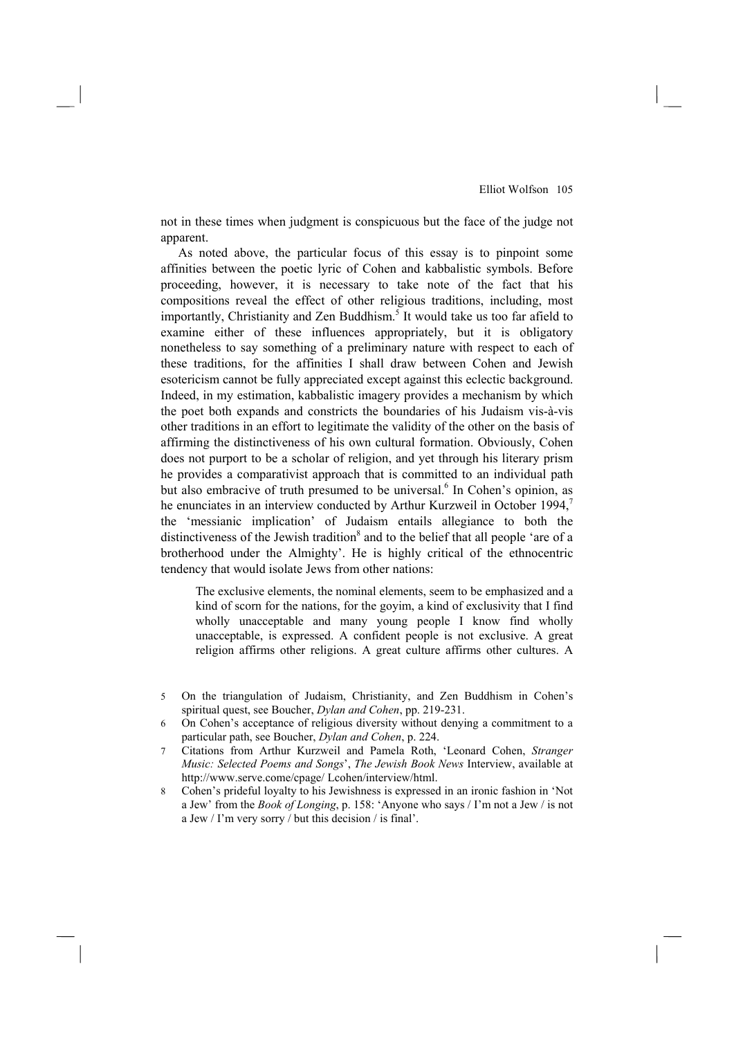not in these times when judgment is conspicuous but the face of the judge not apparent.

As noted above, the particular focus of this essay is to pinpoint some affinities between the poetic lyric of Cohen and kabbalistic symbols. Before proceeding, however, it is necessary to take note of the fact that his compositions reveal the effect of other religious traditions, including, most importantly, Christianity and Zen Buddhism.[5] It would take us too far afield to examine either of these influences appropriately, but it is obligatory nonetheless to say something of a preliminary nature with respect to each of these traditions, for the affinities I shall draw between Cohen and Jewish esotericism cannot be fully appreciated except against this eclectic background. Indeed, in my estimation, kabbalistic imagery provides a mechanism by which the poet both expands and constricts the boundaries of his Judaism vis-à-vis other traditions in an effort to legitimate the validity of the other on the basis of affirming the distinctiveness of his own cultural formation. Obviously, Cohen does not purport to be a scholar of religion, and yet through his literary prism he provides a comparativist approach that is committed to an individual path but also embracive of truth presumed to be universal.[6] In Cohen's opinion, as he enunciates in an interview conducted by Arthur Kurzweil in October 1994,[7] the 'messianic implication' of Judaism entails allegiance to both the distinctiveness of the Jewish tradition[8] and to the belief that all people 'are of a brotherhood under the Almighty'. He is highly critical of the ethnocentric tendency that would isolate Jews from other nations:

> The exclusive elements, the nominal elements, seem to be emphasized and a kind of scorn for the nations, for the goyim, a kind of exclusivity that I find wholly unacceptable and many young people I know find wholly unacceptable, is expressed. A confident people is not exclusive. A great religion affirms other religions. A great culture affirms other cultures. A

5 On the triangulation of Judaism, Christianity, and Zen Buddhism in Cohen's spiritual quest, see Boucher, *Dylan and Cohen*, pp. 219-231.

6 On Cohen's acceptance of religious diversity without denying a commitment to a particular path, see Boucher, *Dylan and Cohen*, p. 224.

7 Citations from Arthur Kurzweil and Pamela Roth, 'Leonard Cohen, *Stranger Music: Selected Poems and Songs*', *The Jewish Book News* Interview, available at http://www.serve.come/cpage/ Lcohen/interview/html.

8 Cohen's prideful loyalty to his Jewishness is expressed in an ironic fashion in 'Not a Jew' from the *Book of Longing*, p. 158: 'Anyone who says / I'm not a Jew / is not a Jew / I'm very sorry / but this decision / is final'.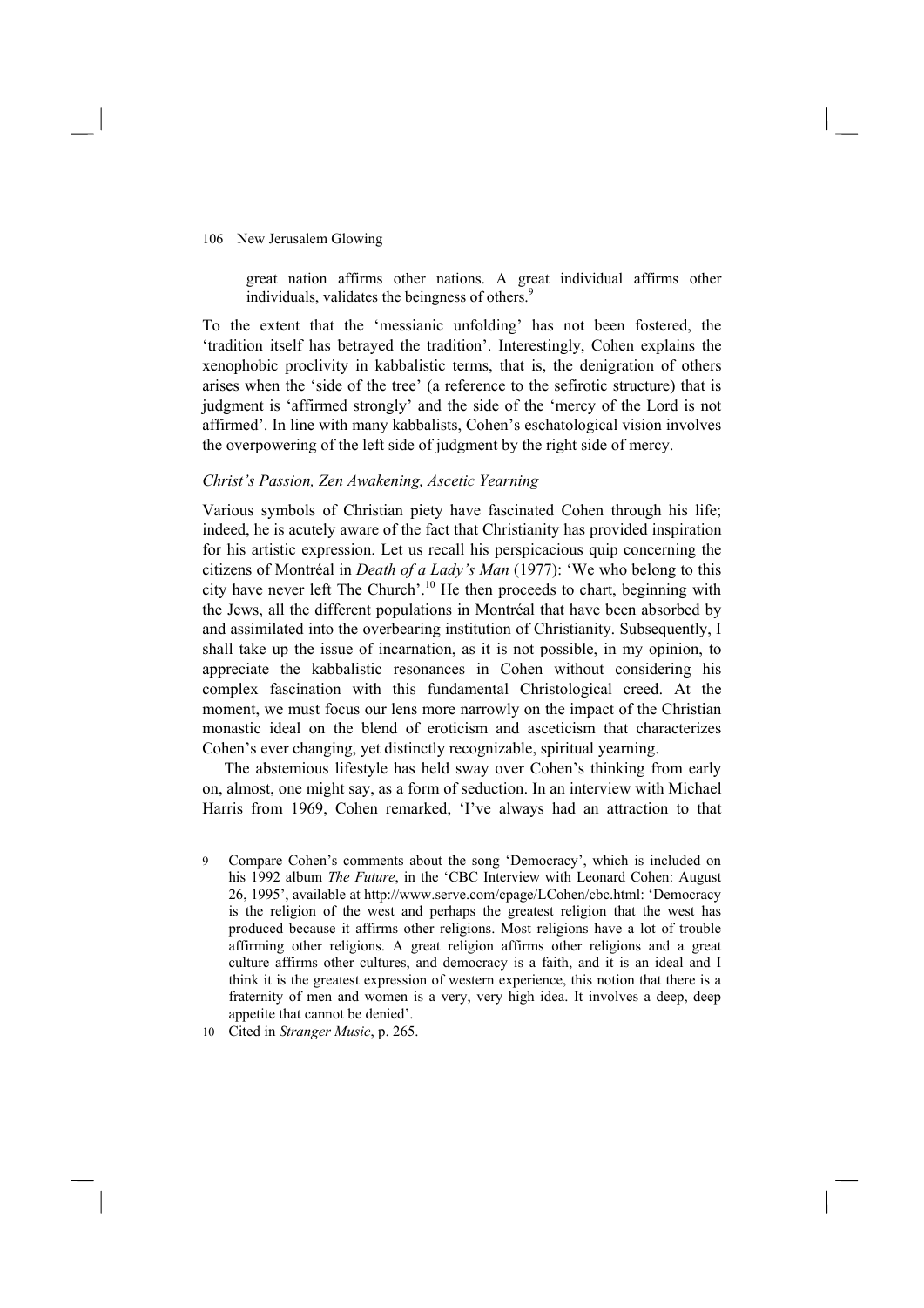great nation affirms other nations. A great individual affirms other individuals, validates the beingness of others.[9]

To the extent that the 'messianic unfolding' has not been fostered, the 'tradition itself has betrayed the tradition'. Interestingly, Cohen explains the xenophobic proclivity in kabbalistic terms, that is, the denigration of others arises when the 'side of the tree' (a reference to the sefirotic structure) that is judgment is 'affirmed strongly' and the side of the 'mercy of the Lord is not affirmed'. In line with many kabbalists, Cohen's eschatological vision involves the overpowering of the left side of judgment by the right side of mercy.

### *Christ's Passion, Zen Awakening, Ascetic Yearning*

Various symbols of Christian piety have fascinated Cohen through his life; indeed, he is acutely aware of the fact that Christianity has provided inspiration for his artistic expression. Let us recall his perspicacious quip concerning the citizens of Montréal in *Death of a Lady's Man* (1977): 'We who belong to this city have never left The Church'.[10] He then proceeds to chart, beginning with the Jews, all the different populations in Montréal that have been absorbed by and assimilated into the overbearing institution of Christianity. Subsequently, I shall take up the issue of incarnation, as it is not possible, in my opinion, to appreciate the kabbalistic resonances in Cohen without considering his complex fascination with this fundamental Christological creed. At the moment, we must focus our lens more narrowly on the impact of the Christian monastic ideal on the blend of eroticism and asceticism that characterizes Cohen's ever changing, yet distinctly recognizable, spiritual yearning.

The abstemious lifestyle has held sway over Cohen's thinking from early on, almost, one might say, as a form of seduction. In an interview with Michael Harris from 1969, Cohen remarked, 'I've always had an attraction to that

9 Compare Cohen's comments about the song 'Democracy', which is included on his 1992 album *The Future*, in the 'CBC Interview with Leonard Cohen: August 26, 1995', available at http://www.serve.com/cpage/LCohen/cbc.html: 'Democracy is the religion of the west and perhaps the greatest religion that the west has produced because it affirms other religions. Most religions have a lot of trouble affirming other religions. A great religion affirms other religions and a great culture affirms other cultures, and democracy is a faith, and it is an ideal and I think it is the greatest expression of western experience, this notion that there is a fraternity of men and women is a very, very high idea. It involves a deep, deep appetite that cannot be denied'.

10 Cited in *Stranger Music*, p. 265.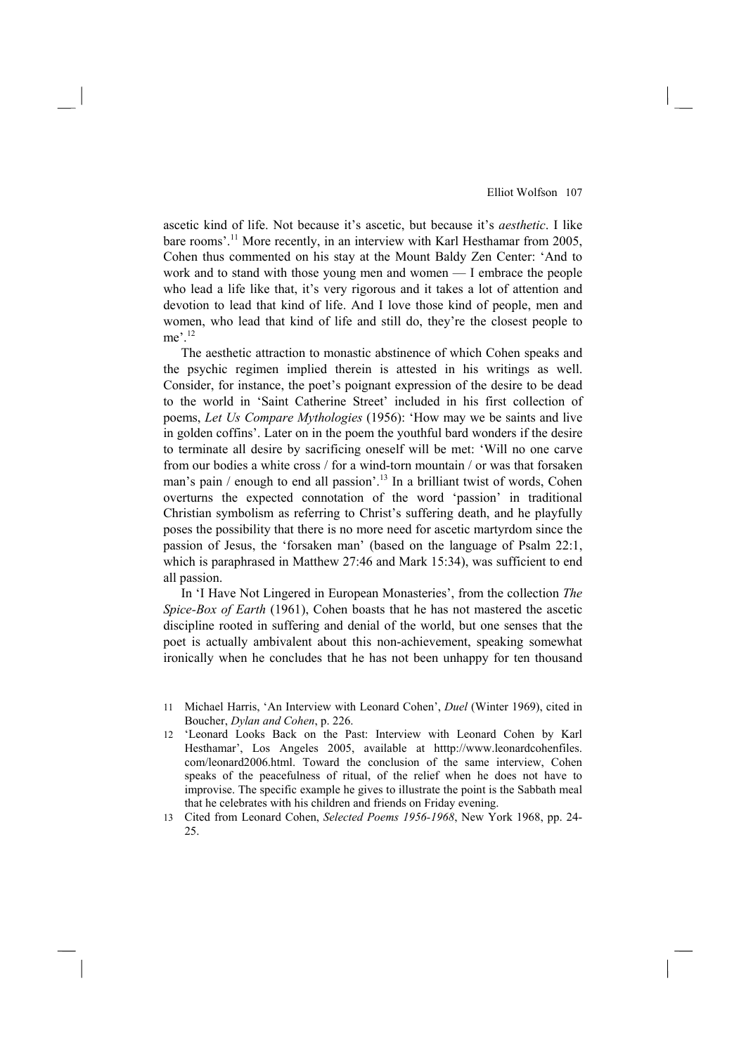ascetic kind of life. Not because it's ascetic, but because it's *aesthetic*. I like bare rooms'.[11] More recently, in an interview with Karl Hesthamar from 2005, Cohen thus commented on his stay at the Mount Baldy Zen Center: 'And to work and to stand with those young men and women — I embrace the people who lead a life like that, it's very rigorous and it takes a lot of attention and devotion to lead that kind of life. And I love those kind of people, men and women, who lead that kind of life and still do, they're the closest people to me'.[12]

The aesthetic attraction to monastic abstinence of which Cohen speaks and the psychic regimen implied therein is attested in his writings as well. Consider, for instance, the poet's poignant expression of the desire to be dead to the world in 'Saint Catherine Street' included in his first collection of poems, *Let Us Compare Mythologies* (1956): 'How may we be saints and live in golden coffins'. Later on in the poem the youthful bard wonders if the desire to terminate all desire by sacrificing oneself will be met: 'Will no one carve from our bodies a white cross / for a wind-torn mountain / or was that forsaken man's pain / enough to end all passion'.[13] In a brilliant twist of words, Cohen overturns the expected connotation of the word 'passion' in traditional Christian symbolism as referring to Christ's suffering death, and he playfully poses the possibility that there is no more need for ascetic martyrdom since the passion of Jesus, the 'forsaken man' (based on the language of Psalm 22:1, which is paraphrased in Matthew 27:46 and Mark 15:34), was sufficient to end all passion.

In 'I Have Not Lingered in European Monasteries', from the collection *The Spice-Box of Earth* (1961), Cohen boasts that he has not mastered the ascetic discipline rooted in suffering and denial of the world, but one senses that the poet is actually ambivalent about this non-achievement, speaking somewhat ironically when he concludes that he has not been unhappy for ten thousand

11 Michael Harris, 'An Interview with Leonard Cohen', *Duel* (Winter 1969), cited in Boucher, *Dylan and Cohen*, p. 226.

12 'Leonard Looks Back on the Past: Interview with Leonard Cohen by Karl Hesthamar', Los Angeles 2005, available at htttp://www.leonardcohenfiles.com/leonard2006.html. Toward the conclusion of the same interview, Cohen speaks of the peacefulness of ritual, of the relief when he does not have to improvise. The specific example he gives to illustrate the point is the Sabbath meal that he celebrates with his children and friends on Friday evening.

13 Cited from Leonard Cohen, *Selected Poems 1956-1968*, New York 1968, pp. 24-25.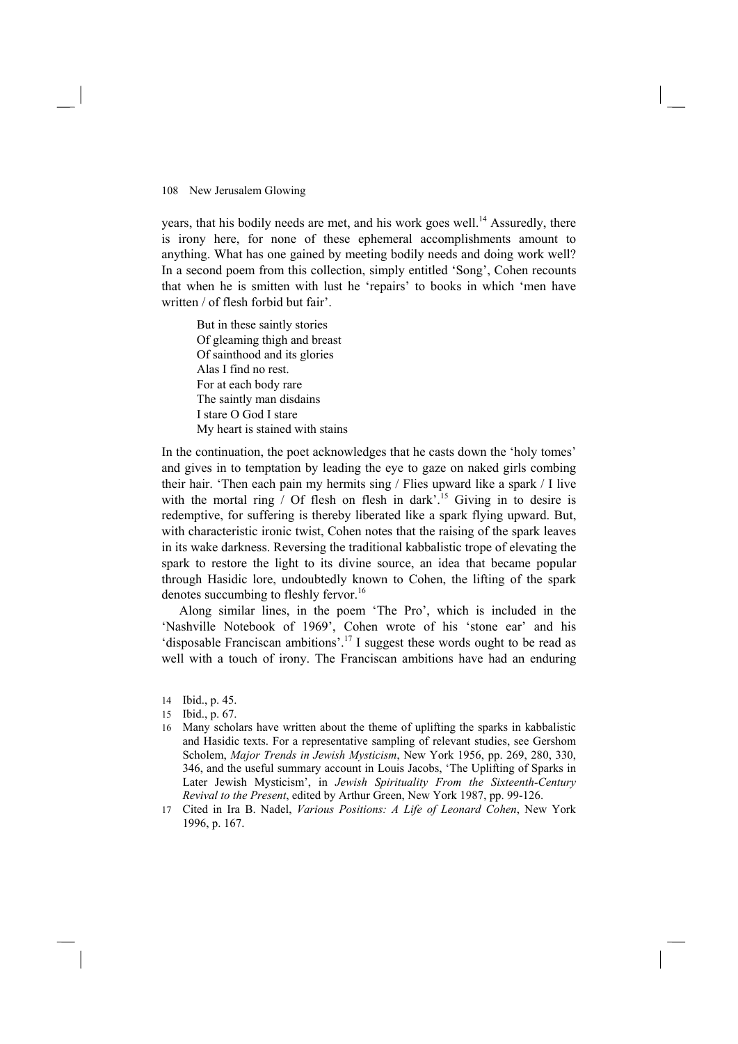years, that his bodily needs are met, and his work goes well.[14] Assuredly, there is irony here, for none of these ephemeral accomplishments amount to anything. What has one gained by meeting bodily needs and doing work well? In a second poem from this collection, simply entitled 'Song', Cohen recounts that when he is smitten with lust he 'repairs' to books in which 'men have written / of flesh forbid but fair'.

> But in these saintly stories
> Of gleaming thigh and breast
> Of sainthood and its glories
> Alas I find no rest.
> For at each body rare
> The saintly man disdains
> I stare O God I stare
> My heart is stained with stains

In the continuation, the poet acknowledges that he casts down the 'holy tomes' and gives in to temptation by leading the eye to gaze on naked girls combing their hair. 'Then each pain my hermits sing / Flies upward like a spark / I live with the mortal ring / Of flesh on flesh in dark'.[15] Giving in to desire is redemptive, for suffering is thereby liberated like a spark flying upward. But, with characteristic ironic twist, Cohen notes that the raising of the spark leaves in its wake darkness. Reversing the traditional kabbalistic trope of elevating the spark to restore the light to its divine source, an idea that became popular through Hasidic lore, undoubtedly known to Cohen, the lifting of the spark denotes succumbing to fleshly fervor.[16]

Along similar lines, in the poem 'The Pro', which is included in the 'Nashville Notebook of 1969', Cohen wrote of his 'stone ear' and his 'disposable Franciscan ambitions'.[17] I suggest these words ought to be read as well with a touch of irony. The Franciscan ambitions have had an enduring

14 Ibid., p. 45.

15 Ibid., p. 67.

16 Many scholars have written about the theme of uplifting the sparks in kabbalistic and Hasidic texts. For a representative sampling of relevant studies, see Gershom Scholem, *Major Trends in Jewish Mysticism*, New York 1956, pp. 269, 280, 330, 346, and the useful summary account in Louis Jacobs, 'The Uplifting of Sparks in Later Jewish Mysticism', in *Jewish Spirituality From the Sixteenth-Century Revival to the Present*, edited by Arthur Green, New York 1987, pp. 99-126.

17 Cited in Ira B. Nadel, *Various Positions: A Life of Leonard Cohen*, New York 1996, p. 167.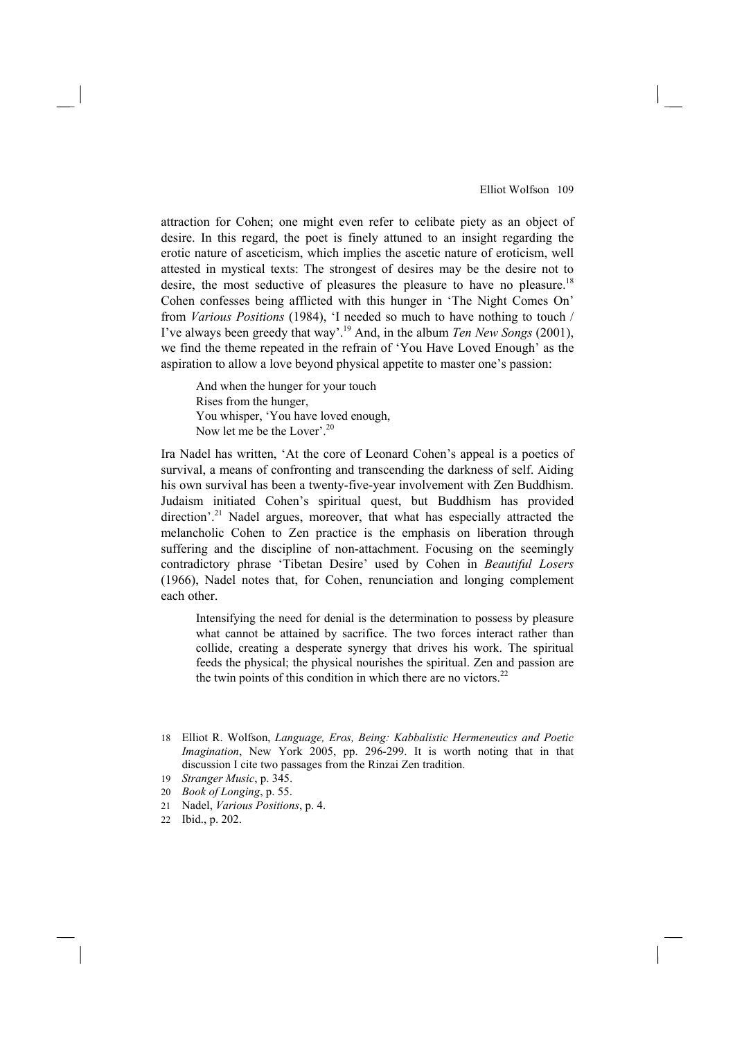attraction for Cohen; one might even refer to celibate piety as an object of desire. In this regard, the poet is finely attuned to an insight regarding the erotic nature of asceticism, which implies the ascetic nature of eroticism, well attested in mystical texts: The strongest of desires may be the desire not to desire, the most seductive of pleasures the pleasure to have no pleasure.[18] Cohen confesses being afflicted with this hunger in 'The Night Comes On' from *Various Positions* (1984), 'I needed so much to have nothing to touch / I've always been greedy that way'.[19] And, in the album *Ten New Songs* (2001), we find the theme repeated in the refrain of 'You Have Loved Enough' as the aspiration to allow a love beyond physical appetite to master one's passion:

> And when the hunger for your touch
> Rises from the hunger,
> You whisper, 'You have loved enough,
> Now let me be the Lover'.[20]

Ira Nadel has written, 'At the core of Leonard Cohen's appeal is a poetics of survival, a means of confronting and transcending the darkness of self. Aiding his own survival has been a twenty-five-year involvement with Zen Buddhism. Judaism initiated Cohen's spiritual quest, but Buddhism has provided direction'.[21] Nadel argues, moreover, that what has especially attracted the melancholic Cohen to Zen practice is the emphasis on liberation through suffering and the discipline of non-attachment. Focusing on the seemingly contradictory phrase 'Tibetan Desire' used by Cohen in *Beautiful Losers* (1966), Nadel notes that, for Cohen, renunciation and longing complement each other.

> Intensifying the need for denial is the determination to possess by pleasure what cannot be attained by sacrifice. The two forces interact rather than collide, creating a desperate synergy that drives his work. The spiritual feeds the physical; the physical nourishes the spiritual. Zen and passion are the twin points of this condition in which there are no victors.[22]

---

18 Elliot R. Wolfson, *Language, Eros, Being: Kabbalistic Hermeneutics and Poetic Imagination*, New York 2005, pp. 296-299. It is worth noting that in that discussion I cite two passages from the Rinzai Zen tradition.

19 *Stranger Music*, p. 345.

20 *Book of Longing*, p. 55.

21 Nadel, *Various Positions*, p. 4.

22 Ibid., p. 202.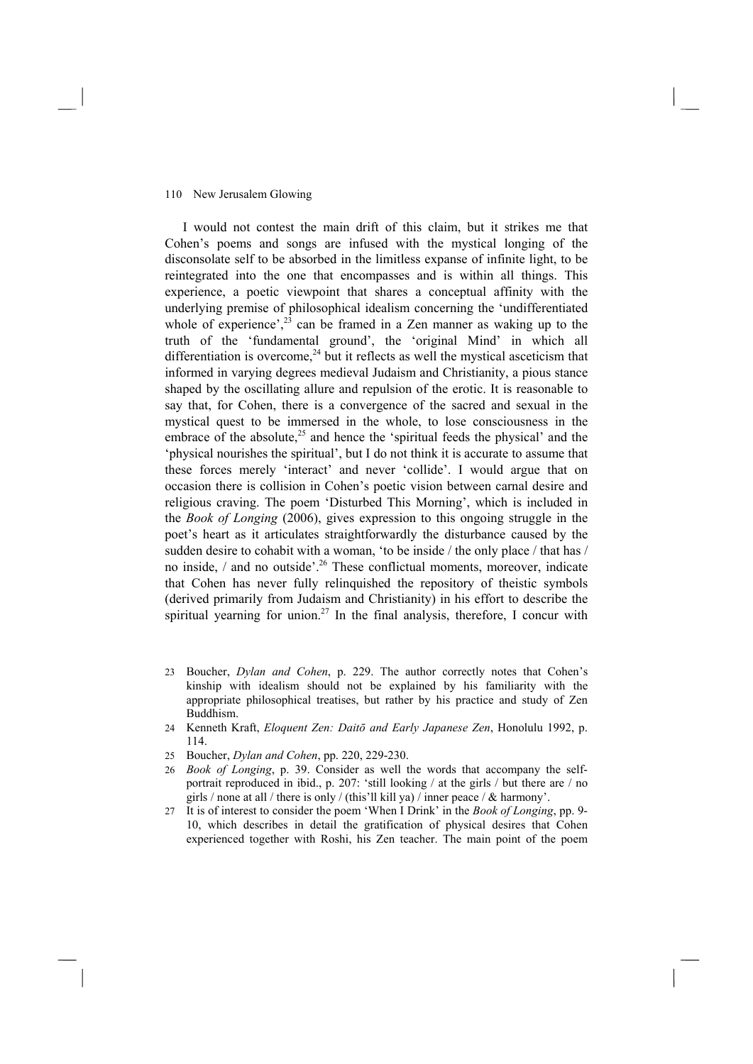I would not contest the main drift of this claim, but it strikes me that Cohen's poems and songs are infused with the mystical longing of the disconsolate self to be absorbed in the limitless expanse of infinite light, to be reintegrated into the one that encompasses and is within all things. This experience, a poetic viewpoint that shares a conceptual affinity with the underlying premise of philosophical idealism concerning the 'undifferentiated whole of experience',[23] can be framed in a Zen manner as waking up to the truth of the 'fundamental ground', the 'original Mind' in which all differentiation is overcome,[24] but it reflects as well the mystical asceticism that informed in varying degrees medieval Judaism and Christianity, a pious stance shaped by the oscillating allure and repulsion of the erotic. It is reasonable to say that, for Cohen, there is a convergence of the sacred and sexual in the mystical quest to be immersed in the whole, to lose consciousness in the embrace of the absolute,[25] and hence the 'spiritual feeds the physical' and the 'physical nourishes the spiritual', but I do not think it is accurate to assume that these forces merely 'interact' and never 'collide'. I would argue that on occasion there is collision in Cohen's poetic vision between carnal desire and religious craving. The poem 'Disturbed This Morning', which is included in the *Book of Longing* (2006), gives expression to this ongoing struggle in the poet's heart as it articulates straightforwardly the disturbance caused by the sudden desire to cohabit with a woman, 'to be inside / the only place / that has / no inside, / and no outside'.[26] These conflictual moments, moreover, indicate that Cohen has never fully relinquished the repository of theistic symbols (derived primarily from Judaism and Christianity) in his effort to describe the spiritual yearning for union.[27] In the final analysis, therefore, I concur with

23 Boucher, *Dylan and Cohen*, p. 229. The author correctly notes that Cohen's kinship with idealism should not be explained by his familiarity with the appropriate philosophical treatises, but rather by his practice and study of Zen Buddhism.

24 Kenneth Kraft, *Eloquent Zen: Daitō and Early Japanese Zen*, Honolulu 1992, p. 114.

25 Boucher, *Dylan and Cohen*, pp. 220, 229-230.

26 *Book of Longing*, p. 39. Consider as well the words that accompany the self-portrait reproduced in ibid., p. 207: 'still looking / at the girls / but there are / no girls / none at all / there is only / (this'll kill ya) / inner peace / & harmony'.

27 It is of interest to consider the poem 'When I Drink' in the *Book of Longing*, pp. 9-10, which describes in detail the gratification of physical desires that Cohen experienced together with Roshi, his Zen teacher. The main point of the poem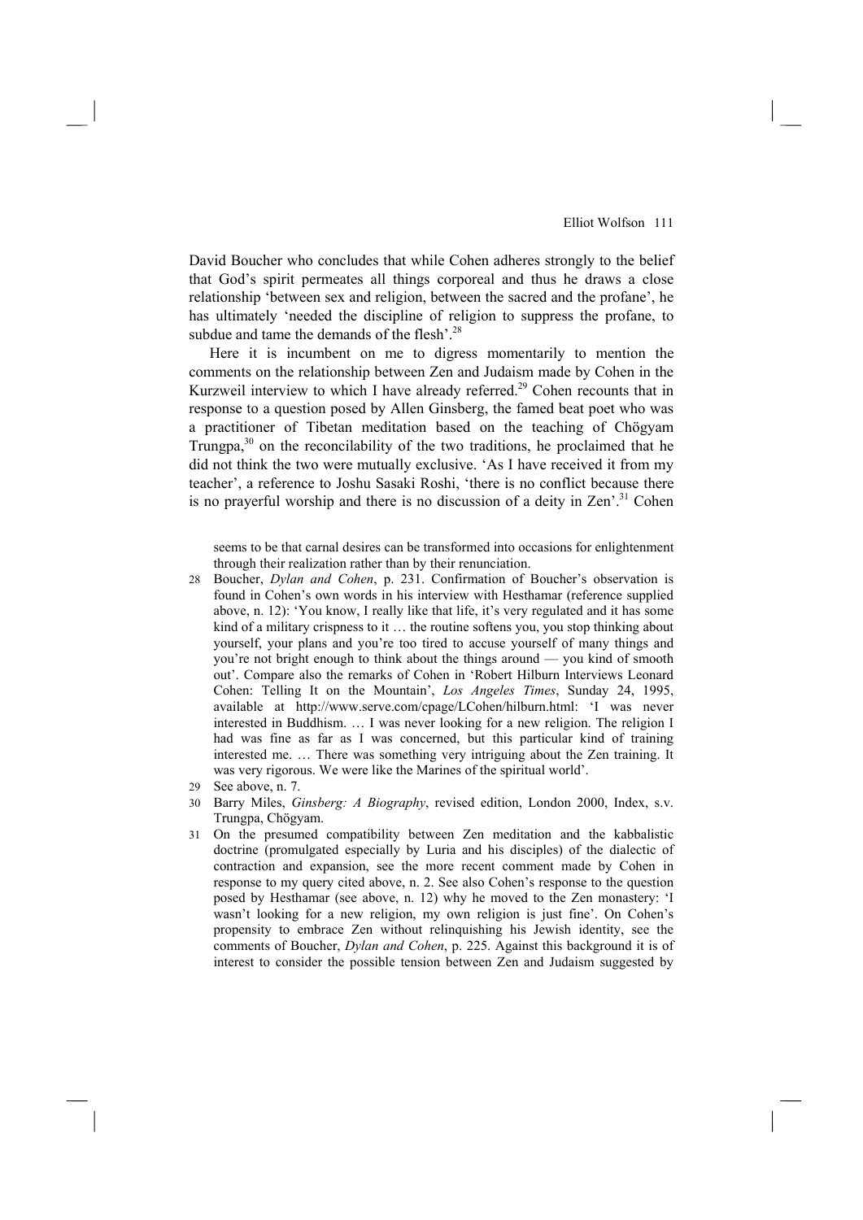David Boucher who concludes that while Cohen adheres strongly to the belief that God's spirit permeates all things corporeal and thus he draws a close relationship 'between sex and religion, between the sacred and the profane', he has ultimately 'needed the discipline of religion to suppress the profane, to subdue and tame the demands of the flesh'.[28]

Here it is incumbent on me to digress momentarily to mention the comments on the relationship between Zen and Judaism made by Cohen in the Kurzweil interview to which I have already referred.[29] Cohen recounts that in response to a question posed by Allen Ginsberg, the famed beat poet who was a practitioner of Tibetan meditation based on the teaching of Chögyam Trungpa,[30] on the reconcilability of the two traditions, he proclaimed that he did not think the two were mutually exclusive. 'As I have received it from my teacher', a reference to Joshu Sasaki Roshi, 'there is no conflict because there is no prayerful worship and there is no discussion of a deity in Zen'.[31] Cohen

seems to be that carnal desires can be transformed into occasions for enlightenment through their realization rather than by their renunciation.

28 Boucher, *Dylan and Cohen*, p. 231. Confirmation of Boucher's observation is found in Cohen's own words in his interview with Hesthamar (reference supplied above, n. 12): 'You know, I really like that life, it's very regulated and it has some kind of a military crispness to it … the routine softens you, you stop thinking about yourself, your plans and you're too tired to accuse yourself of many things and you're not bright enough to think about the things around — you kind of smooth out'. Compare also the remarks of Cohen in 'Robert Hilburn Interviews Leonard Cohen: Telling It on the Mountain', *Los Angeles Times*, Sunday 24, 1995, available at http://www.serve.com/cpage/LCohen/hilburn.html: 'I was never interested in Buddhism. … I was never looking for a new religion. The religion I had was fine as far as I was concerned, but this particular kind of training interested me. … There was something very intriguing about the Zen training. It was very rigorous. We were like the Marines of the spiritual world'.

29 See above, n. 7.

30 Barry Miles, *Ginsberg: A Biography*, revised edition, London 2000, Index, s.v. Trungpa, Chögyam.

31 On the presumed compatibility between Zen meditation and the kabbalistic doctrine (promulgated especially by Luria and his disciples) of the dialectic of contraction and expansion, see the more recent comment made by Cohen in response to my query cited above, n. 2. See also Cohen's response to the question posed by Hesthamar (see above, n. 12) why he moved to the Zen monastery: 'I wasn't looking for a new religion, my own religion is just fine'. On Cohen's propensity to embrace Zen without relinquishing his Jewish identity, see the comments of Boucher, *Dylan and Cohen*, p. 225. Against this background it is of interest to consider the possible tension between Zen and Judaism suggested by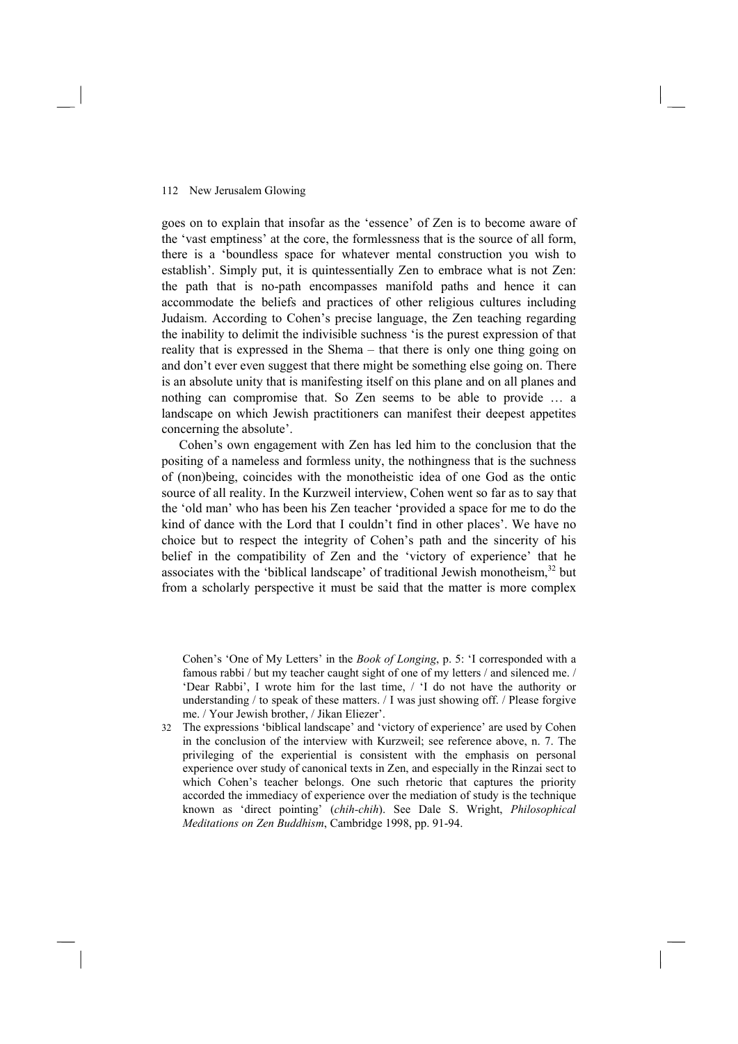goes on to explain that insofar as the 'essence' of Zen is to become aware of the 'vast emptiness' at the core, the formlessness that is the source of all form, there is a 'boundless space for whatever mental construction you wish to establish'. Simply put, it is quintessentially Zen to embrace what is not Zen: the path that is no-path encompasses manifold paths and hence it can accommodate the beliefs and practices of other religious cultures including Judaism. According to Cohen's precise language, the Zen teaching regarding the inability to delimit the indivisible suchness 'is the purest expression of that reality that is expressed in the Shema – that there is only one thing going on and don't ever even suggest that there might be something else going on. There is an absolute unity that is manifesting itself on this plane and on all planes and nothing can compromise that. So Zen seems to be able to provide … a landscape on which Jewish practitioners can manifest their deepest appetites concerning the absolute'.

Cohen's own engagement with Zen has led him to the conclusion that the positing of a nameless and formless unity, the nothingness that is the suchness of (non)being, coincides with the monotheistic idea of one God as the ontic source of all reality. In the Kurzweil interview, Cohen went so far as to say that the 'old man' who has been his Zen teacher 'provided a space for me to do the kind of dance with the Lord that I couldn't find in other places'. We have no choice but to respect the integrity of Cohen's path and the sincerity of his belief in the compatibility of Zen and the 'victory of experience' that he associates with the 'biblical landscape' of traditional Jewish monotheism,[32] but from a scholarly perspective it must be said that the matter is more complex

Cohen's 'One of My Letters' in the *Book of Longing*, p. 5: 'I corresponded with a famous rabbi / but my teacher caught sight of one of my letters / and silenced me. / 'Dear Rabbi', I wrote him for the last time, / 'I do not have the authority or understanding / to speak of these matters. / I was just showing off. / Please forgive me. / Your Jewish brother, / Jikan Eliezer'.

32 The expressions 'biblical landscape' and 'victory of experience' are used by Cohen in the conclusion of the interview with Kurzweil; see reference above, n. 7. The privileging of the experiential is consistent with the emphasis on personal experience over study of canonical texts in Zen, and especially in the Rinzai sect to which Cohen's teacher belongs. One such rhetoric that captures the priority accorded the immediacy of experience over the mediation of study is the technique known as 'direct pointing' (*chih-chih*). See Dale S. Wright, *Philosophical Meditations on Zen Buddhism*, Cambridge 1998, pp. 91-94.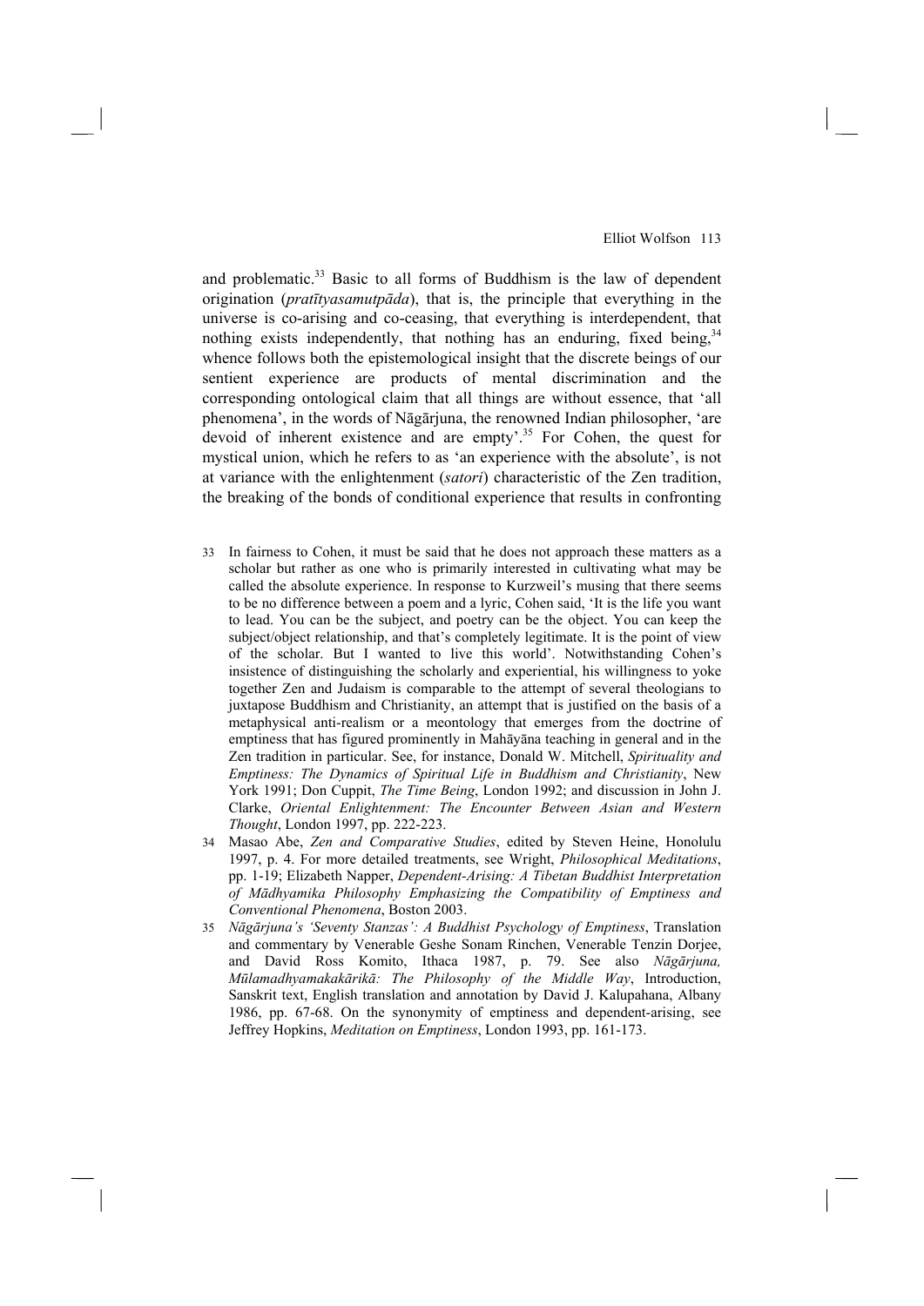and problematic.[33] Basic to all forms of Buddhism is the law of dependent origination (*pratītyasamutpāda*), that is, the principle that everything in the universe is co-arising and co-ceasing, that everything is interdependent, that nothing exists independently, that nothing has an enduring, fixed being,[34] whence follows both the epistemological insight that the discrete beings of our sentient experience are products of mental discrimination and the corresponding ontological claim that all things are without essence, that 'all phenomena', in the words of Nāgārjuna, the renowned Indian philosopher, 'are devoid of inherent existence and are empty'.[35] For Cohen, the quest for mystical union, which he refers to as 'an experience with the absolute', is not at variance with the enlightenment (*satori*) characteristic of the Zen tradition, the breaking of the bonds of conditional experience that results in confronting

33 In fairness to Cohen, it must be said that he does not approach these matters as a scholar but rather as one who is primarily interested in cultivating what may be called the absolute experience. In response to Kurzweil's musing that there seems to be no difference between a poem and a lyric, Cohen said, 'It is the life you want to lead. You can be the subject, and poetry can be the object. You can keep the subject/object relationship, and that's completely legitimate. It is the point of view of the scholar. But I wanted to live this world'. Notwithstanding Cohen's insistence of distinguishing the scholarly and experiential, his willingness to yoke together Zen and Judaism is comparable to the attempt of several theologians to juxtapose Buddhism and Christianity, an attempt that is justified on the basis of a metaphysical anti-realism or a meontology that emerges from the doctrine of emptiness that has figured prominently in Mahāyāna teaching in general and in the Zen tradition in particular. See, for instance, Donald W. Mitchell, *Spirituality and Emptiness: The Dynamics of Spiritual Life in Buddhism and Christianity*, New York 1991; Don Cuppit, *The Time Being*, London 1992; and discussion in John J. Clarke, *Oriental Enlightenment: The Encounter Between Asian and Western Thought*, London 1997, pp. 222-223.

34 Masao Abe, *Zen and Comparative Studies*, edited by Steven Heine, Honolulu 1997, p. 4. For more detailed treatments, see Wright, *Philosophical Meditations*, pp. 1-19; Elizabeth Napper, *Dependent-Arising: A Tibetan Buddhist Interpretation of Mādhyamika Philosophy Emphasizing the Compatibility of Emptiness and Conventional Phenomena*, Boston 2003.

35 *Nāgārjuna's 'Seventy Stanzas': A Buddhist Psychology of Emptiness*, Translation and commentary by Venerable Geshe Sonam Rinchen, Venerable Tenzin Dorjee, and David Ross Komito, Ithaca 1987, p. 79. See also *Nāgārjuna, Mūlamadhyamakakārikā: The Philosophy of the Middle Way*, Introduction, Sanskrit text, English translation and annotation by David J. Kalupahana, Albany 1986, pp. 67-68. On the synonymity of emptiness and dependent-arising, see Jeffrey Hopkins, *Meditation on Emptiness*, London 1993, pp. 161-173.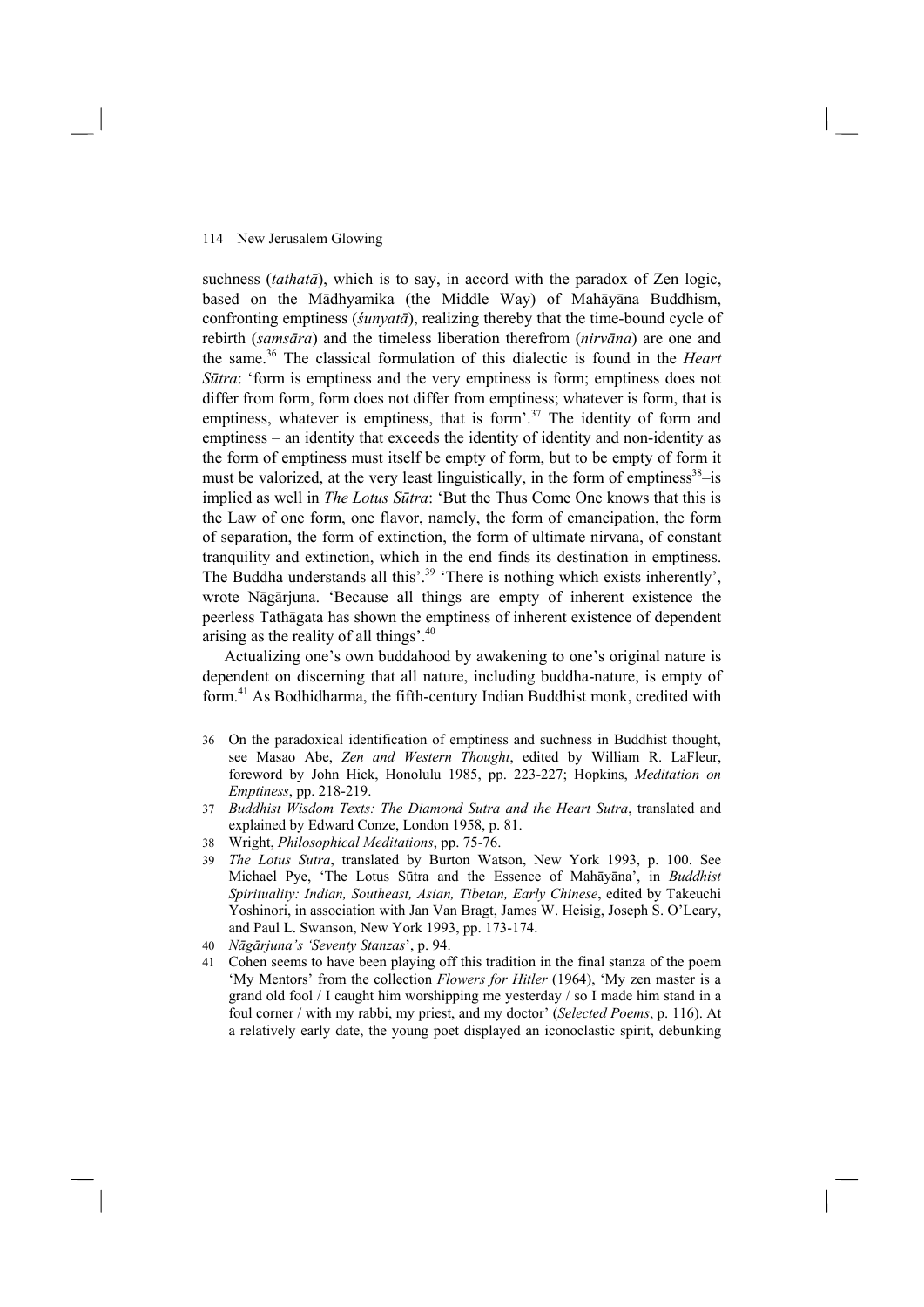suchness (*tathatā*), which is to say, in accord with the paradox of Zen logic, based on the Mādhyamika (the Middle Way) of Mahāyāna Buddhism, confronting emptiness (*śunyatā*), realizing thereby that the time-bound cycle of rebirth (*samsāra*) and the timeless liberation therefrom (*nirvāna*) are one and the same.[36] The classical formulation of this dialectic is found in the *Heart Sūtra*: 'form is emptiness and the very emptiness is form; emptiness does not differ from form, form does not differ from emptiness; whatever is form, that is emptiness, whatever is emptiness, that is form'.[37] The identity of form and emptiness – an identity that exceeds the identity of identity and non-identity as the form of emptiness must itself be empty of form, but to be empty of form it must be valorized, at the very least linguistically, in the form of emptiness[38]–is implied as well in *The Lotus Sūtra*: 'But the Thus Come One knows that this is the Law of one form, one flavor, namely, the form of emancipation, the form of separation, the form of extinction, the form of ultimate nirvana, of constant tranquility and extinction, which in the end finds its destination in emptiness. The Buddha understands all this'.[39] 'There is nothing which exists inherently', wrote Nāgārjuna. 'Because all things are empty of inherent existence the peerless Tathāgata has shown the emptiness of inherent existence of dependent arising as the reality of all things'.[40]

Actualizing one's own buddahood by awakening to one's original nature is dependent on discerning that all nature, including buddha-nature, is empty of form.[41] As Bodhidharma, the fifth-century Indian Buddhist monk, credited with

36 On the paradoxical identification of emptiness and suchness in Buddhist thought, see Masao Abe, *Zen and Western Thought*, edited by William R. LaFleur, foreword by John Hick, Honolulu 1985, pp. 223-227; Hopkins, *Meditation on Emptiness*, pp. 218-219.

37 *Buddhist Wisdom Texts: The Diamond Sutra and the Heart Sutra*, translated and explained by Edward Conze, London 1958, p. 81.

38 Wright, *Philosophical Meditations*, pp. 75-76.

39 *The Lotus Sutra*, translated by Burton Watson, New York 1993, p. 100. See Michael Pye, 'The Lotus Sūtra and the Essence of Mahāyāna', in *Buddhist Spirituality: Indian, Southeast, Asian, Tibetan, Early Chinese*, edited by Takeuchi Yoshinori, in association with Jan Van Bragt, James W. Heisig, Joseph S. O'Leary, and Paul L. Swanson, New York 1993, pp. 173-174.

40 *Nāgārjuna's 'Seventy Stanzas*', p. 94.

41 Cohen seems to have been playing off this tradition in the final stanza of the poem 'My Mentors' from the collection *Flowers for Hitler* (1964), 'My zen master is a grand old fool / I caught him worshipping me yesterday / so I made him stand in a foul corner / with my rabbi, my priest, and my doctor' (*Selected Poems*, p. 116). At a relatively early date, the young poet displayed an iconoclastic spirit, debunking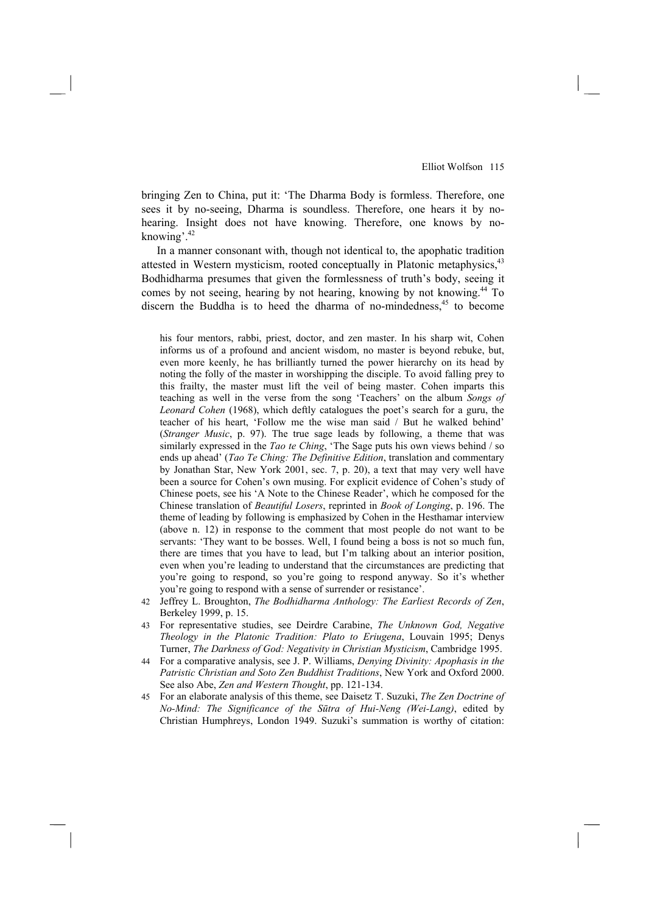bringing Zen to China, put it: 'The Dharma Body is formless. Therefore, one sees it by no-seeing, Dharma is soundless. Therefore, one hears it by no-hearing. Insight does not have knowing. Therefore, one knows by no-knowing'.[42]

In a manner consonant with, though not identical to, the apophatic tradition attested in Western mysticism, rooted conceptually in Platonic metaphysics,[43] Bodhidharma presumes that given the formlessness of truth's body, seeing it comes by not seeing, hearing by not hearing, knowing by not knowing.[44] To discern the Buddha is to heed the dharma of no-mindedness,[45] to become

his four mentors, rabbi, priest, doctor, and zen master. In his sharp wit, Cohen informs us of a profound and ancient wisdom, no master is beyond rebuke, but, even more keenly, he has brilliantly turned the power hierarchy on its head by noting the folly of the master in worshipping the disciple. To avoid falling prey to this frailty, the master must lift the veil of being master. Cohen imparts this teaching as well in the verse from the song 'Teachers' on the album *Songs of Leonard Cohen* (1968), which deftly catalogues the poet's search for a guru, the teacher of his heart, 'Follow me the wise man said / But he walked behind' (*Stranger Music*, p. 97). The true sage leads by following, a theme that was similarly expressed in the *Tao te Ching*, 'The Sage puts his own views behind / so ends up ahead' (*Tao Te Ching: The Definitive Edition*, translation and commentary by Jonathan Star, New York 2001, sec. 7, p. 20), a text that may very well have been a source for Cohen's own musing. For explicit evidence of Cohen's study of Chinese poets, see his 'A Note to the Chinese Reader', which he composed for the Chinese translation of *Beautiful Losers*, reprinted in *Book of Longing*, p. 196. The theme of leading by following is emphasized by Cohen in the Hesthamar interview (above n. 12) in response to the comment that most people do not want to be servants: 'They want to be bosses. Well, I found being a boss is not so much fun, there are times that you have to lead, but I'm talking about an interior position, even when you're leading to understand that the circumstances are predicting that you're going to respond, so you're going to respond anyway. So it's whether you're going to respond with a sense of surrender or resistance'.

42 Jeffrey L. Broughton, *The Bodhidharma Anthology: The Earliest Records of Zen*, Berkeley 1999, p. 15.

43 For representative studies, see Deirdre Carabine, *The Unknown God, Negative Theology in the Platonic Tradition: Plato to Eriugena*, Louvain 1995; Denys Turner, *The Darkness of God: Negativity in Christian Mysticism*, Cambridge 1995.

44 For a comparative analysis, see J. P. Williams, *Denying Divinity: Apophasis in the Patristic Christian and Soto Zen Buddhist Traditions*, New York and Oxford 2000. See also Abe, *Zen and Western Thought*, pp. 121-134.

45 For an elaborate analysis of this theme, see Daisetz T. Suzuki, *The Zen Doctrine of No-Mind: The Significance of the Sūtra of Hui-Neng (Wei-Lang)*, edited by Christian Humphreys, London 1949. Suzuki's summation is worthy of citation: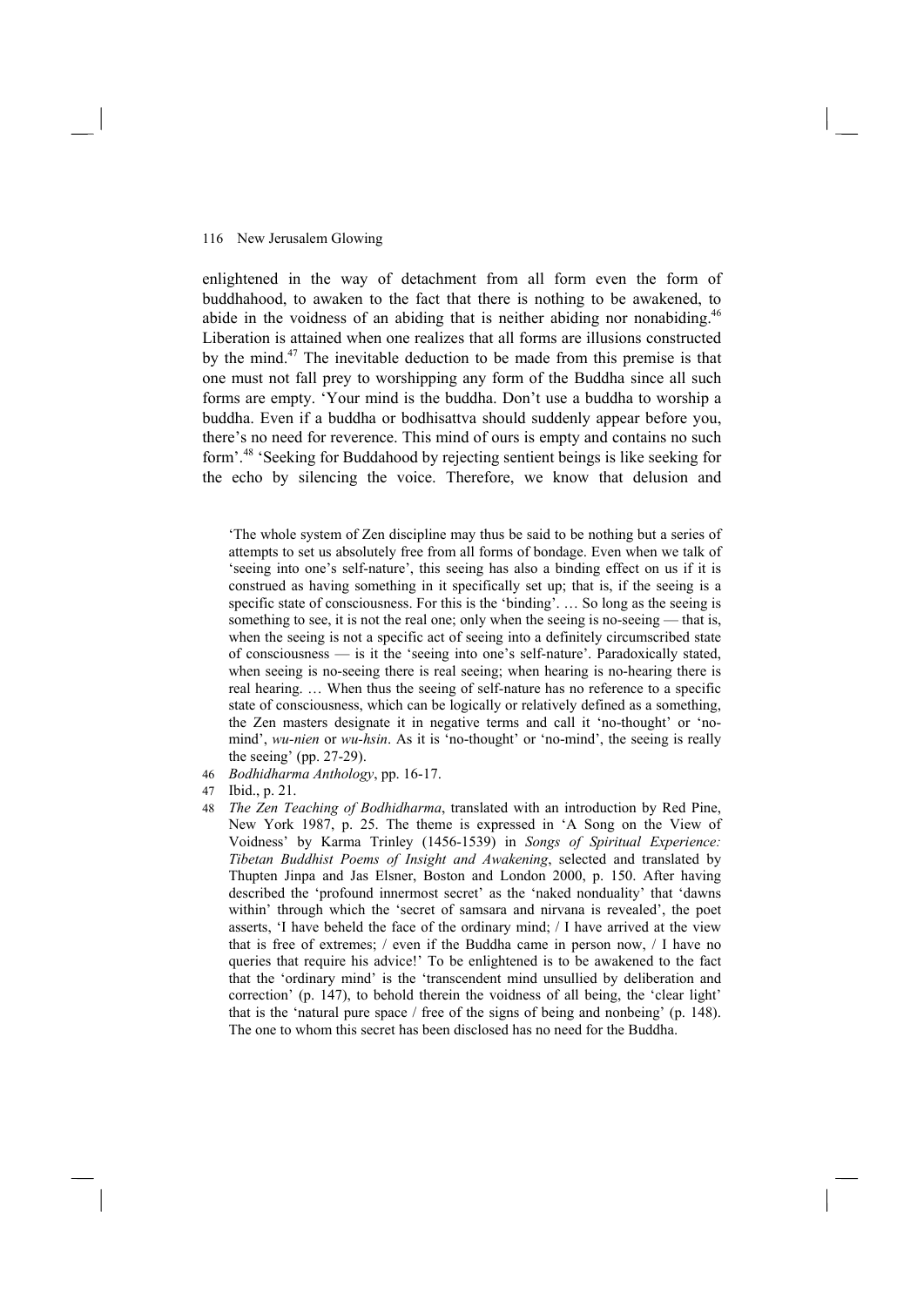enlightened in the way of detachment from all form even the form of buddhahood, to awaken to the fact that there is nothing to be awakened, to abide in the voidness of an abiding that is neither abiding nor nonabiding.[46] Liberation is attained when one realizes that all forms are illusions constructed by the mind.[47] The inevitable deduction to be made from this premise is that one must not fall prey to worshipping any form of the Buddha since all such forms are empty. 'Your mind is the buddha. Don't use a buddha to worship a buddha. Even if a buddha or bodhisattva should suddenly appear before you, there's no need for reverence. This mind of ours is empty and contains no such form'.[48] 'Seeking for Buddahood by rejecting sentient beings is like seeking for the echo by silencing the voice. Therefore, we know that delusion and

'The whole system of Zen discipline may thus be said to be nothing but a series of attempts to set us absolutely free from all forms of bondage. Even when we talk of 'seeing into one's self-nature', this seeing has also a binding effect on us if it is construed as having something in it specifically set up; that is, if the seeing is a specific state of consciousness. For this is the 'binding'. … So long as the seeing is something to see, it is not the real one; only when the seeing is no-seeing — that is, when the seeing is not a specific act of seeing into a definitely circumscribed state of consciousness — is it the 'seeing into one's self-nature'. Paradoxically stated, when seeing is no-seeing there is real seeing; when hearing is no-hearing there is real hearing. … When thus the seeing of self-nature has no reference to a specific state of consciousness, which can be logically or relatively defined as a something, the Zen masters designate it in negative terms and call it 'no-thought' or 'no-mind', *wu-nien* or *wu-hsin*. As it is 'no-thought' or 'no-mind', the seeing is really the seeing' (pp. 27-29).

46 *Bodhidharma Anthology*, pp. 16-17.

47 Ibid., p. 21.

48 *The Zen Teaching of Bodhidharma*, translated with an introduction by Red Pine, New York 1987, p. 25. The theme is expressed in 'A Song on the View of Voidness' by Karma Trinley (1456-1539) in *Songs of Spiritual Experience: Tibetan Buddhist Poems of Insight and Awakening*, selected and translated by Thupten Jinpa and Jas Elsner, Boston and London 2000, p. 150. After having described the 'profound innermost secret' as the 'naked nonduality' that 'dawns within' through which the 'secret of samsara and nirvana is revealed', the poet asserts, 'I have beheld the face of the ordinary mind; / I have arrived at the view that is free of extremes; / even if the Buddha came in person now, / I have no queries that require his advice!' To be enlightened is to be awakened to the fact that the 'ordinary mind' is the 'transcendent mind unsullied by deliberation and correction' (p. 147), to behold therein the voidness of all being, the 'clear light' that is the 'natural pure space / free of the signs of being and nonbeing' (p. 148). The one to whom this secret has been disclosed has no need for the Buddha.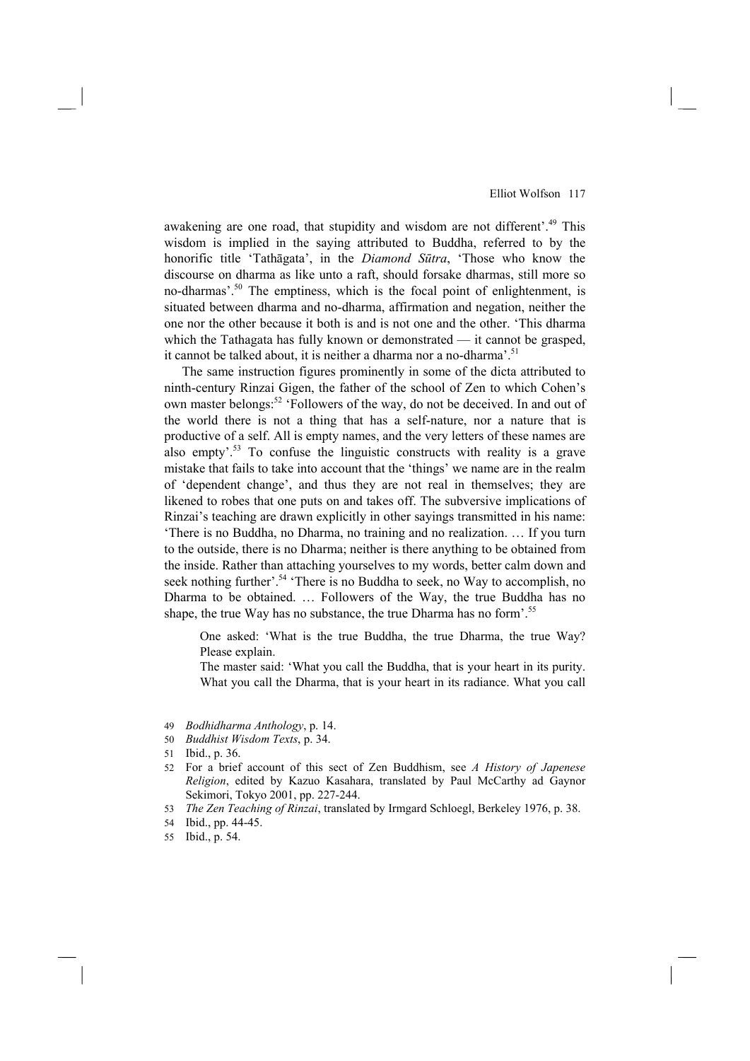awakening are one road, that stupidity and wisdom are not different'.[49] This wisdom is implied in the saying attributed to Buddha, referred to by the honorific title 'Tathāgata', in the *Diamond Sūtra*, 'Those who know the discourse on dharma as like unto a raft, should forsake dharmas, still more so no-dharmas'.[50] The emptiness, which is the focal point of enlightenment, is situated between dharma and no-dharma, affirmation and negation, neither the one nor the other because it both is and is not one and the other. 'This dharma which the Tathagata has fully known or demonstrated — it cannot be grasped, it cannot be talked about, it is neither a dharma nor a no-dharma'.[51]

The same instruction figures prominently in some of the dicta attributed to ninth-century Rinzai Gigen, the father of the school of Zen to which Cohen's own master belongs:[52] 'Followers of the way, do not be deceived. In and out of the world there is not a thing that has a self-nature, nor a nature that is productive of a self. All is empty names, and the very letters of these names are also empty'.[53] To confuse the linguistic constructs with reality is a grave mistake that fails to take into account that the 'things' we name are in the realm of 'dependent change', and thus they are not real in themselves; they are likened to robes that one puts on and takes off. The subversive implications of Rinzai's teaching are drawn explicitly in other sayings transmitted in his name: 'There is no Buddha, no Dharma, no training and no realization. … If you turn to the outside, there is no Dharma; neither is there anything to be obtained from the inside. Rather than attaching yourselves to my words, better calm down and seek nothing further'.[54] 'There is no Buddha to seek, no Way to accomplish, no Dharma to be obtained. … Followers of the Way, the true Buddha has no shape, the true Way has no substance, the true Dharma has no form'.[55]

> One asked: 'What is the true Buddha, the true Dharma, the true Way? Please explain.
>
> The master said: 'What you call the Buddha, that is your heart in its purity. What you call the Dharma, that is your heart in its radiance. What you call

49 *Bodhidharma Anthology*, p. 14.

50 *Buddhist Wisdom Texts*, p. 34.

51 Ibid., p. 36.

52 For a brief account of this sect of Zen Buddhism, see *A History of Japenese Religion*, edited by Kazuo Kasahara, translated by Paul McCarthy ad Gaynor Sekimori, Tokyo 2001, pp. 227-244.

53 *The Zen Teaching of Rinzai*, translated by Irmgard Schloegl, Berkeley 1976, p. 38.

54 Ibid., pp. 44-45.

55 Ibid., p. 54.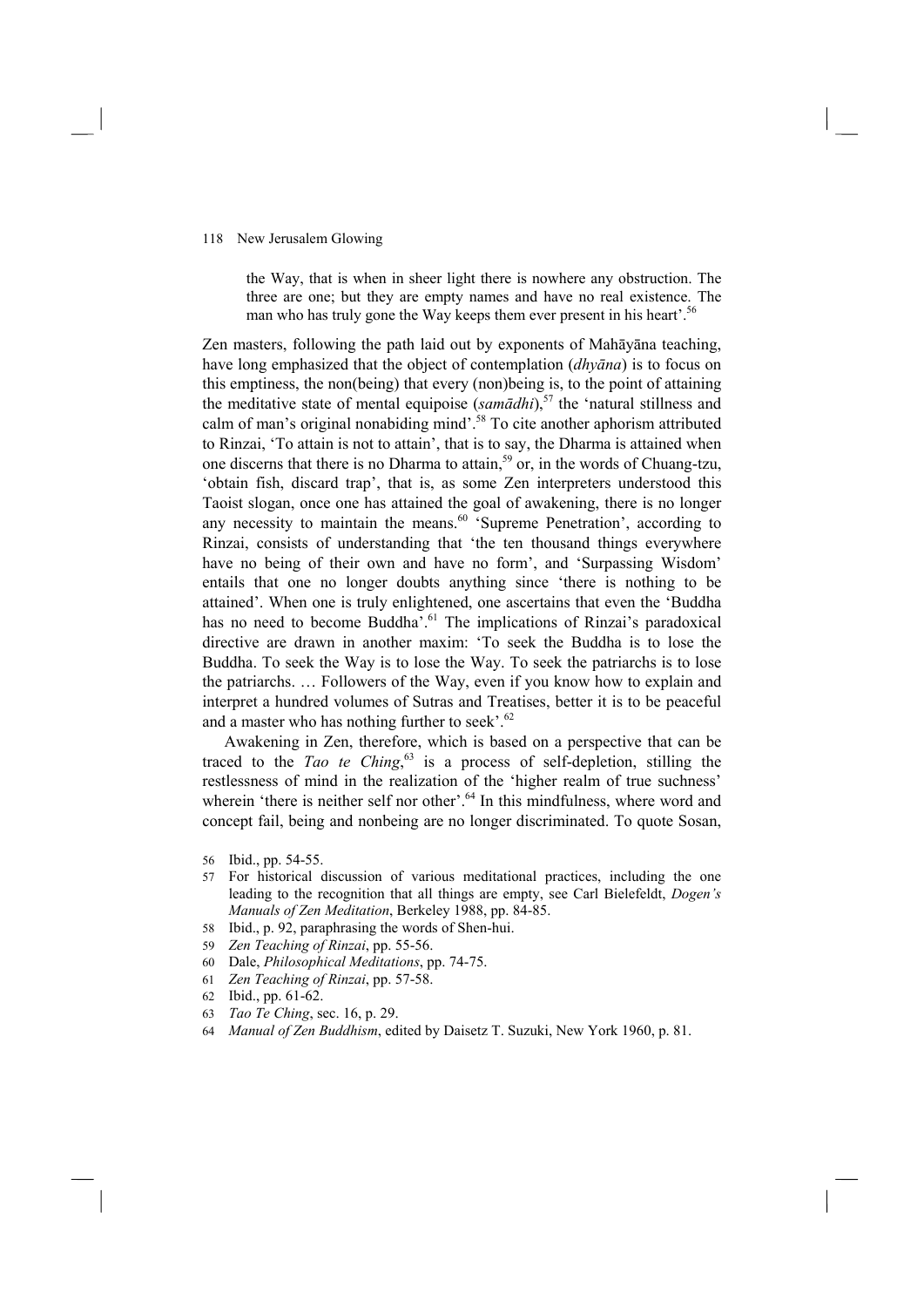> the Way, that is when in sheer light there is nowhere any obstruction. The three are one; but they are empty names and have no real existence. The man who has truly gone the Way keeps them ever present in his heart'.[56]

Zen masters, following the path laid out by exponents of Mahāyāna teaching, have long emphasized that the object of contemplation (*dhyāna*) is to focus on this emptiness, the non(being) that every (non)being is, to the point of attaining the meditative state of mental equipoise (*samādhi*),[57] the 'natural stillness and calm of man's original nonabiding mind'.[58] To cite another aphorism attributed to Rinzai, 'To attain is not to attain', that is to say, the Dharma is attained when one discerns that there is no Dharma to attain,[59] or, in the words of Chuang-tzu, 'obtain fish, discard trap', that is, as some Zen interpreters understood this Taoist slogan, once one has attained the goal of awakening, there is no longer any necessity to maintain the means.[60] 'Supreme Penetration', according to Rinzai, consists of understanding that 'the ten thousand things everywhere have no being of their own and have no form', and 'Surpassing Wisdom' entails that one no longer doubts anything since 'there is nothing to be attained'. When one is truly enlightened, one ascertains that even the 'Buddha has no need to become Buddha'.[61] The implications of Rinzai's paradoxical directive are drawn in another maxim: 'To seek the Buddha is to lose the Buddha. To seek the Way is to lose the Way. To seek the patriarchs is to lose the patriarchs. … Followers of the Way, even if you know how to explain and interpret a hundred volumes of Sutras and Treatises, better it is to be peaceful and a master who has nothing further to seek'.[62]

Awakening in Zen, therefore, which is based on a perspective that can be traced to the *Tao te Ching*,[63] is a process of self-depletion, stilling the restlessness of mind in the realization of the 'higher realm of true suchness' wherein 'there is neither self nor other'.[64] In this mindfulness, where word and concept fail, being and nonbeing are no longer discriminated. To quote Sosan,

56 Ibid., pp. 54-55.

57 For historical discussion of various meditational practices, including the one leading to the recognition that all things are empty, see Carl Bielefeldt, *Dogen's Manuals of Zen Meditation*, Berkeley 1988, pp. 84-85.

58 Ibid., p. 92, paraphrasing the words of Shen-hui.

59 *Zen Teaching of Rinzai*, pp. 55-56.

60 Dale, *Philosophical Meditations*, pp. 74-75.

61 *Zen Teaching of Rinzai*, pp. 57-58.

62 Ibid., pp. 61-62.

63 *Tao Te Ching*, sec. 16, p. 29.

64 *Manual of Zen Buddhism*, edited by Daisetz T. Suzuki, New York 1960, p. 81.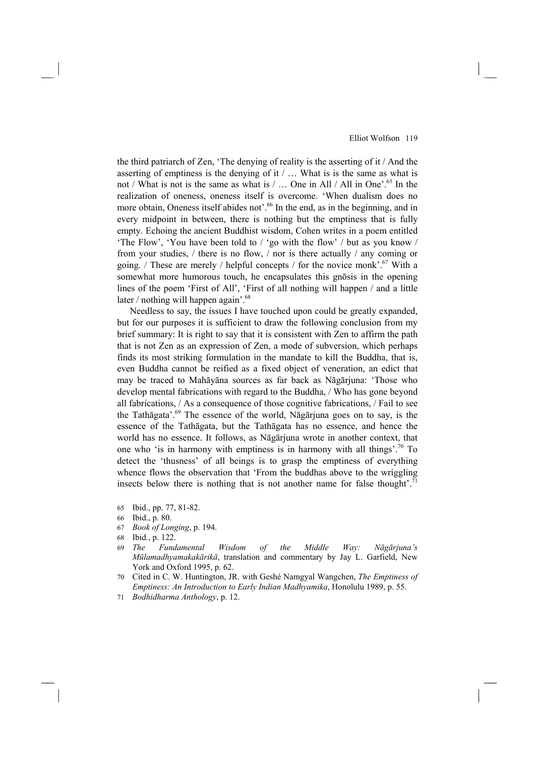the third patriarch of Zen, 'The denying of reality is the asserting of it / And the asserting of emptiness is the denying of it / … What is is the same as what is not / What is not is the same as what is / … One in All / All in One'.[65] In the realization of oneness, oneness itself is overcome. 'When dualism does no more obtain, Oneness itself abides not'.[66] In the end, as in the beginning, and in every midpoint in between, there is nothing but the emptiness that is fully empty. Echoing the ancient Buddhist wisdom, Cohen writes in a poem entitled 'The Flow', 'You have been told to / 'go with the flow' / but as you know / from your studies, / there is no flow, / nor is there actually / any coming or going. / These are merely / helpful concepts / for the novice monk'.[67] With a somewhat more humorous touch, he encapsulates this gnōsis in the opening lines of the poem 'First of All', 'First of all nothing will happen / and a little later / nothing will happen again'.[68]

Needless to say, the issues I have touched upon could be greatly expanded, but for our purposes it is sufficient to draw the following conclusion from my brief summary: It is right to say that it is consistent with Zen to affirm the path that is not Zen as an expression of Zen, a mode of subversion, which perhaps finds its most striking formulation in the mandate to kill the Buddha, that is, even Buddha cannot be reified as a fixed object of veneration, an edict that may be traced to Mahāyāna sources as far back as Nāgārjuna: 'Those who develop mental fabrications with regard to the Buddha, / Who has gone beyond all fabrications, / As a consequence of those cognitive fabrications, / Fail to see the Tathāgata'.[69] The essence of the world, Nāgārjuna goes on to say, is the essence of the Tathāgata, but the Tathāgata has no essence, and hence the world has no essence. It follows, as Nāgārjuna wrote in another context, that one who 'is in harmony with emptiness is in harmony with all things'.[70] To detect the 'thusness' of all beings is to grasp the emptiness of everything whence flows the observation that 'From the buddhas above to the wriggling insects below there is nothing that is not another name for false thought'.[71]

65 Ibid., pp. 77, 81-82.

66 Ibid., p. 80.

67 *Book of Longing*, p. 194.

68 Ibid., p. 122.

69 *The Fundamental Wisdom of the Middle Way: Nāgārjuna's Mūlamadhyamakakārikā*, translation and commentary by Jay L. Garfield, New York and Oxford 1995, p. 62.

70 Cited in C. W. Huntington, JR. with Geshé Namgyal Wangchen, *The Emptiness of Emptiness: An Introduction to Early Indian Madhyamika*, Honolulu 1989, p. 55.

71 *Bodhidharma Anthology*, p. 12.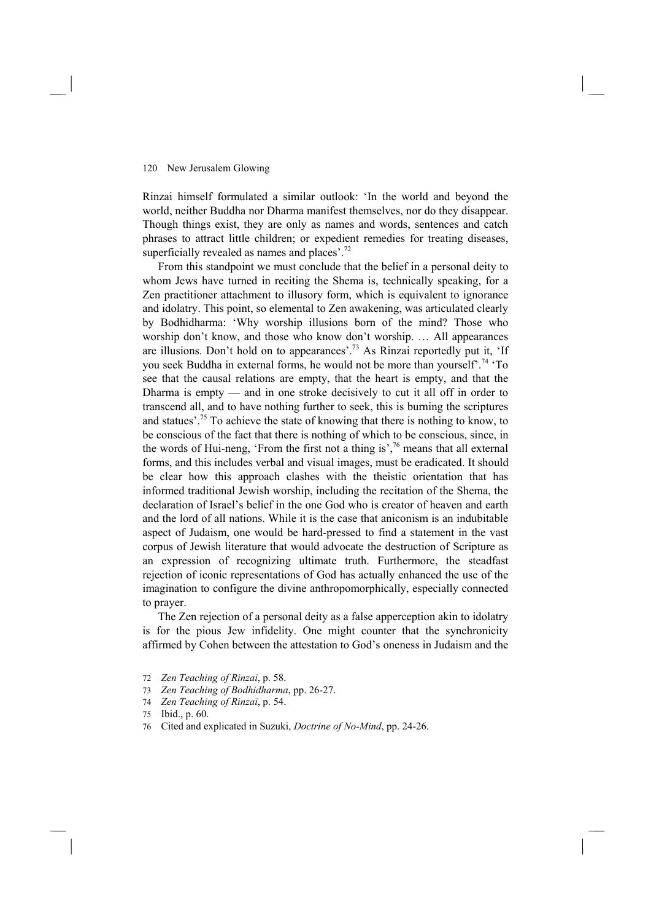Rinzai himself formulated a similar outlook: 'In the world and beyond the world, neither Buddha nor Dharma manifest themselves, nor do they disappear. Though things exist, they are only as names and words, sentences and catch phrases to attract little children; or expedient remedies for treating diseases, superficially revealed as names and places'.[72]

From this standpoint we must conclude that the belief in a personal deity to whom Jews have turned in reciting the Shema is, technically speaking, for a Zen practitioner attachment to illusory form, which is equivalent to ignorance and idolatry. This point, so elemental to Zen awakening, was articulated clearly by Bodhidharma: 'Why worship illusions born of the mind? Those who worship don't know, and those who know don't worship. … All appearances are illusions. Don't hold on to appearances'.[73] As Rinzai reportedly put it, 'If you seek Buddha in external forms, he would not be more than yourself'.[74] 'To see that the causal relations are empty, that the heart is empty, and that the Dharma is empty — and in one stroke decisively to cut it all off in order to transcend all, and to have nothing further to seek, this is burning the scriptures and statues'.[75] To achieve the state of knowing that there is nothing to know, to be conscious of the fact that there is nothing of which to be conscious, since, in the words of Hui-neng, 'From the first not a thing is',[76] means that all external forms, and this includes verbal and visual images, must be eradicated. It should be clear how this approach clashes with the theistic orientation that has informed traditional Jewish worship, including the recitation of the Shema, the declaration of Israel's belief in the one God who is creator of heaven and earth and the lord of all nations. While it is the case that aniconism is an indubitable aspect of Judaism, one would be hard-pressed to find a statement in the vast corpus of Jewish literature that would advocate the destruction of Scripture as an expression of recognizing ultimate truth. Furthermore, the steadfast rejection of iconic representations of God has actually enhanced the use of the imagination to configure the divine anthropomorphically, especially connected to prayer.

The Zen rejection of a personal deity as a false apperception akin to idolatry is for the pious Jew infidelity. One might counter that the synchronicity affirmed by Cohen between the attestation to God's oneness in Judaism and the

72 *Zen Teaching of Rinzai*, p. 58.

73 *Zen Teaching of Bodhidharma*, pp. 26-27.

74 *Zen Teaching of Rinzai*, p. 54.

75 Ibid., p. 60.

76 Cited and explicated in Suzuki, *Doctrine of No-Mind*, pp. 24-26.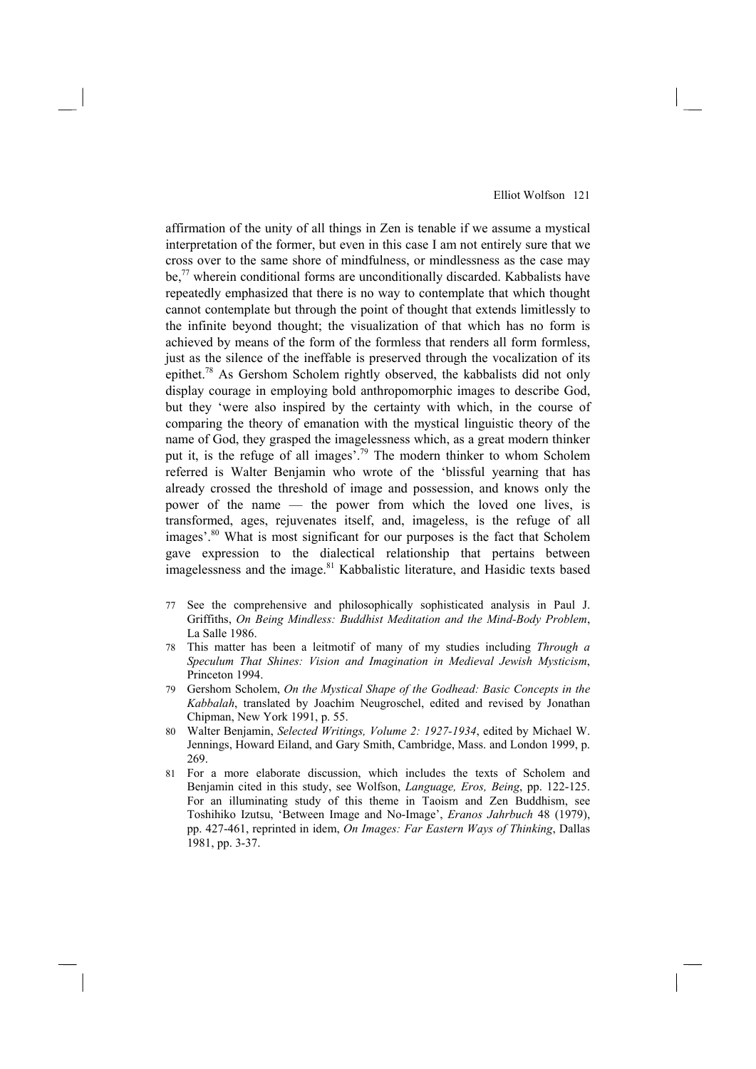affirmation of the unity of all things in Zen is tenable if we assume a mystical interpretation of the former, but even in this case I am not entirely sure that we cross over to the same shore of mindfulness, or mindlessness as the case may be,[77] wherein conditional forms are unconditionally discarded. Kabbalists have repeatedly emphasized that there is no way to contemplate that which thought cannot contemplate but through the point of thought that extends limitlessly to the infinite beyond thought; the visualization of that which has no form is achieved by means of the form of the formless that renders all form formless, just as the silence of the ineffable is preserved through the vocalization of its epithet.[78] As Gershom Scholem rightly observed, the kabbalists did not only display courage in employing bold anthropomorphic images to describe God, but they 'were also inspired by the certainty with which, in the course of comparing the theory of emanation with the mystical linguistic theory of the name of God, they grasped the imagelessness which, as a great modern thinker put it, is the refuge of all images'.[79] The modern thinker to whom Scholem referred is Walter Benjamin who wrote of the 'blissful yearning that has already crossed the threshold of image and possession, and knows only the power of the name — the power from which the loved one lives, is transformed, ages, rejuvenates itself, and, imageless, is the refuge of all images'.[80] What is most significant for our purposes is the fact that Scholem gave expression to the dialectical relationship that pertains between imagelessness and the image.[81] Kabbalistic literature, and Hasidic texts based

77 See the comprehensive and philosophically sophisticated analysis in Paul J. Griffiths, *On Being Mindless: Buddhist Meditation and the Mind-Body Problem*, La Salle 1986.

78 This matter has been a leitmotif of many of my studies including *Through a Speculum That Shines: Vision and Imagination in Medieval Jewish Mysticism*, Princeton 1994.

79 Gershom Scholem, *On the Mystical Shape of the Godhead: Basic Concepts in the Kabbalah*, translated by Joachim Neugroschel, edited and revised by Jonathan Chipman, New York 1991, p. 55.

80 Walter Benjamin, *Selected Writings, Volume 2: 1927-1934*, edited by Michael W. Jennings, Howard Eiland, and Gary Smith, Cambridge, Mass. and London 1999, p. 269.

81 For a more elaborate discussion, which includes the texts of Scholem and Benjamin cited in this study, see Wolfson, *Language, Eros, Being*, pp. 122-125. For an illuminating study of this theme in Taoism and Zen Buddhism, see Toshihiko Izutsu, 'Between Image and No-Image', *Eranos Jahrbuch* 48 (1979), pp. 427-461, reprinted in idem, *On Images: Far Eastern Ways of Thinking*, Dallas 1981, pp. 3-37.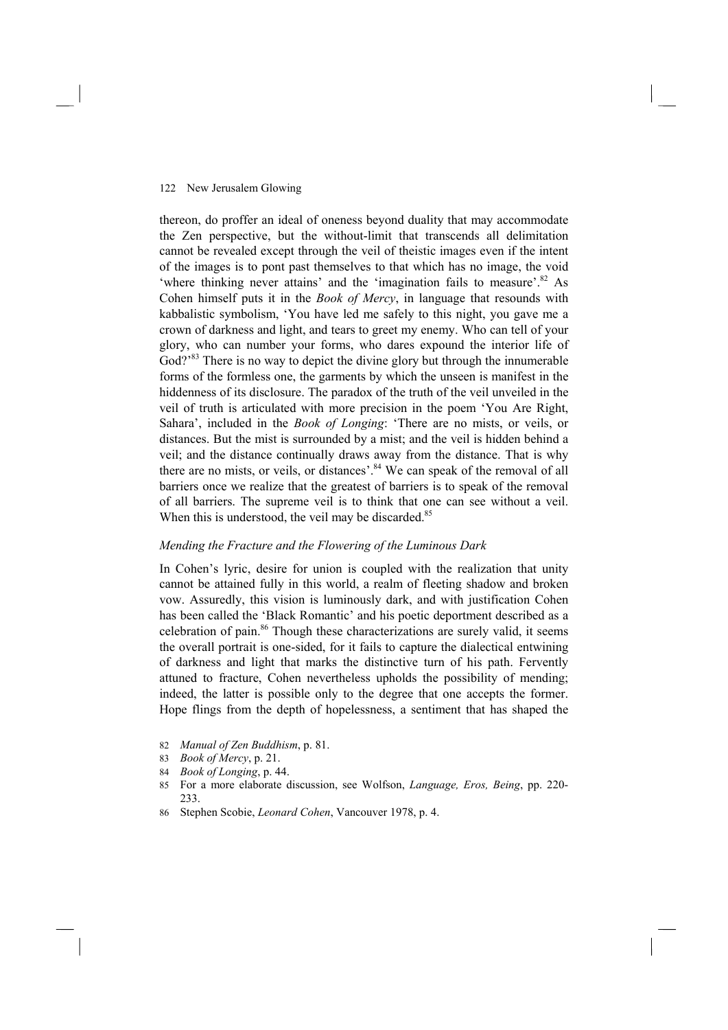thereon, do proffer an ideal of oneness beyond duality that may accommodate the Zen perspective, but the without-limit that transcends all delimitation cannot be revealed except through the veil of theistic images even if the intent of the images is to pont past themselves to that which has no image, the void 'where thinking never attains' and the 'imagination fails to measure'.[82] As Cohen himself puts it in the *Book of Mercy*, in language that resounds with kabbalistic symbolism, 'You have led me safely to this night, you gave me a crown of darkness and light, and tears to greet my enemy. Who can tell of your glory, who can number your forms, who dares expound the interior life of God?'[83] There is no way to depict the divine glory but through the innumerable forms of the formless one, the garments by which the unseen is manifest in the hiddenness of its disclosure. The paradox of the truth of the veil unveiled in the veil of truth is articulated with more precision in the poem 'You Are Right, Sahara', included in the *Book of Longing*: 'There are no mists, or veils, or distances. But the mist is surrounded by a mist; and the veil is hidden behind a veil; and the distance continually draws away from the distance. That is why there are no mists, or veils, or distances'.[84] We can speak of the removal of all barriers once we realize that the greatest of barriers is to speak of the removal of all barriers. The supreme veil is to think that one can see without a veil. When this is understood, the veil may be discarded.[85]

### *Mending the Fracture and the Flowering of the Luminous Dark*

In Cohen's lyric, desire for union is coupled with the realization that unity cannot be attained fully in this world, a realm of fleeting shadow and broken vow. Assuredly, this vision is luminously dark, and with justification Cohen has been called the 'Black Romantic' and his poetic deportment described as a celebration of pain.[86] Though these characterizations are surely valid, it seems the overall portrait is one-sided, for it fails to capture the dialectical entwining of darkness and light that marks the distinctive turn of his path. Fervently attuned to fracture, Cohen nevertheless upholds the possibility of mending; indeed, the latter is possible only to the degree that one accepts the former. Hope flings from the depth of hopelessness, a sentiment that has shaped the

82 *Manual of Zen Buddhism*, p. 81.

83 *Book of Mercy*, p. 21.

84 *Book of Longing*, p. 44.

85 For a more elaborate discussion, see Wolfson, *Language, Eros, Being*, pp. 220-233.

86 Stephen Scobie, *Leonard Cohen*, Vancouver 1978, p. 4.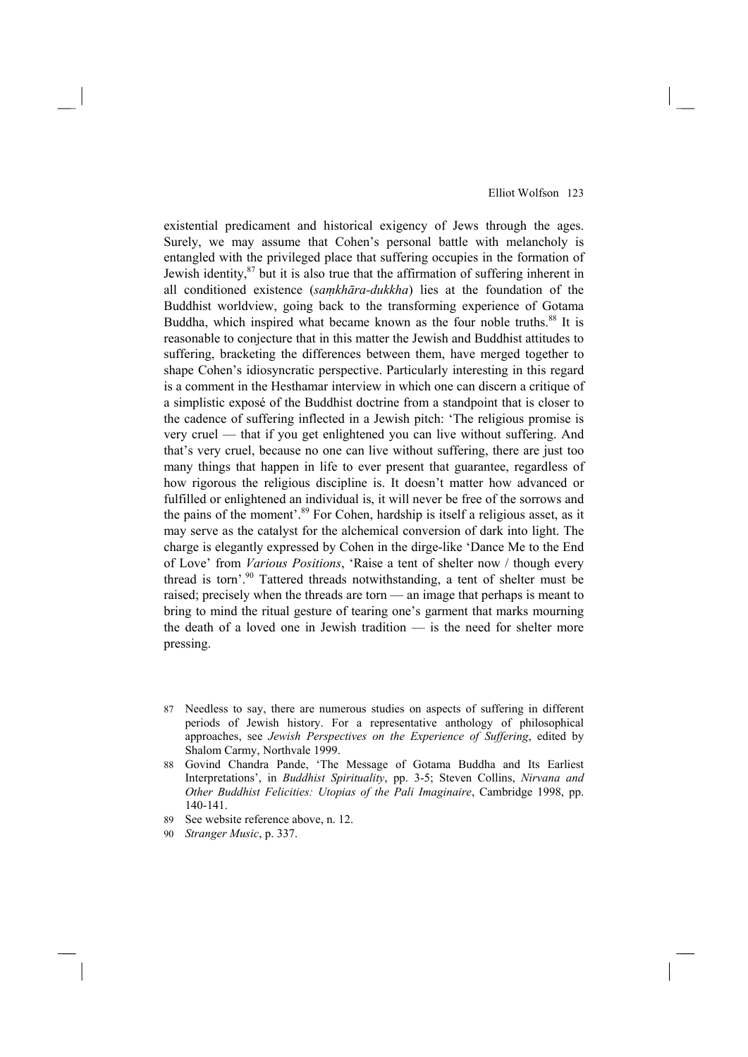existential predicament and historical exigency of Jews through the ages. Surely, we may assume that Cohen's personal battle with melancholy is entangled with the privileged place that suffering occupies in the formation of Jewish identity,[87] but it is also true that the affirmation of suffering inherent in all conditioned existence (*saṃkhāra-dukkha*) lies at the foundation of the Buddhist worldview, going back to the transforming experience of Gotama Buddha, which inspired what became known as the four noble truths.[88] It is reasonable to conjecture that in this matter the Jewish and Buddhist attitudes to suffering, bracketing the differences between them, have merged together to shape Cohen's idiosyncratic perspective. Particularly interesting in this regard is a comment in the Hesthamar interview in which one can discern a critique of a simplistic exposé of the Buddhist doctrine from a standpoint that is closer to the cadence of suffering inflected in a Jewish pitch: 'The religious promise is very cruel — that if you get enlightened you can live without suffering. And that's very cruel, because no one can live without suffering, there are just too many things that happen in life to ever present that guarantee, regardless of how rigorous the religious discipline is. It doesn't matter how advanced or fulfilled or enlightened an individual is, it will never be free of the sorrows and the pains of the moment'.[89] For Cohen, hardship is itself a religious asset, as it may serve as the catalyst for the alchemical conversion of dark into light. The charge is elegantly expressed by Cohen in the dirge-like 'Dance Me to the End of Love' from *Various Positions*, 'Raise a tent of shelter now / though every thread is torn'.[90] Tattered threads notwithstanding, a tent of shelter must be raised; precisely when the threads are torn — an image that perhaps is meant to bring to mind the ritual gesture of tearing one's garment that marks mourning the death of a loved one in Jewish tradition — is the need for shelter more pressing.

87 Needless to say, there are numerous studies on aspects of suffering in different periods of Jewish history. For a representative anthology of philosophical approaches, see *Jewish Perspectives on the Experience of Suffering*, edited by Shalom Carmy, Northvale 1999.

88 Govind Chandra Pande, 'The Message of Gotama Buddha and Its Earliest Interpretations', in *Buddhist Spirituality*, pp. 3-5; Steven Collins, *Nirvana and Other Buddhist Felicities: Utopias of the Pali Imaginaire*, Cambridge 1998, pp. 140-141.

89 See website reference above, n. 12.

90 *Stranger Music*, p. 337.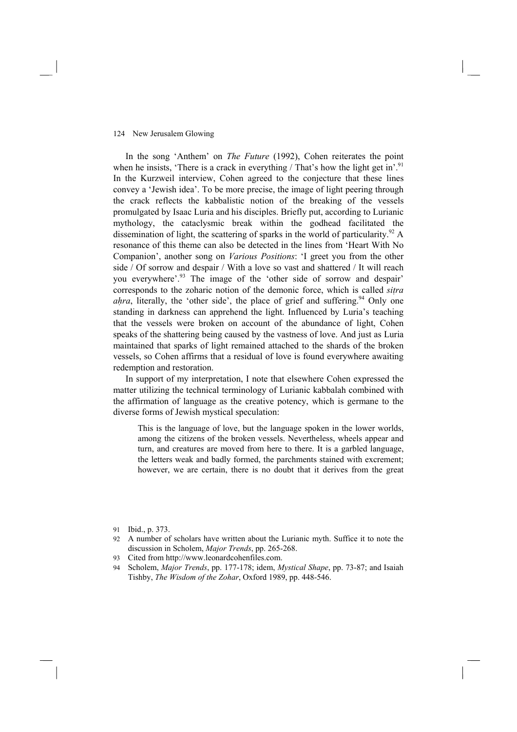In the song 'Anthem' on *The Future* (1992), Cohen reiterates the point when he insists, 'There is a crack in everything / That's how the light get in'.[91] In the Kurzweil interview, Cohen agreed to the conjecture that these lines convey a 'Jewish idea'. To be more precise, the image of light peering through the crack reflects the kabbalistic notion of the breaking of the vessels promulgated by Isaac Luria and his disciples. Briefly put, according to Lurianic mythology, the cataclysmic break within the godhead facilitated the dissemination of light, the scattering of sparks in the world of particularity.[92] A resonance of this theme can also be detected in the lines from 'Heart With No Companion', another song on *Various Positions*: 'I greet you from the other side / Of sorrow and despair / With a love so vast and shattered / It will reach you everywhere'.[93] The image of the 'other side of sorrow and despair' corresponds to the zoharic notion of the demonic force, which is called *siṭra aḥra*, literally, the 'other side', the place of grief and suffering.[94] Only one standing in darkness can apprehend the light. Influenced by Luria's teaching that the vessels were broken on account of the abundance of light, Cohen speaks of the shattering being caused by the vastness of love. And just as Luria maintained that sparks of light remained attached to the shards of the broken vessels, so Cohen affirms that a residual of love is found everywhere awaiting redemption and restoration.

In support of my interpretation, I note that elsewhere Cohen expressed the matter utilizing the technical terminology of Lurianic kabbalah combined with the affirmation of language as the creative potency, which is germane to the diverse forms of Jewish mystical speculation:

> This is the language of love, but the language spoken in the lower worlds, among the citizens of the broken vessels. Nevertheless, wheels appear and turn, and creatures are moved from here to there. It is a garbled language, the letters weak and badly formed, the parchments stained with excrement; however, we are certain, there is no doubt that it derives from the great

---

91 Ibid., p. 373.

92 A number of scholars have written about the Lurianic myth. Suffice it to note the discussion in Scholem, *Major Trends*, pp. 265-268.

93 Cited from http://www.leonardcohenfiles.com.

94 Scholem, *Major Trends*, pp. 177-178; idem, *Mystical Shape*, pp. 73-87; and Isaiah Tishby, *The Wisdom of the Zohar*, Oxford 1989, pp. 448-546.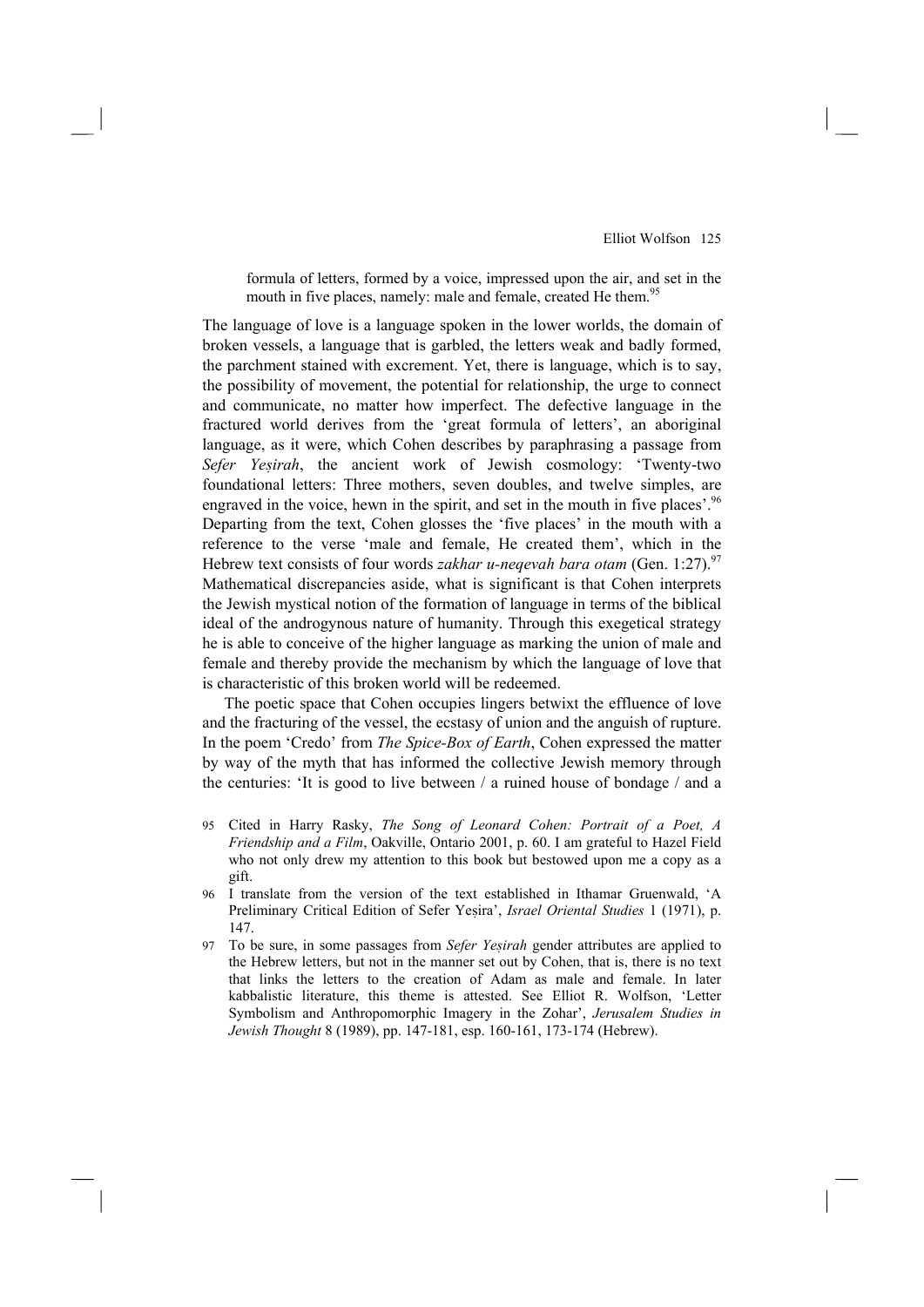> formula of letters, formed by a voice, impressed upon the air, and set in the mouth in five places, namely: male and female, created He them.[95]

The language of love is a language spoken in the lower worlds, the domain of broken vessels, a language that is garbled, the letters weak and badly formed, the parchment stained with excrement. Yet, there is language, which is to say, the possibility of movement, the potential for relationship, the urge to connect and communicate, no matter how imperfect. The defective language in the fractured world derives from the 'great formula of letters', an aboriginal language, as it were, which Cohen describes by paraphrasing a passage from *Sefer Yeṣirah*, the ancient work of Jewish cosmology: 'Twenty-two foundational letters: Three mothers, seven doubles, and twelve simples, are engraved in the voice, hewn in the spirit, and set in the mouth in five places'.[96] Departing from the text, Cohen glosses the 'five places' in the mouth with a reference to the verse 'male and female, He created them', which in the Hebrew text consists of four words *zakhar u-neqevah bara otam* (Gen. 1:27).[97] Mathematical discrepancies aside, what is significant is that Cohen interprets the Jewish mystical notion of the formation of language in terms of the biblical ideal of the androgynous nature of humanity. Through this exegetical strategy he is able to conceive of the higher language as marking the union of male and female and thereby provide the mechanism by which the language of love that is characteristic of this broken world will be redeemed.

The poetic space that Cohen occupies lingers betwixt the effluence of love and the fracturing of the vessel, the ecstasy of union and the anguish of rupture. In the poem 'Credo' from *The Spice-Box of Earth*, Cohen expressed the matter by way of the myth that has informed the collective Jewish memory through the centuries: 'It is good to live between / a ruined house of bondage / and a

95 Cited in Harry Rasky, *The Song of Leonard Cohen: Portrait of a Poet, A Friendship and a Film*, Oakville, Ontario 2001, p. 60. I am grateful to Hazel Field who not only drew my attention to this book but bestowed upon me a copy as a gift.

96 I translate from the version of the text established in Ithamar Gruenwald, 'A Preliminary Critical Edition of Sefer Yeṣira', *Israel Oriental Studies* 1 (1971), p. 147.

97 To be sure, in some passages from *Sefer Yeṣirah* gender attributes are applied to the Hebrew letters, but not in the manner set out by Cohen, that is, there is no text that links the letters to the creation of Adam as male and female. In later kabbalistic literature, this theme is attested. See Elliot R. Wolfson, 'Letter Symbolism and Anthropomorphic Imagery in the Zohar', *Jerusalem Studies in Jewish Thought* 8 (1989), pp. 147-181, esp. 160-161, 173-174 (Hebrew).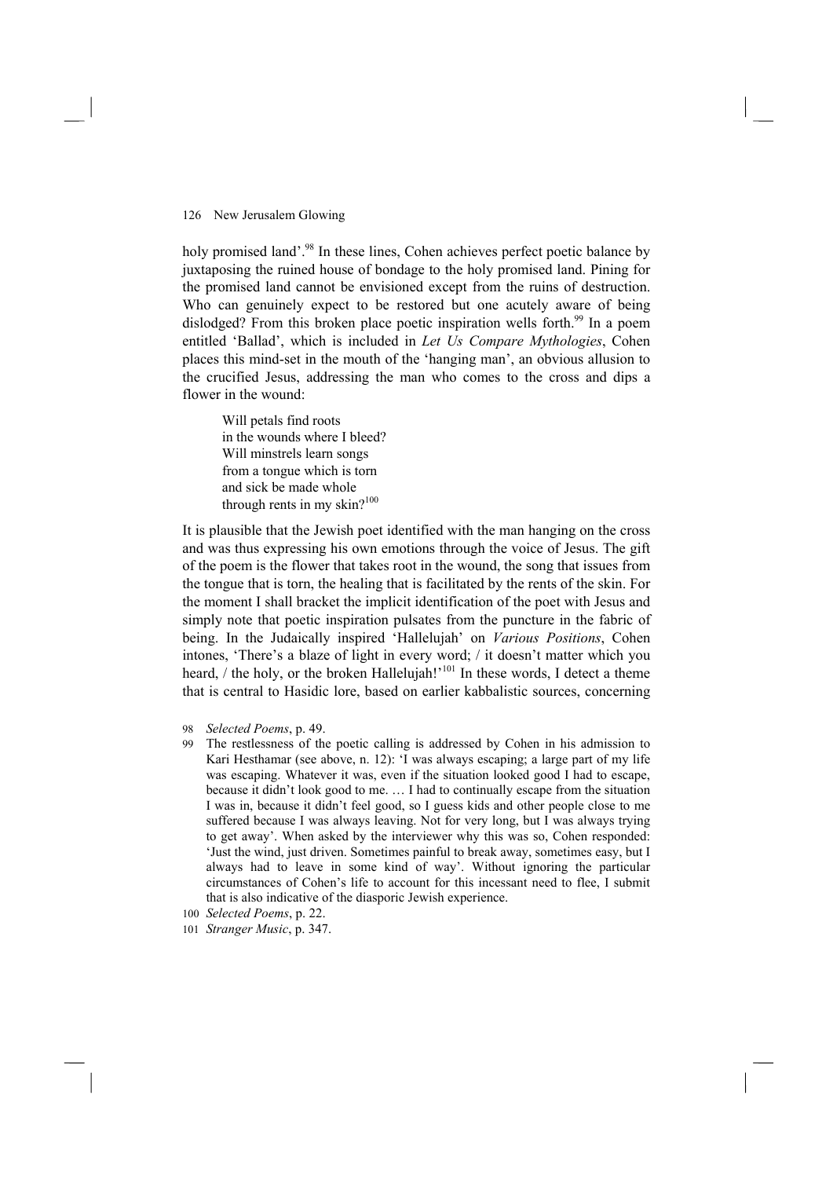holy promised land'.[98] In these lines, Cohen achieves perfect poetic balance by juxtaposing the ruined house of bondage to the holy promised land. Pining for the promised land cannot be envisioned except from the ruins of destruction. Who can genuinely expect to be restored but one acutely aware of being dislodged? From this broken place poetic inspiration wells forth.[99] In a poem entitled 'Ballad', which is included in *Let Us Compare Mythologies*, Cohen places this mind-set in the mouth of the 'hanging man', an obvious allusion to the crucified Jesus, addressing the man who comes to the cross and dips a flower in the wound:

> Will petals find roots
> in the wounds where I bleed?
> Will minstrels learn songs
> from a tongue which is torn
> and sick be made whole
> through rents in my skin?[100]

It is plausible that the Jewish poet identified with the man hanging on the cross and was thus expressing his own emotions through the voice of Jesus. The gift of the poem is the flower that takes root in the wound, the song that issues from the tongue that is torn, the healing that is facilitated by the rents of the skin. For the moment I shall bracket the implicit identification of the poet with Jesus and simply note that poetic inspiration pulsates from the puncture in the fabric of being. In the Judaically inspired 'Hallelujah' on *Various Positions*, Cohen intones, 'There's a blaze of light in every word; / it doesn't matter which you heard, / the holy, or the broken Hallelujah!'[101] In these words, I detect a theme that is central to Hasidic lore, based on earlier kabbalistic sources, concerning

98 *Selected Poems*, p. 49.

99 The restlessness of the poetic calling is addressed by Cohen in his admission to Kari Hesthamar (see above, n. 12): 'I was always escaping; a large part of my life was escaping. Whatever it was, even if the situation looked good I had to escape, because it didn't look good to me. … I had to continually escape from the situation I was in, because it didn't feel good, so I guess kids and other people close to me suffered because I was always leaving. Not for very long, but I was always trying to get away'. When asked by the interviewer why this was so, Cohen responded: 'Just the wind, just driven. Sometimes painful to break away, sometimes easy, but I always had to leave in some kind of way'. Without ignoring the particular circumstances of Cohen's life to account for this incessant need to flee, I submit that is also indicative of the diasporic Jewish experience.

100 *Selected Poems*, p. 22.

101 *Stranger Music*, p. 347.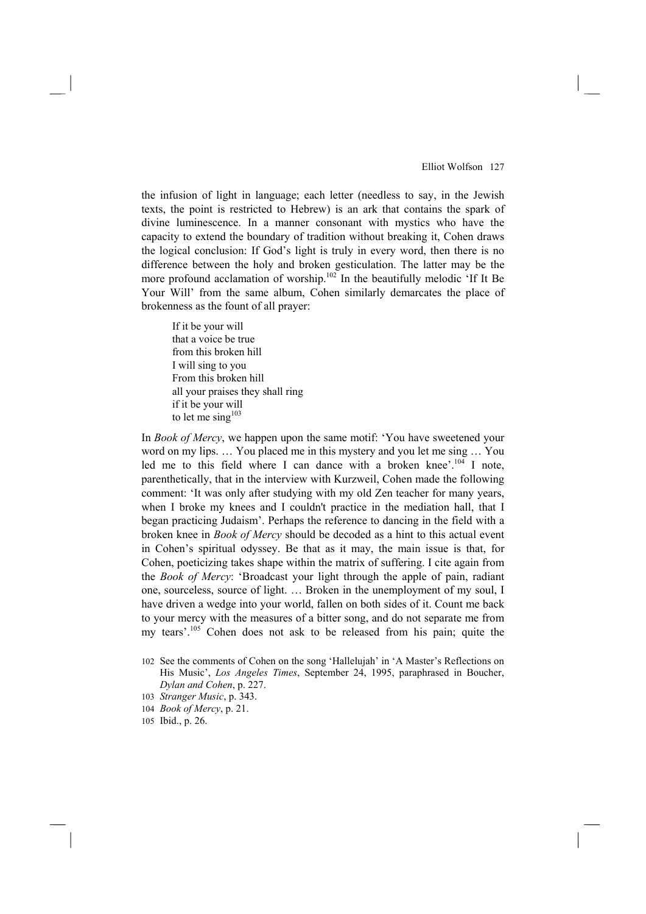the infusion of light in language; each letter (needless to say, in the Jewish texts, the point is restricted to Hebrew) is an ark that contains the spark of divine luminescence. In a manner consonant with mystics who have the capacity to extend the boundary of tradition without breaking it, Cohen draws the logical conclusion: If God's light is truly in every word, then there is no difference between the holy and broken gesticulation. The latter may be the more profound acclamation of worship.[102] In the beautifully melodic 'If It Be Your Will' from the same album, Cohen similarly demarcates the place of brokenness as the fount of all prayer:

> If it be your will  
> that a voice be true  
> from this broken hill  
> I will sing to you  
> From this broken hill  
> all your praises they shall ring  
> if it be your will  
> to let me sing[103]

In *Book of Mercy*, we happen upon the same motif: 'You have sweetened your word on my lips. … You placed me in this mystery and you let me sing … You led me to this field where I can dance with a broken knee'.[104] I note, parenthetically, that in the interview with Kurzweil, Cohen made the following comment: 'It was only after studying with my old Zen teacher for many years, when I broke my knees and I couldn't practice in the mediation hall, that I began practicing Judaism'. Perhaps the reference to dancing in the field with a broken knee in *Book of Mercy* should be decoded as a hint to this actual event in Cohen's spiritual odyssey. Be that as it may, the main issue is that, for Cohen, poeticizing takes shape within the matrix of suffering. I cite again from the *Book of Mercy*: 'Broadcast your light through the apple of pain, radiant one, sourceless, source of light. … Broken in the unemployment of my soul, I have driven a wedge into your world, fallen on both sides of it. Count me back to your mercy with the measures of a bitter song, and do not separate me from my tears'.[105] Cohen does not ask to be released from his pain; quite the

102 See the comments of Cohen on the song 'Hallelujah' in 'A Master's Reflections on His Music', *Los Angeles Times*, September 24, 1995, paraphrased in Boucher, *Dylan and Cohen*, p. 227.

103 *Stranger Music*, p. 343.

104 *Book of Mercy*, p. 21.

105 Ibid., p. 26.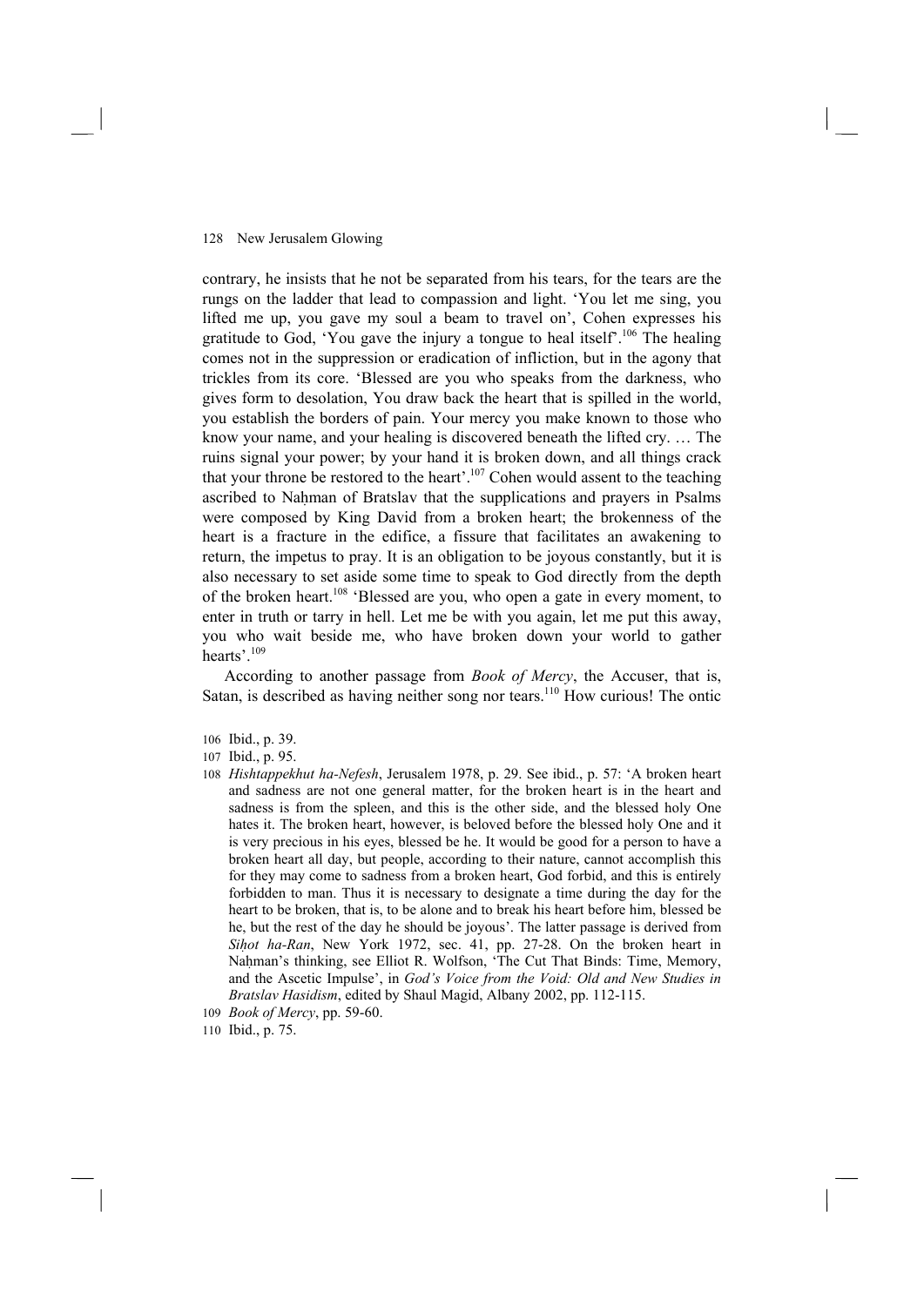contrary, he insists that he not be separated from his tears, for the tears are the rungs on the ladder that lead to compassion and light. 'You let me sing, you lifted me up, you gave my soul a beam to travel on', Cohen expresses his gratitude to God, 'You gave the injury a tongue to heal itself'.[106] The healing comes not in the suppression or eradication of infliction, but in the agony that trickles from its core. 'Blessed are you who speaks from the darkness, who gives form to desolation, You draw back the heart that is spilled in the world, you establish the borders of pain. Your mercy you make known to those who know your name, and your healing is discovered beneath the lifted cry. … The ruins signal your power; by your hand it is broken down, and all things crack that your throne be restored to the heart'.[107] Cohen would assent to the teaching ascribed to Naḥman of Bratslav that the supplications and prayers in Psalms were composed by King David from a broken heart; the brokenness of the heart is a fracture in the edifice, a fissure that facilitates an awakening to return, the impetus to pray. It is an obligation to be joyous constantly, but it is also necessary to set aside some time to speak to God directly from the depth of the broken heart.[108] 'Blessed are you, who open a gate in every moment, to enter in truth or tarry in hell. Let me be with you again, let me put this away, you who wait beside me, who have broken down your world to gather hearts'.[109]

According to another passage from *Book of Mercy*, the Accuser, that is, Satan, is described as having neither song nor tears.[110] How curious! The ontic

106 Ibid., p. 39.

107 Ibid., p. 95.

108 *Hishtappekhut ha-Nefesh*, Jerusalem 1978, p. 29. See ibid., p. 57: 'A broken heart and sadness are not one general matter, for the broken heart is in the heart and sadness is from the spleen, and this is the other side, and the blessed holy One hates it. The broken heart, however, is beloved before the blessed holy One and it is very precious in his eyes, blessed be he. It would be good for a person to have a broken heart all day, but people, according to their nature, cannot accomplish this for they may come to sadness from a broken heart, God forbid, and this is entirely forbidden to man. Thus it is necessary to designate a time during the day for the heart to be broken, that is, to be alone and to break his heart before him, blessed be he, but the rest of the day he should be joyous'. The latter passage is derived from *Siḥot ha-Ran*, New York 1972, sec. 41, pp. 27-28. On the broken heart in Naḥman's thinking, see Elliot R. Wolfson, 'The Cut That Binds: Time, Memory, and the Ascetic Impulse', in *God's Voice from the Void: Old and New Studies in Bratslav Hasidism*, edited by Shaul Magid, Albany 2002, pp. 112-115.

109 *Book of Mercy*, pp. 59-60.

110 Ibid., p. 75.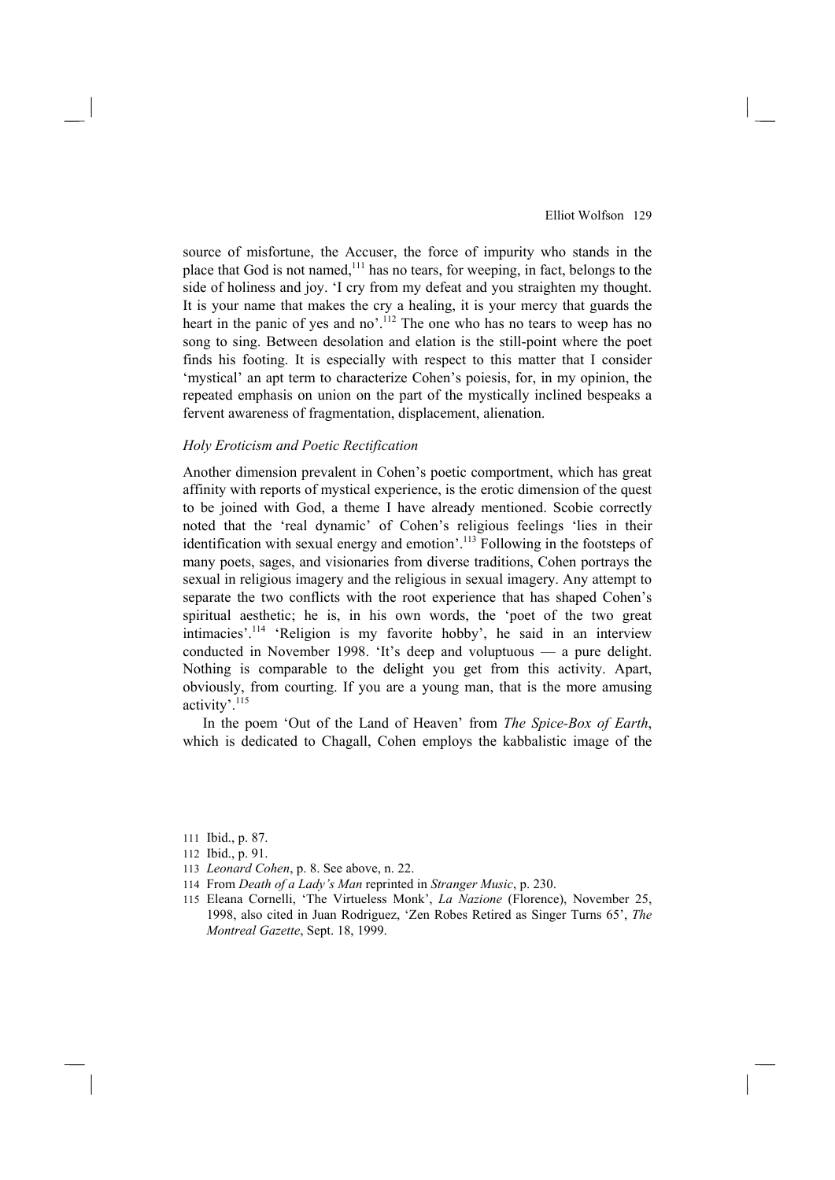source of misfortune, the Accuser, the force of impurity who stands in the place that God is not named,[111] has no tears, for weeping, in fact, belongs to the side of holiness and joy. 'I cry from my defeat and you straighten my thought. It is your name that makes the cry a healing, it is your mercy that guards the heart in the panic of yes and no'.[112] The one who has no tears to weep has no song to sing. Between desolation and elation is the still-point where the poet finds his footing. It is especially with respect to this matter that I consider 'mystical' an apt term to characterize Cohen's poiesis, for, in my opinion, the repeated emphasis on union on the part of the mystically inclined bespeaks a fervent awareness of fragmentation, displacement, alienation.

### *Holy Eroticism and Poetic Rectification*

Another dimension prevalent in Cohen's poetic comportment, which has great affinity with reports of mystical experience, is the erotic dimension of the quest to be joined with God, a theme I have already mentioned. Scobie correctly noted that the 'real dynamic' of Cohen's religious feelings 'lies in their identification with sexual energy and emotion'.[113] Following in the footsteps of many poets, sages, and visionaries from diverse traditions, Cohen portrays the sexual in religious imagery and the religious in sexual imagery. Any attempt to separate the two conflicts with the root experience that has shaped Cohen's spiritual aesthetic; he is, in his own words, the 'poet of the two great intimacies'.[114] 'Religion is my favorite hobby', he said in an interview conducted in November 1998. 'It's deep and voluptuous — a pure delight. Nothing is comparable to the delight you get from this activity. Apart, obviously, from courting. If you are a young man, that is the more amusing activity'.[115]

In the poem 'Out of the Land of Heaven' from *The Spice-Box of Earth*, which is dedicated to Chagall, Cohen employs the kabbalistic image of the

111 Ibid., p. 87.

112 Ibid., p. 91.

113 *Leonard Cohen*, p. 8. See above, n. 22.

114 From *Death of a Lady's Man* reprinted in *Stranger Music*, p. 230.

115 Eleana Cornelli, 'The Virtueless Monk', *La Nazione* (Florence), November 25, 1998, also cited in Juan Rodriguez, 'Zen Robes Retired as Singer Turns 65', *The Montreal Gazette*, Sept. 18, 1999.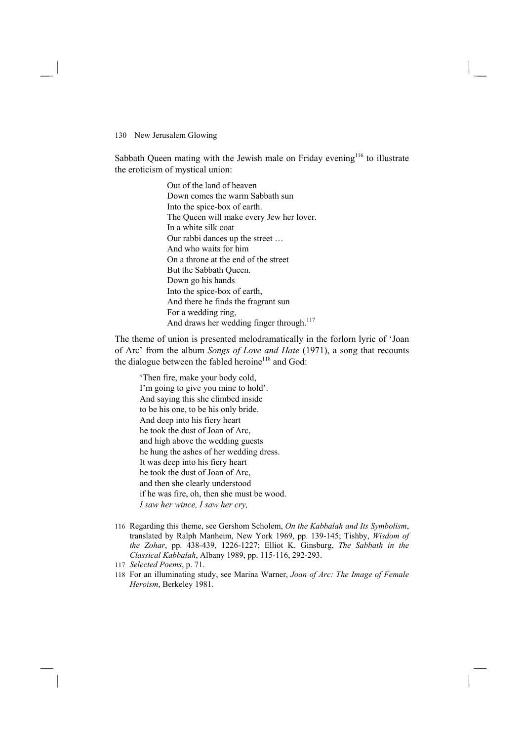Sabbath Queen mating with the Jewish male on Friday evening[116] to illustrate the eroticism of mystical union:

> Out of the land of heaven  
> Down comes the warm Sabbath sun  
> Into the spice-box of earth.  
> The Queen will make every Jew her lover.  
> In a white silk coat  
> Our rabbi dances up the street …  
> And who waits for him  
> On a throne at the end of the street  
> But the Sabbath Queen.  
> Down go his hands  
> Into the spice-box of earth,  
> And there he finds the fragrant sun  
> For a wedding ring,  
> And draws her wedding finger through.[117]

The theme of union is presented melodramatically in the forlorn lyric of 'Joan of Arc' from the album *Songs of Love and Hate* (1971), a song that recounts the dialogue between the fabled heroine[118] and God:

> 'Then fire, make your body cold,  
> I'm going to give you mine to hold'.  
> And saying this she climbed inside  
> to be his one, to be his only bride.  
> And deep into his fiery heart  
> he took the dust of Joan of Arc,  
> and high above the wedding guests  
> he hung the ashes of her wedding dress.  
> It was deep into his fiery heart  
> he took the dust of Joan of Arc,  
> and then she clearly understood  
> if he was fire, oh, then she must be wood.  
> *I saw her wince, I saw her cry,*

116 Regarding this theme, see Gershom Scholem, *On the Kabbalah and Its Symbolism*, translated by Ralph Manheim, New York 1969, pp. 139-145; Tishby, *Wisdom of the Zohar*, pp. 438-439, 1226-1227; Elliot K. Ginsburg, *The Sabbath in the Classical Kabbalah*, Albany 1989, pp. 115-116, 292-293.

117 *Selected Poems*, p. 71.

118 For an illuminating study, see Marina Warner, *Joan of Arc: The Image of Female Heroism*, Berkeley 1981.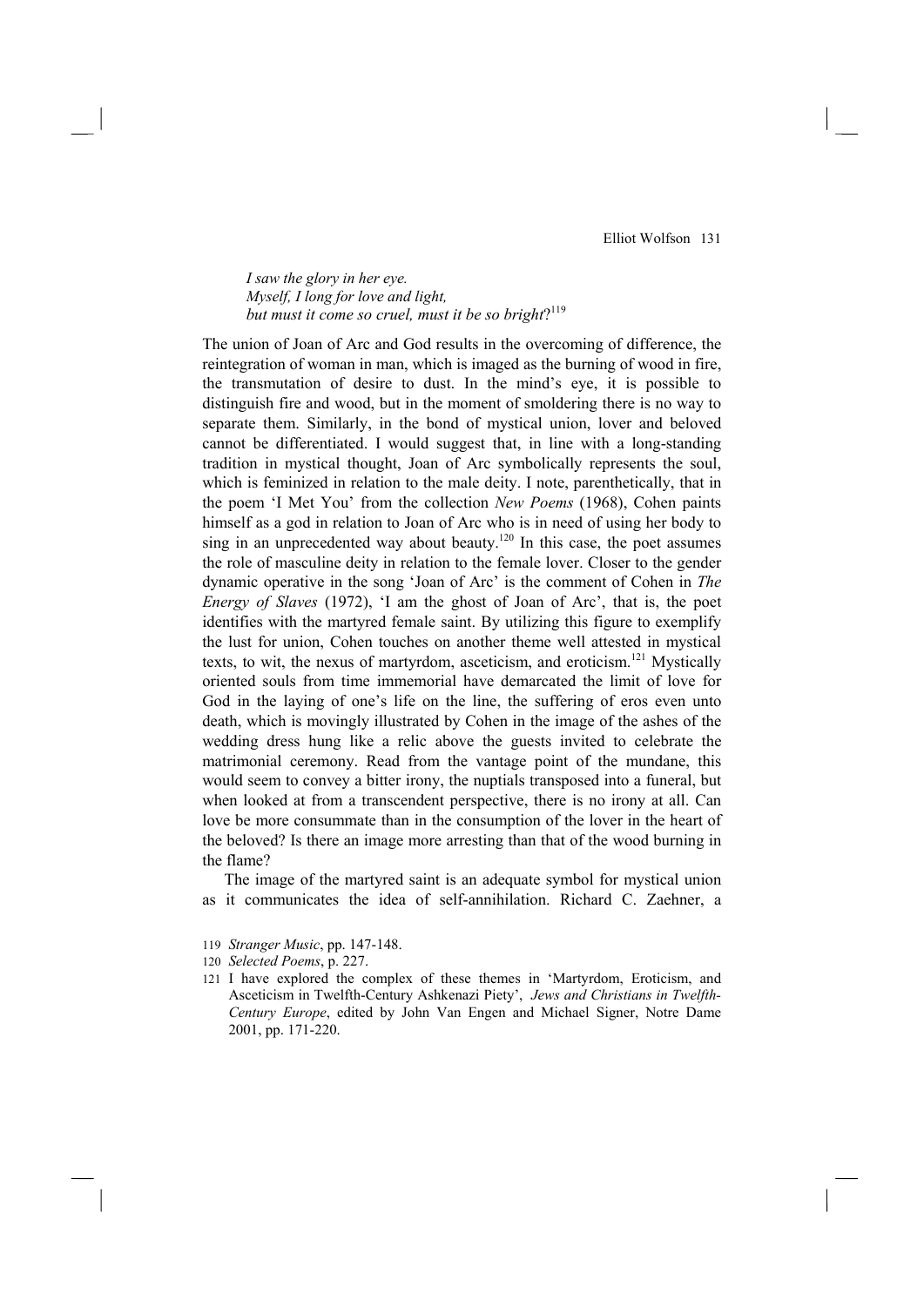*I saw the glory in her eye.*
*Myself, I long for love and light,*
*but must it come so cruel, must it be so bright*?[119]

The union of Joan of Arc and God results in the overcoming of difference, the reintegration of woman in man, which is imaged as the burning of wood in fire, the transmutation of desire to dust. In the mind's eye, it is possible to distinguish fire and wood, but in the moment of smoldering there is no way to separate them. Similarly, in the bond of mystical union, lover and beloved cannot be differentiated. I would suggest that, in line with a long-standing tradition in mystical thought, Joan of Arc symbolically represents the soul, which is feminized in relation to the male deity. I note, parenthetically, that in the poem 'I Met You' from the collection *New Poems* (1968), Cohen paints himself as a god in relation to Joan of Arc who is in need of using her body to sing in an unprecedented way about beauty.[120] In this case, the poet assumes the role of masculine deity in relation to the female lover. Closer to the gender dynamic operative in the song 'Joan of Arc' is the comment of Cohen in *The Energy of Slaves* (1972), 'I am the ghost of Joan of Arc', that is, the poet identifies with the martyred female saint. By utilizing this figure to exemplify the lust for union, Cohen touches on another theme well attested in mystical texts, to wit, the nexus of martyrdom, asceticism, and eroticism.[121] Mystically oriented souls from time immemorial have demarcated the limit of love for God in the laying of one's life on the line, the suffering of eros even unto death, which is movingly illustrated by Cohen in the image of the ashes of the wedding dress hung like a relic above the guests invited to celebrate the matrimonial ceremony. Read from the vantage point of the mundane, this would seem to convey a bitter irony, the nuptials transposed into a funeral, but when looked at from a transcendent perspective, there is no irony at all. Can love be more consummate than in the consumption of the lover in the heart of the beloved? Is there an image more arresting than that of the wood burning in the flame?

The image of the martyred saint is an adequate symbol for mystical union as it communicates the idea of self-annihilation. Richard C. Zaehner, a

119 *Stranger Music*, pp. 147-148.

120 *Selected Poems*, p. 227.

121 I have explored the complex of these themes in 'Martyrdom, Eroticism, and Asceticism in Twelfth-Century Ashkenazi Piety', *Jews and Christians in Twelfth-Century Europe*, edited by John Van Engen and Michael Signer, Notre Dame 2001, pp. 171-220.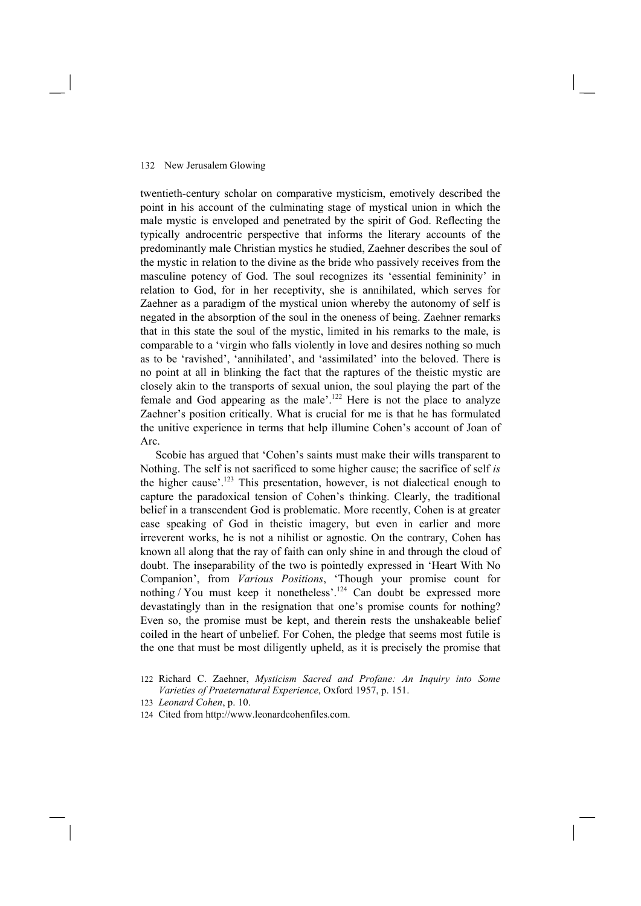twentieth-century scholar on comparative mysticism, emotively described the point in his account of the culminating stage of mystical union in which the male mystic is enveloped and penetrated by the spirit of God. Reflecting the typically androcentric perspective that informs the literary accounts of the predominantly male Christian mystics he studied, Zaehner describes the soul of the mystic in relation to the divine as the bride who passively receives from the masculine potency of God. The soul recognizes its 'essential femininity' in relation to God, for in her receptivity, she is annihilated, which serves for Zaehner as a paradigm of the mystical union whereby the autonomy of self is negated in the absorption of the soul in the oneness of being. Zaehner remarks that in this state the soul of the mystic, limited in his remarks to the male, is comparable to a 'virgin who falls violently in love and desires nothing so much as to be 'ravished', 'annihilated', and 'assimilated' into the beloved. There is no point at all in blinking the fact that the raptures of the theistic mystic are closely akin to the transports of sexual union, the soul playing the part of the female and God appearing as the male'.[122] Here is not the place to analyze Zaehner's position critically. What is crucial for me is that he has formulated the unitive experience in terms that help illumine Cohen's account of Joan of Arc.

Scobie has argued that 'Cohen's saints must make their wills transparent to Nothing. The self is not sacrificed to some higher cause; the sacrifice of self *is* the higher cause'.[123] This presentation, however, is not dialectical enough to capture the paradoxical tension of Cohen's thinking. Clearly, the traditional belief in a transcendent God is problematic. More recently, Cohen is at greater ease speaking of God in theistic imagery, but even in earlier and more irreverent works, he is not a nihilist or agnostic. On the contrary, Cohen has known all along that the ray of faith can only shine in and through the cloud of doubt. The inseparability of the two is pointedly expressed in 'Heart With No Companion', from *Various Positions*, 'Though your promise count for nothing / You must keep it nonetheless'.[124] Can doubt be expressed more devastatingly than in the resignation that one's promise counts for nothing? Even so, the promise must be kept, and therein rests the unshakeable belief coiled in the heart of unbelief. For Cohen, the pledge that seems most futile is the one that must be most diligently upheld, as it is precisely the promise that

122 Richard C. Zaehner, *Mysticism Sacred and Profane: An Inquiry into Some Varieties of Praeternatural Experience*, Oxford 1957, p. 151.

123 *Leonard Cohen*, p. 10.

124 Cited from http://www.leonardcohenfiles.com.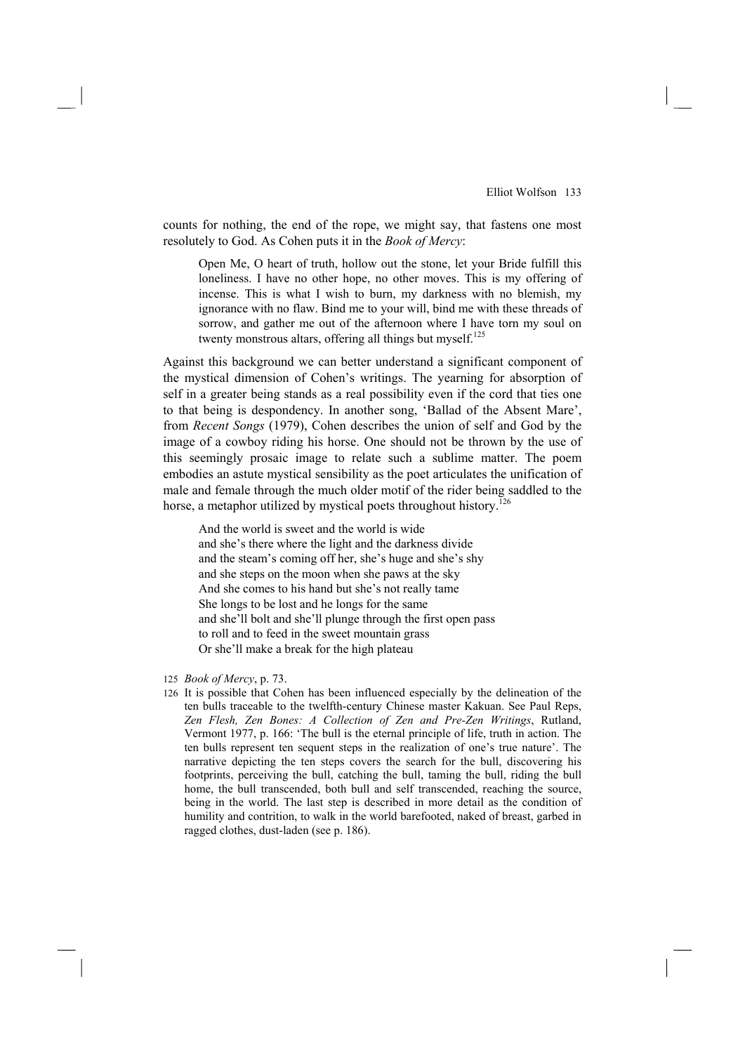counts for nothing, the end of the rope, we might say, that fastens one most resolutely to God. As Cohen puts it in the *Book of Mercy*:

> Open Me, O heart of truth, hollow out the stone, let your Bride fulfill this loneliness. I have no other hope, no other moves. This is my offering of incense. This is what I wish to burn, my darkness with no blemish, my ignorance with no flaw. Bind me to your will, bind me with these threads of sorrow, and gather me out of the afternoon where I have torn my soul on twenty monstrous altars, offering all things but myself.[125]

Against this background we can better understand a significant component of the mystical dimension of Cohen's writings. The yearning for absorption of self in a greater being stands as a real possibility even if the cord that ties one to that being is despondency. In another song, 'Ballad of the Absent Mare', from *Recent Songs* (1979), Cohen describes the union of self and God by the image of a cowboy riding his horse. One should not be thrown by the use of this seemingly prosaic image to relate such a sublime matter. The poem embodies an astute mystical sensibility as the poet articulates the unification of male and female through the much older motif of the rider being saddled to the horse, a metaphor utilized by mystical poets throughout history.[126]

> And the world is sweet and the world is wide  
> and she's there where the light and the darkness divide  
> and the steam's coming off her, she's huge and she's shy  
> and she steps on the moon when she paws at the sky  
> And she comes to his hand but she's not really tame  
> She longs to be lost and he longs for the same  
> and she'll bolt and she'll plunge through the first open pass  
> to roll and to feed in the sweet mountain grass  
> Or she'll make a break for the high plateau

125 *Book of Mercy*, p. 73.

126 It is possible that Cohen has been influenced especially by the delineation of the ten bulls traceable to the twelfth-century Chinese master Kakuan. See Paul Reps, *Zen Flesh, Zen Bones: A Collection of Zen and Pre-Zen Writings*, Rutland, Vermont 1977, p. 166: 'The bull is the eternal principle of life, truth in action. The ten bulls represent ten sequent steps in the realization of one's true nature'. The narrative depicting the ten steps covers the search for the bull, discovering his footprints, perceiving the bull, catching the bull, taming the bull, riding the bull home, the bull transcended, both bull and self transcended, reaching the source, being in the world. The last step is described in more detail as the condition of humility and contrition, to walk in the world barefooted, naked of breast, garbed in ragged clothes, dust-laden (see p. 186).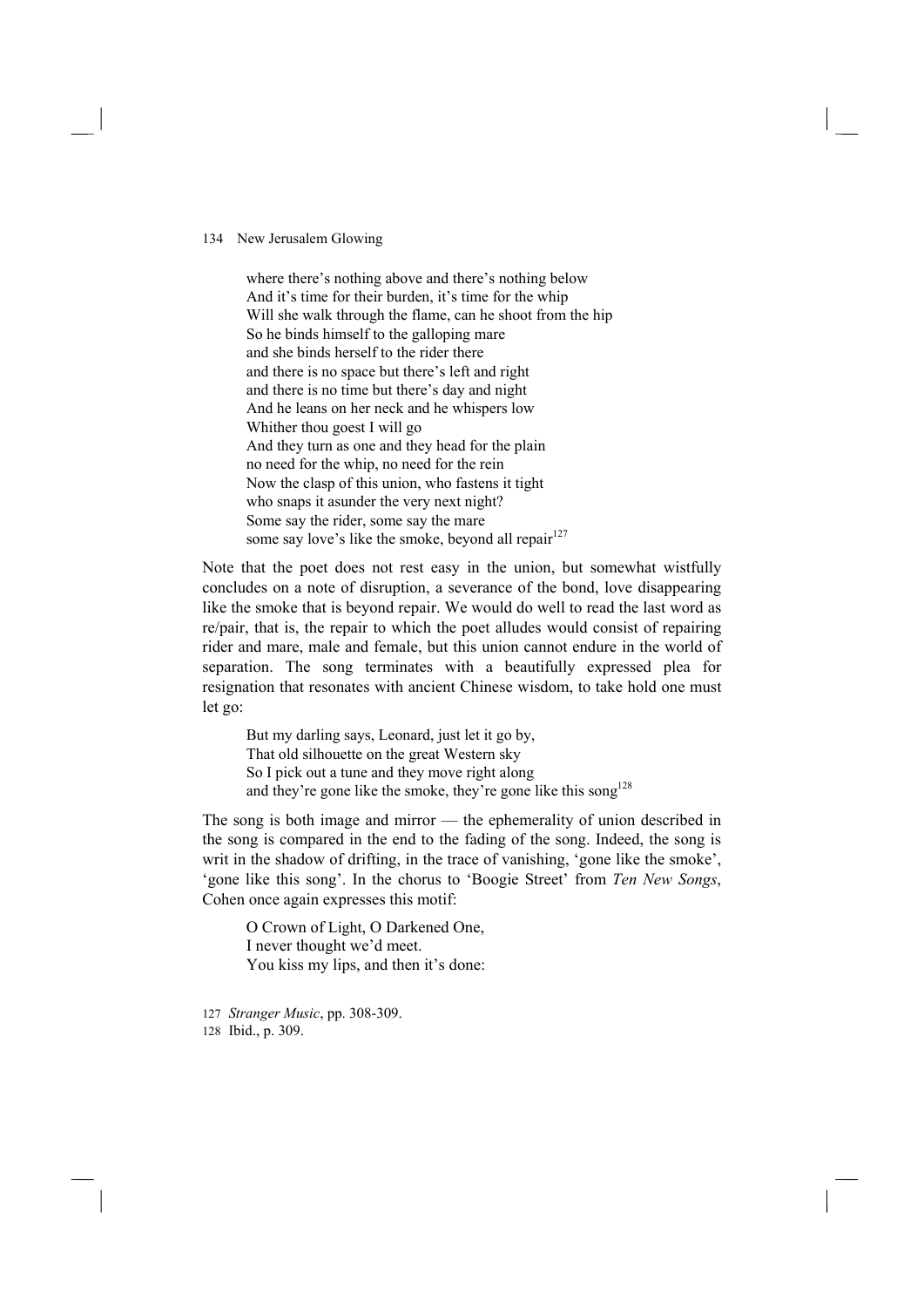> where there's nothing above and there's nothing below
> And it's time for their burden, it's time for the whip
> Will she walk through the flame, can he shoot from the hip
> So he binds himself to the galloping mare
> and she binds herself to the rider there
> and there is no space but there's left and right
> and there is no time but there's day and night
> And he leans on her neck and he whispers low
> Whither thou goest I will go
> And they turn as one and they head for the plain
> no need for the whip, no need for the rein
> Now the clasp of this union, who fastens it tight
> who snaps it asunder the very next night?
> Some say the rider, some say the mare
> some say love's like the smoke, beyond all repair[127]

Note that the poet does not rest easy in the union, but somewhat wistfully concludes on a note of disruption, a severance of the bond, love disappearing like the smoke that is beyond repair. We would do well to read the last word as re/pair, that is, the repair to which the poet alludes would consist of repairing rider and mare, male and female, but this union cannot endure in the world of separation. The song terminates with a beautifully expressed plea for resignation that resonates with ancient Chinese wisdom, to take hold one must let go:

> But my darling says, Leonard, just let it go by,
> That old silhouette on the great Western sky
> So I pick out a tune and they move right along
> and they're gone like the smoke, they're gone like this song[128]

The song is both image and mirror — the ephemerality of union described in the song is compared in the end to the fading of the song. Indeed, the song is writ in the shadow of drifting, in the trace of vanishing, 'gone like the smoke', 'gone like this song'. In the chorus to 'Boogie Street' from *Ten New Songs*, Cohen once again expresses this motif:

> O Crown of Light, O Darkened One,
> I never thought we'd meet.
> You kiss my lips, and then it's done:

127 *Stranger Music*, pp. 308-309.
128 Ibid., p. 309.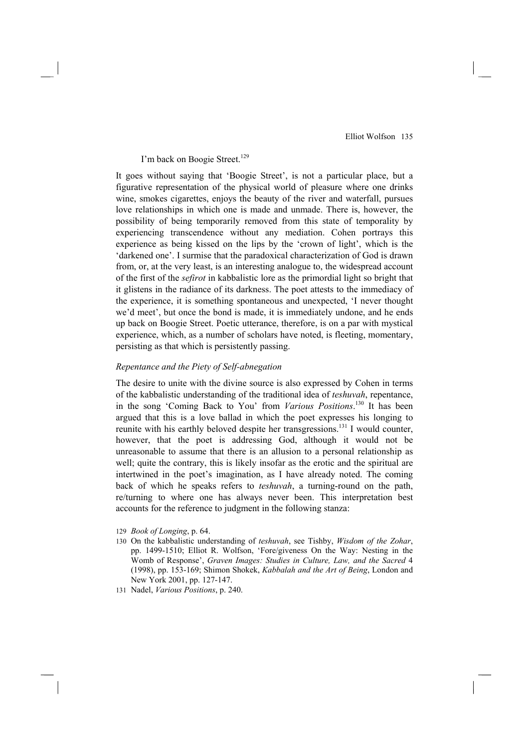I'm back on Boogie Street.[129]

It goes without saying that 'Boogie Street', is not a particular place, but a figurative representation of the physical world of pleasure where one drinks wine, smokes cigarettes, enjoys the beauty of the river and waterfall, pursues love relationships in which one is made and unmade. There is, however, the possibility of being temporarily removed from this state of temporality by experiencing transcendence without any mediation. Cohen portrays this experience as being kissed on the lips by the 'crown of light', which is the 'darkened one'. I surmise that the paradoxical characterization of God is drawn from, or, at the very least, is an interesting analogue to, the widespread account of the first of the *sefirot* in kabbalistic lore as the primordial light so bright that it glistens in the radiance of its darkness. The poet attests to the immediacy of the experience, it is something spontaneous and unexpected, 'I never thought we'd meet', but once the bond is made, it is immediately undone, and he ends up back on Boogie Street. Poetic utterance, therefore, is on a par with mystical experience, which, as a number of scholars have noted, is fleeting, momentary, persisting as that which is persistently passing.

### *Repentance and the Piety of Self-abnegation*

The desire to unite with the divine source is also expressed by Cohen in terms of the kabbalistic understanding of the traditional idea of *teshuvah*, repentance, in the song 'Coming Back to You' from *Various Positions*.[130] It has been argued that this is a love ballad in which the poet expresses his longing to reunite with his earthly beloved despite her transgressions.[131] I would counter, however, that the poet is addressing God, although it would not be unreasonable to assume that there is an allusion to a personal relationship as well; quite the contrary, this is likely insofar as the erotic and the spiritual are intertwined in the poet's imagination, as I have already noted. The coming back of which he speaks refers to *teshuvah*, a turning-round on the path, re/turning to where one has always never been. This interpretation best accounts for the reference to judgment in the following stanza:

129 *Book of Longing*, p. 64.

130 On the kabbalistic understanding of *teshuvah*, see Tishby, *Wisdom of the Zohar*, pp. 1499-1510; Elliot R. Wolfson, 'Fore/giveness On the Way: Nesting in the Womb of Response', *Graven Images: Studies in Culture, Law, and the Sacred* 4 (1998), pp. 153-169; Shimon Shokek, *Kabbalah and the Art of Being*, London and New York 2001, pp. 127-147.

131 Nadel, *Various Positions*, p. 240.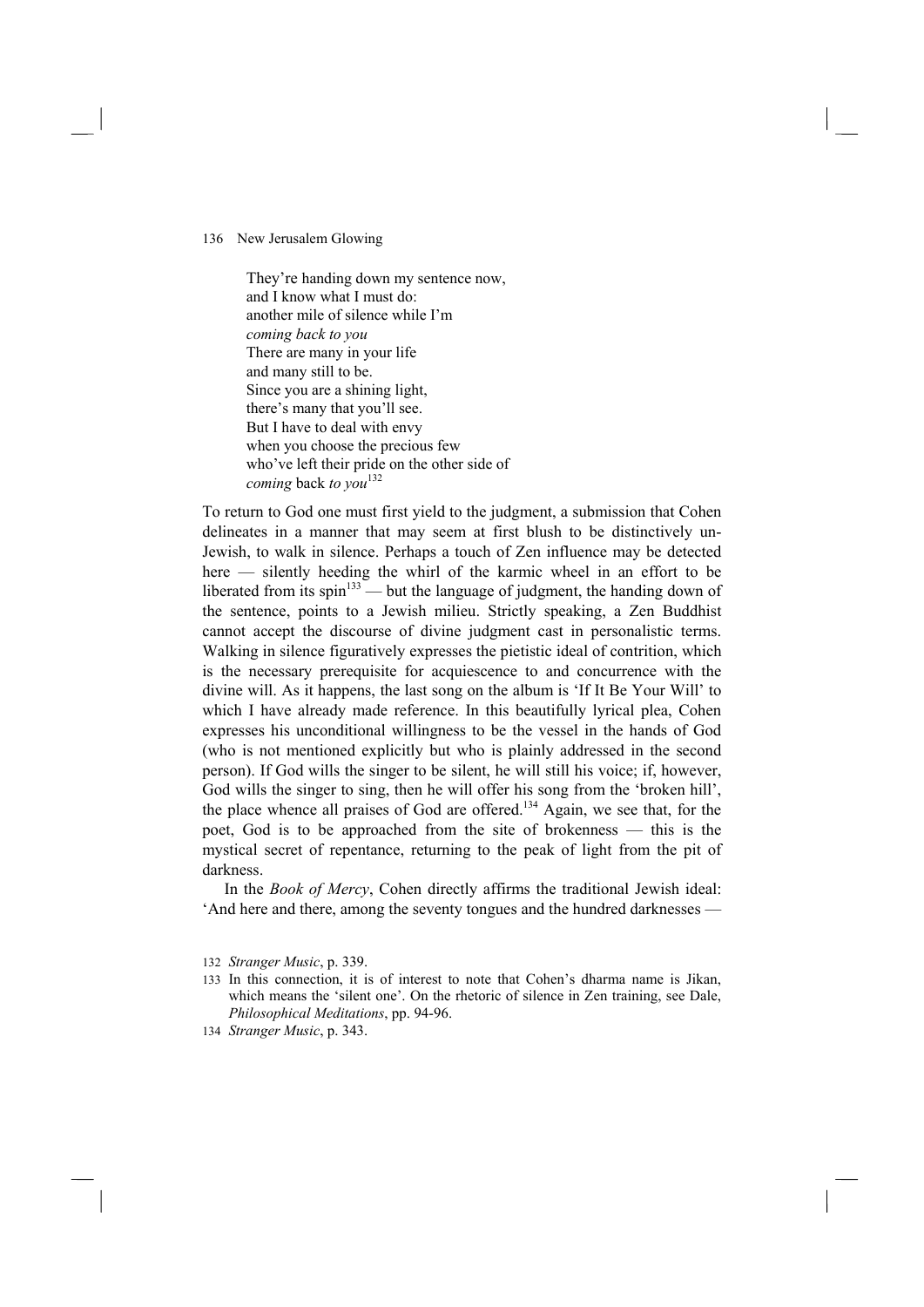> They're handing down my sentence now,
> and I know what I must do:
> another mile of silence while I'm
> *coming back to you*
> There are many in your life
> and many still to be.
> Since you are a shining light,
> there's many that you'll see.
> But I have to deal with envy
> when you choose the precious few
> who've left their pride on the other side of
> *coming* back *to you*[132]

To return to God one must first yield to the judgment, a submission that Cohen delineates in a manner that may seem at first blush to be distinctively un-Jewish, to walk in silence. Perhaps a touch of Zen influence may be detected here — silently heeding the whirl of the karmic wheel in an effort to be liberated from its spin[133] — but the language of judgment, the handing down of the sentence, points to a Jewish milieu. Strictly speaking, a Zen Buddhist cannot accept the discourse of divine judgment cast in personalistic terms. Walking in silence figuratively expresses the pietistic ideal of contrition, which is the necessary prerequisite for acquiescence to and concurrence with the divine will. As it happens, the last song on the album is 'If It Be Your Will' to which I have already made reference. In this beautifully lyrical plea, Cohen expresses his unconditional willingness to be the vessel in the hands of God (who is not mentioned explicitly but who is plainly addressed in the second person). If God wills the singer to be silent, he will still his voice; if, however, God wills the singer to sing, then he will offer his song from the 'broken hill', the place whence all praises of God are offered.[134] Again, we see that, for the poet, God is to be approached from the site of brokenness — this is the mystical secret of repentance, returning to the peak of light from the pit of darkness.

In the *Book of Mercy*, Cohen directly affirms the traditional Jewish ideal: 'And here and there, among the seventy tongues and the hundred darknesses —

132 *Stranger Music*, p. 339.

133 In this connection, it is of interest to note that Cohen's dharma name is Jikan, which means the 'silent one'. On the rhetoric of silence in Zen training, see Dale, *Philosophical Meditations*, pp. 94-96.

134 *Stranger Music*, p. 343.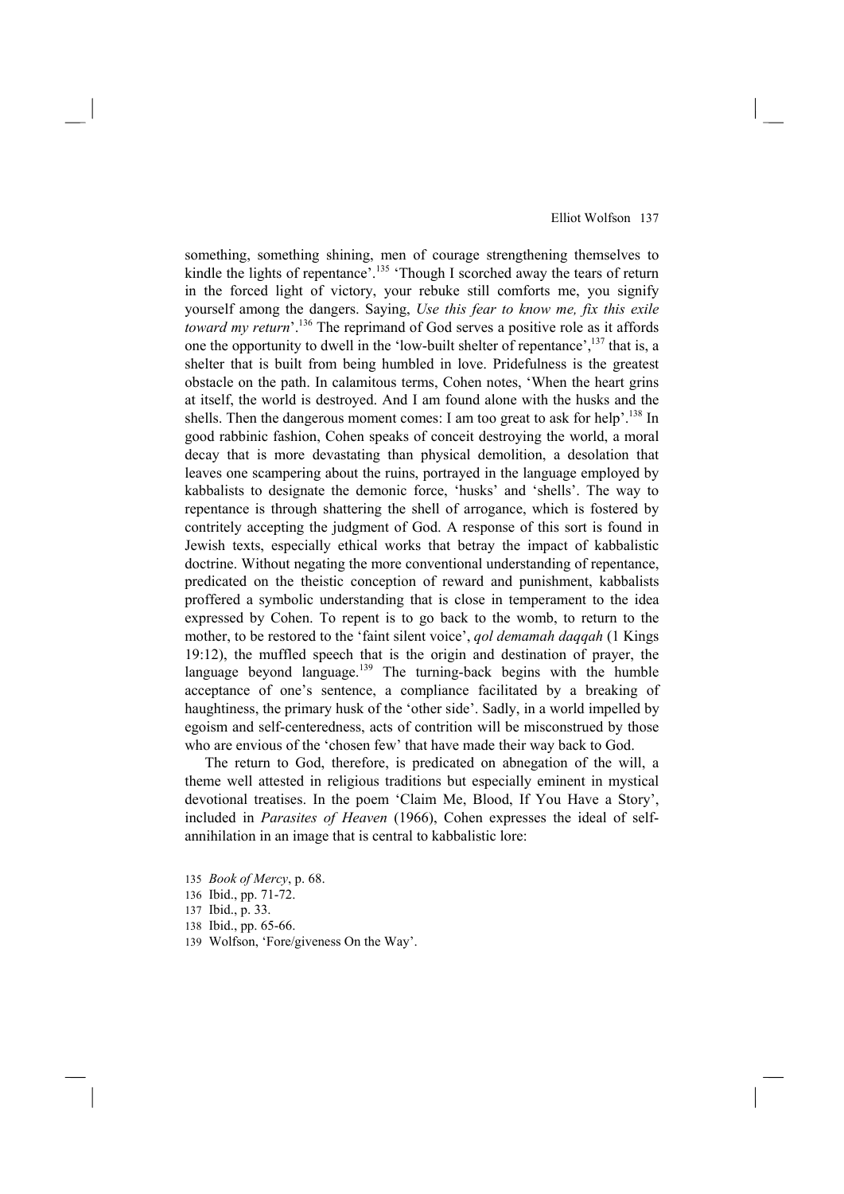something, something shining, men of courage strengthening themselves to kindle the lights of repentance'.[135] 'Though I scorched away the tears of return in the forced light of victory, your rebuke still comforts me, you signify yourself among the dangers. Saying, *Use this fear to know me, fix this exile toward my return*'.[136] The reprimand of God serves a positive role as it affords one the opportunity to dwell in the 'low-built shelter of repentance',[137] that is, a shelter that is built from being humbled in love. Pridefulness is the greatest obstacle on the path. In calamitous terms, Cohen notes, 'When the heart grins at itself, the world is destroyed. And I am found alone with the husks and the shells. Then the dangerous moment comes: I am too great to ask for help'.[138] In good rabbinic fashion, Cohen speaks of conceit destroying the world, a moral decay that is more devastating than physical demolition, a desolation that leaves one scampering about the ruins, portrayed in the language employed by kabbalists to designate the demonic force, 'husks' and 'shells'. The way to repentance is through shattering the shell of arrogance, which is fostered by contritely accepting the judgment of God. A response of this sort is found in Jewish texts, especially ethical works that betray the impact of kabbalistic doctrine. Without negating the more conventional understanding of repentance, predicated on the theistic conception of reward and punishment, kabbalists proffered a symbolic understanding that is close in temperament to the idea expressed by Cohen. To repent is to go back to the womb, to return to the mother, to be restored to the 'faint silent voice', *qol demamah daqqah* (1 Kings 19:12), the muffled speech that is the origin and destination of prayer, the language beyond language.[139] The turning-back begins with the humble acceptance of one's sentence, a compliance facilitated by a breaking of haughtiness, the primary husk of the 'other side'. Sadly, in a world impelled by egoism and self-centeredness, acts of contrition will be misconstrued by those who are envious of the 'chosen few' that have made their way back to God.

The return to God, therefore, is predicated on abnegation of the will, a theme well attested in religious traditions but especially eminent in mystical devotional treatises. In the poem 'Claim Me, Blood, If You Have a Story', included in *Parasites of Heaven* (1966), Cohen expresses the ideal of self-annihilation in an image that is central to kabbalistic lore:

135 *Book of Mercy*, p. 68.
136 Ibid., pp. 71-72.
137 Ibid., p. 33.
138 Ibid., pp. 65-66.
139 Wolfson, 'Fore/giveness On the Way'.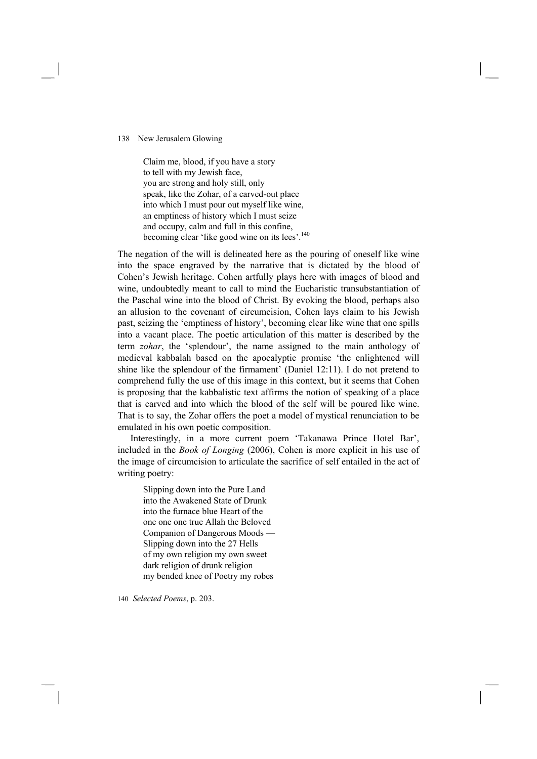Claim me, blood, if you have a story  
to tell with my Jewish face,  
you are strong and holy still, only  
speak, like the Zohar, of a carved-out place  
into which I must pour out myself like wine,  
an emptiness of history which I must seize  
and occupy, calm and full in this confine,  
becoming clear 'like good wine on its lees'.[140]

The negation of the will is delineated here as the pouring of oneself like wine into the space engraved by the narrative that is dictated by the blood of Cohen's Jewish heritage. Cohen artfully plays here with images of blood and wine, undoubtedly meant to call to mind the Eucharistic transubstantiation of the Paschal wine into the blood of Christ. By evoking the blood, perhaps also an allusion to the covenant of circumcision, Cohen lays claim to his Jewish past, seizing the 'emptiness of history', becoming clear like wine that one spills into a vacant place. The poetic articulation of this matter is described by the term *zohar*, the 'splendour', the name assigned to the main anthology of medieval kabbalah based on the apocalyptic promise 'the enlightened will shine like the splendour of the firmament' (Daniel 12:11). I do not pretend to comprehend fully the use of this image in this context, but it seems that Cohen is proposing that the kabbalistic text affirms the notion of speaking of a place that is carved and into which the blood of the self will be poured like wine. That is to say, the Zohar offers the poet a model of mystical renunciation to be emulated in his own poetic composition.

Interestingly, in a more current poem 'Takanawa Prince Hotel Bar', included in the *Book of Longing* (2006), Cohen is more explicit in his use of the image of circumcision to articulate the sacrifice of self entailed in the act of writing poetry:

Slipping down into the Pure Land  
into the Awakened State of Drunk  
into the furnace blue Heart of the  
one one one true Allah the Beloved  
Companion of Dangerous Moods —  
Slipping down into the 27 Hells  
of my own religion my own sweet  
dark religion of drunk religion  
my bended knee of Poetry my robes

140 *Selected Poems*, p. 203.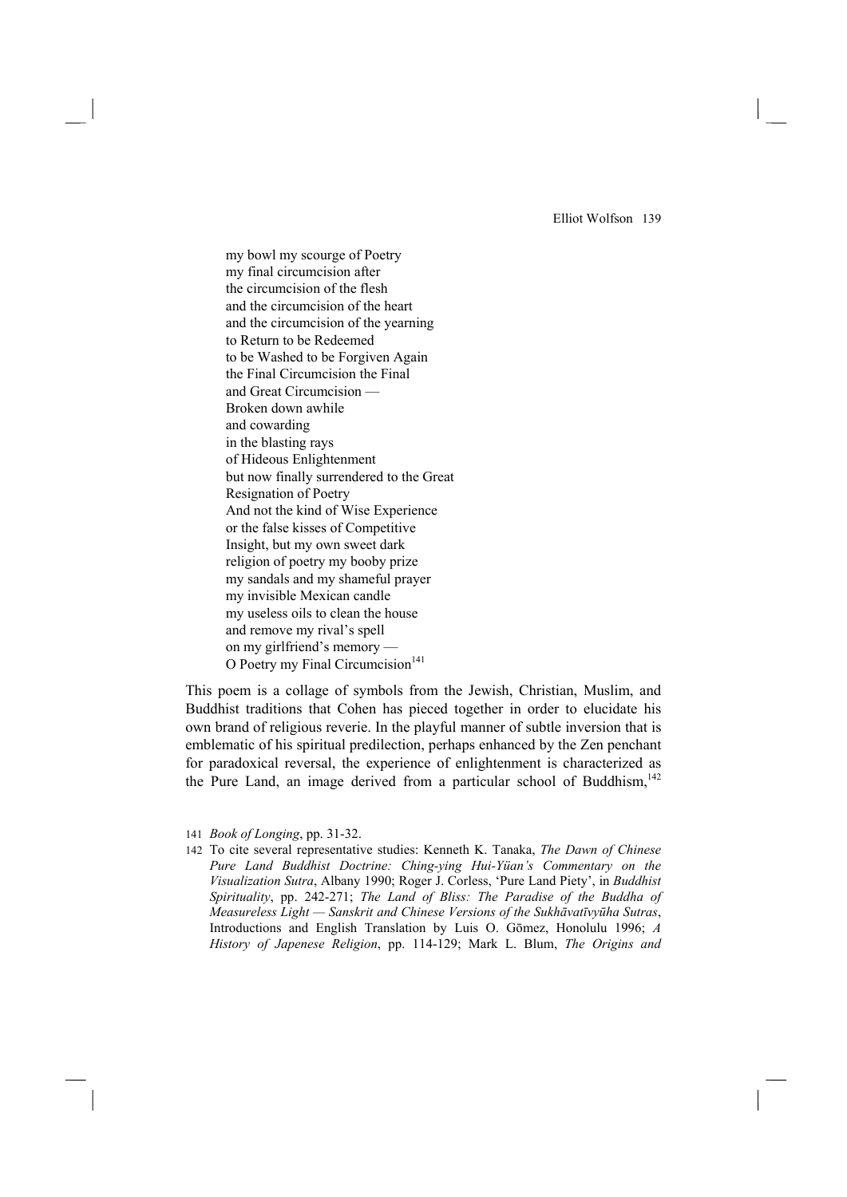my bowl my scourge of Poetry  
my final circumcision after  
the circumcision of the flesh  
and the circumcision of the heart  
and the circumcision of the yearning  
to Return to be Redeemed  
to be Washed to be Forgiven Again  
the Final Circumcision the Final  
and Great Circumcision —  
Broken down awhile  
and cowarding  
in the blasting rays  
of Hideous Enlightenment  
but now finally surrendered to the Great  
Resignation of Poetry  
And not the kind of Wise Experience  
or the false kisses of Competitive  
Insight, but my own sweet dark  
religion of poetry my booby prize  
my sandals and my shameful prayer  
my invisible Mexican candle  
my useless oils to clean the house  
and remove my rival's spell  
on my girlfriend's memory —  
O Poetry my Final Circumcision[141]

This poem is a collage of symbols from the Jewish, Christian, Muslim, and Buddhist traditions that Cohen has pieced together in order to elucidate his own brand of religious reverie. In the playful manner of subtle inversion that is emblematic of his spiritual predilection, perhaps enhanced by the Zen penchant for paradoxical reversal, the experience of enlightenment is characterized as the Pure Land, an image derived from a particular school of Buddhism,[142]

141 *Book of Longing*, pp. 31-32.

142 To cite several representative studies: Kenneth K. Tanaka, *The Dawn of Chinese Pure Land Buddhist Doctrine: Ching-ying Hui-Yüan's Commentary on the Visualization Sutra*, Albany 1990; Roger J. Corless, 'Pure Land Piety', in *Buddhist Spirituality*, pp. 242-271; *The Land of Bliss: The Paradise of the Buddha of Measureless Light — Sanskrit and Chinese Versions of the Sukhāvatīvyūha Sutras*, Introductions and English Translation by Luis O. Gōmez, Honolulu 1996; *A History of Japenese Religion*, pp. 114-129; Mark L. Blum, *The Origins and*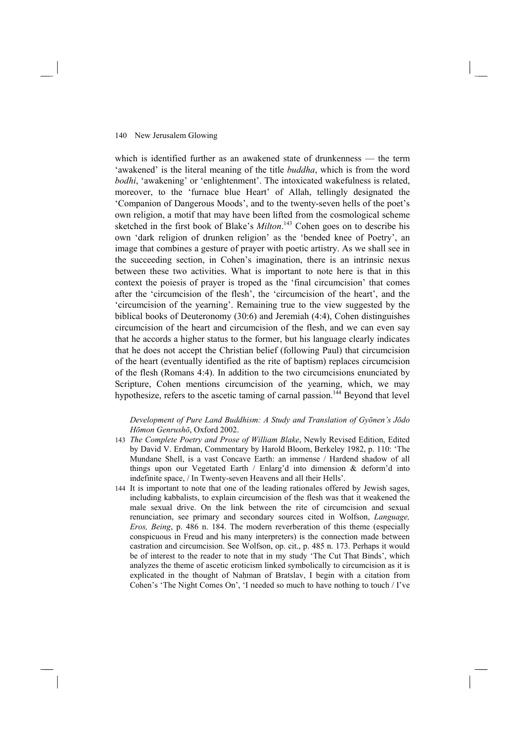which is identified further as an awakened state of drunkenness — the term 'awakened' is the literal meaning of the title *buddha*, which is from the word *bodhi*, 'awakening' or 'enlightenment'. The intoxicated wakefulness is related, moreover, to the 'furnace blue Heart' of Allah, tellingly designated the 'Companion of Dangerous Moods', and to the twenty-seven hells of the poet's own religion, a motif that may have been lifted from the cosmological scheme sketched in the first book of Blake's *Milton*.[143] Cohen goes on to describe his own 'dark religion of drunken religion' as the 'bended knee of Poetry', an image that combines a gesture of prayer with poetic artistry. As we shall see in the succeeding section, in Cohen's imagination, there is an intrinsic nexus between these two activities. What is important to note here is that in this context the poiesis of prayer is troped as the 'final circumcision' that comes after the 'circumcision of the flesh', the 'circumcision of the heart', and the 'circumcision of the yearning'. Remaining true to the view suggested by the biblical books of Deuteronomy (30:6) and Jeremiah (4:4), Cohen distinguishes circumcision of the heart and circumcision of the flesh, and we can even say that he accords a higher status to the former, but his language clearly indicates that he does not accept the Christian belief (following Paul) that circumcision of the heart (eventually identified as the rite of baptism) replaces circumcision of the flesh (Romans 4:4). In addition to the two circumcisions enunciated by Scripture, Cohen mentions circumcision of the yearning, which, we may hypothesize, refers to the ascetic taming of carnal passion.[144] Beyond that level

*Development of Pure Land Buddhism: A Study and Translation of Gyōnen's Jōdo Hōmon Genrushō*, Oxford 2002.

143 *The Complete Poetry and Prose of William Blake*, Newly Revised Edition, Edited by David V. Erdman, Commentary by Harold Bloom, Berkeley 1982, p. 110: 'The Mundane Shell, is a vast Concave Earth: an immense / Hardend shadow of all things upon our Vegetated Earth / Enlarg'd into dimension & deform'd into indefinite space, / In Twenty-seven Heavens and all their Hells'.

144 It is important to note that one of the leading rationales offered by Jewish sages, including kabbalists, to explain circumcision of the flesh was that it weakened the male sexual drive. On the link between the rite of circumcision and sexual renunciation, see primary and secondary sources cited in Wolfson, *Language, Eros, Being*, p. 486 n. 184. The modern reverberation of this theme (especially conspicuous in Freud and his many interpreters) is the connection made between castration and circumcision. See Wolfson, op. cit., p. 485 n. 173. Perhaps it would be of interest to the reader to note that in my study 'The Cut That Binds', which analyzes the theme of ascetic eroticism linked symbolically to circumcision as it is explicated in the thought of Naḥman of Bratslav, I begin with a citation from Cohen's 'The Night Comes On', 'I needed so much to have nothing to touch / I've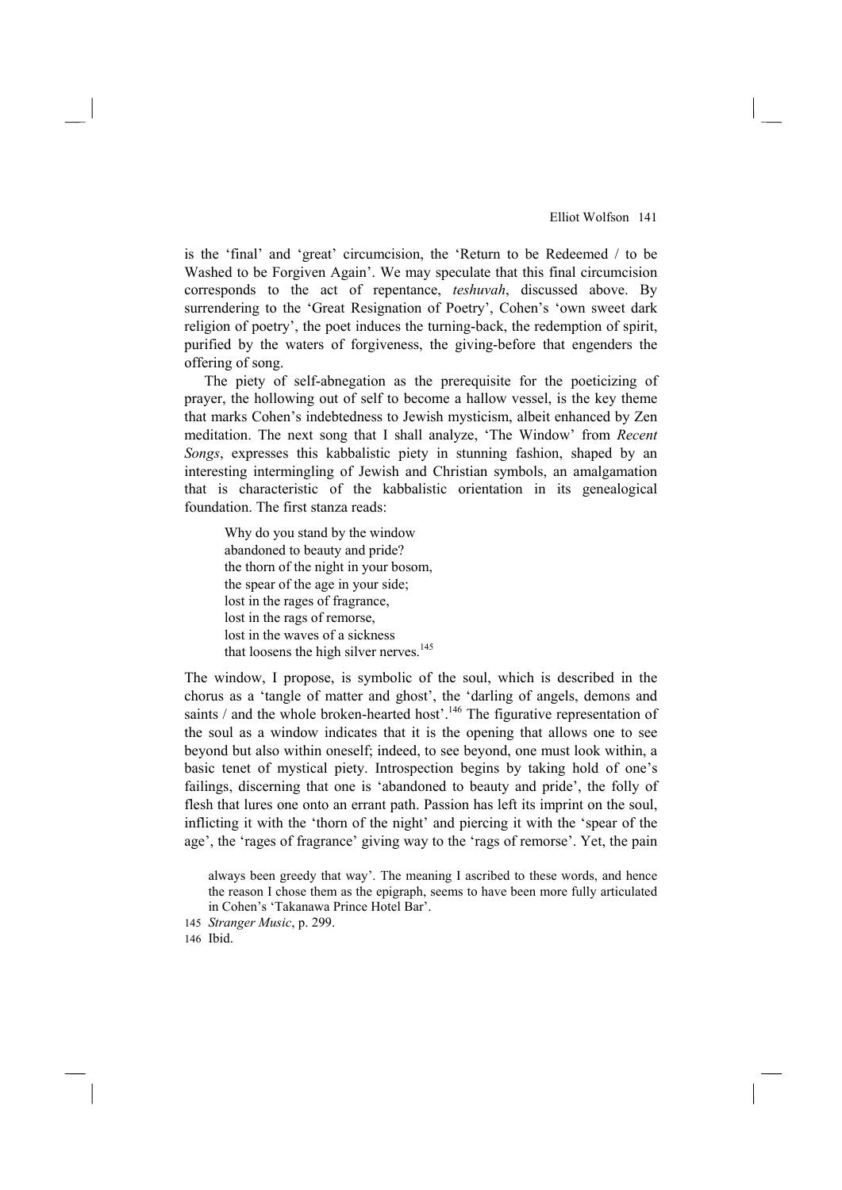is the 'final' and 'great' circumcision, the 'Return to be Redeemed / to be Washed to be Forgiven Again'. We may speculate that this final circumcision corresponds to the act of repentance, *teshuvah*, discussed above. By surrendering to the 'Great Resignation of Poetry', Cohen's 'own sweet dark religion of poetry', the poet induces the turning-back, the redemption of spirit, purified by the waters of forgiveness, the giving-before that engenders the offering of song.

The piety of self-abnegation as the prerequisite for the poeticizing of prayer, the hollowing out of self to become a hallow vessel, is the key theme that marks Cohen's indebtedness to Jewish mysticism, albeit enhanced by Zen meditation. The next song that I shall analyze, 'The Window' from *Recent Songs*, expresses this kabbalistic piety in stunning fashion, shaped by an interesting intermingling of Jewish and Christian symbols, an amalgamation that is characteristic of the kabbalistic orientation in its genealogical foundation. The first stanza reads:

> Why do you stand by the window
> abandoned to beauty and pride?
> the thorn of the night in your bosom,
> the spear of the age in your side;
> lost in the rages of fragrance,
> lost in the rags of remorse,
> lost in the waves of a sickness
> that loosens the high silver nerves.[145]

The window, I propose, is symbolic of the soul, which is described in the chorus as a 'tangle of matter and ghost', the 'darling of angels, demons and saints / and the whole broken-hearted host'.[146] The figurative representation of the soul as a window indicates that it is the opening that allows one to see beyond but also within oneself; indeed, to see beyond, one must look within, a basic tenet of mystical piety. Introspection begins by taking hold of one's failings, discerning that one is 'abandoned to beauty and pride', the folly of flesh that lures one onto an errant path. Passion has left its imprint on the soul, inflicting it with the 'thorn of the night' and piercing it with the 'spear of the age', the 'rages of fragrance' giving way to the 'rags of remorse'. Yet, the pain

always been greedy that way'. The meaning I ascribed to these words, and hence the reason I chose them as the epigraph, seems to have been more fully articulated in Cohen's 'Takanawa Prince Hotel Bar'.

145 *Stranger Music*, p. 299.

146 Ibid.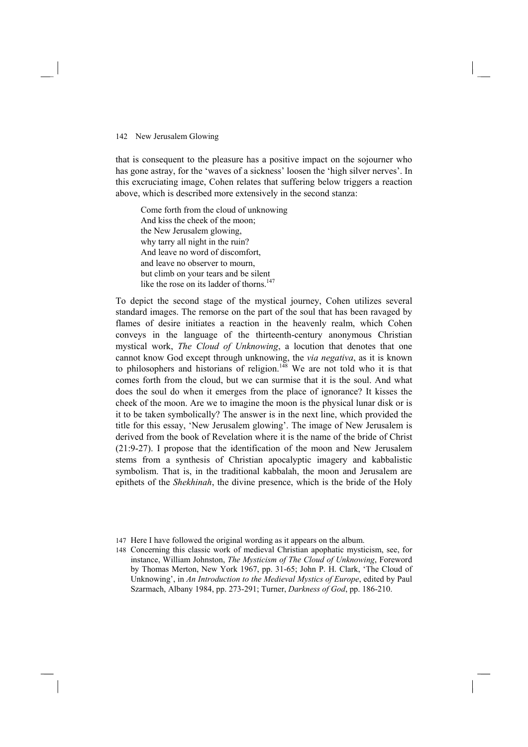that is consequent to the pleasure has a positive impact on the sojourner who has gone astray, for the 'waves of a sickness' loosen the 'high silver nerves'. In this excruciating image, Cohen relates that suffering below triggers a reaction above, which is described more extensively in the second stanza:

> Come forth from the cloud of unknowing  
> And kiss the cheek of the moon;  
> the New Jerusalem glowing,  
> why tarry all night in the ruin?  
> And leave no word of discomfort,  
> and leave no observer to mourn,  
> but climb on your tears and be silent  
> like the rose on its ladder of thorns.[147]

To depict the second stage of the mystical journey, Cohen utilizes several standard images. The remorse on the part of the soul that has been ravaged by flames of desire initiates a reaction in the heavenly realm, which Cohen conveys in the language of the thirteenth-century anonymous Christian mystical work, *The Cloud of Unknowing*, a locution that denotes that one cannot know God except through unknowing, the *via negativa*, as it is known to philosophers and historians of religion.[148] We are not told who it is that comes forth from the cloud, but we can surmise that it is the soul. And what does the soul do when it emerges from the place of ignorance? It kisses the cheek of the moon. Are we to imagine the moon is the physical lunar disk or is it to be taken symbolically? The answer is in the next line, which provided the title for this essay, 'New Jerusalem glowing'. The image of New Jerusalem is derived from the book of Revelation where it is the name of the bride of Christ (21:9-27). I propose that the identification of the moon and New Jerusalem stems from a synthesis of Christian apocalyptic imagery and kabbalistic symbolism. That is, in the traditional kabbalah, the moon and Jerusalem are epithets of the *Shekhinah*, the divine presence, which is the bride of the Holy

---

147 Here I have followed the original wording as it appears on the album.

148 Concerning this classic work of medieval Christian apophatic mysticism, see, for instance, William Johnston, *The Mysticism of The Cloud of Unknowing*, Foreword by Thomas Merton, New York 1967, pp. 31-65; John P. H. Clark, 'The Cloud of Unknowing', in *An Introduction to the Medieval Mystics of Europe*, edited by Paul Szarmach, Albany 1984, pp. 273-291; Turner, *Darkness of God*, pp. 186-210.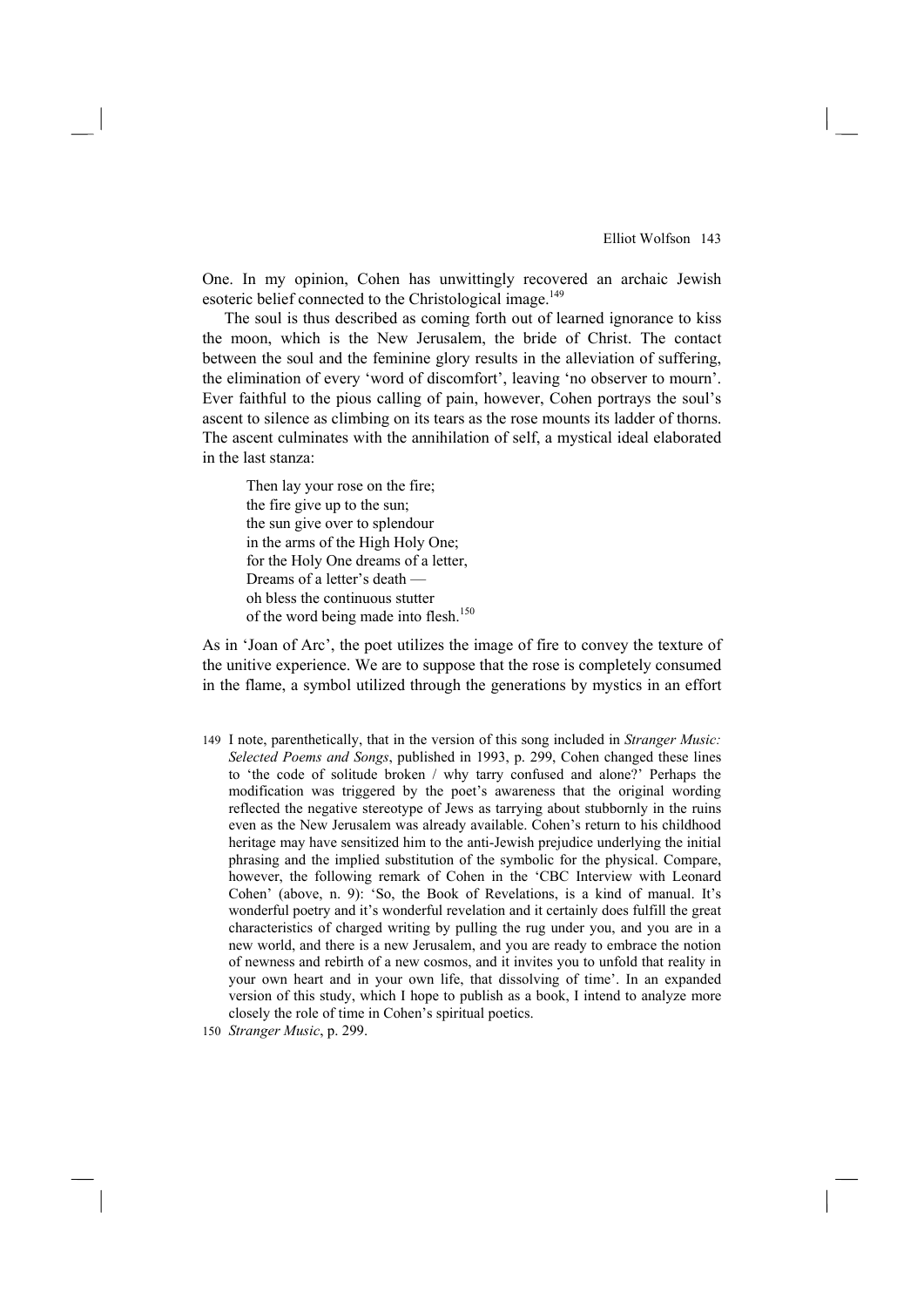One. In my opinion, Cohen has unwittingly recovered an archaic Jewish esoteric belief connected to the Christological image.[149]

The soul is thus described as coming forth out of learned ignorance to kiss the moon, which is the New Jerusalem, the bride of Christ. The contact between the soul and the feminine glory results in the alleviation of suffering, the elimination of every 'word of discomfort', leaving 'no observer to mourn'. Ever faithful to the pious calling of pain, however, Cohen portrays the soul's ascent to silence as climbing on its tears as the rose mounts its ladder of thorns. The ascent culminates with the annihilation of self, a mystical ideal elaborated in the last stanza:

> Then lay your rose on the fire;  
> the fire give up to the sun;  
> the sun give over to splendour  
> in the arms of the High Holy One;  
> for the Holy One dreams of a letter,  
> Dreams of a letter's death —  
> oh bless the continuous stutter  
> of the word being made into flesh.[150]

As in 'Joan of Arc', the poet utilizes the image of fire to convey the texture of the unitive experience. We are to suppose that the rose is completely consumed in the flame, a symbol utilized through the generations by mystics in an effort

149 I note, parenthetically, that in the version of this song included in *Stranger Music: Selected Poems and Songs*, published in 1993, p. 299, Cohen changed these lines to 'the code of solitude broken / why tarry confused and alone?' Perhaps the modification was triggered by the poet's awareness that the original wording reflected the negative stereotype of Jews as tarrying about stubbornly in the ruins even as the New Jerusalem was already available. Cohen's return to his childhood heritage may have sensitized him to the anti-Jewish prejudice underlying the initial phrasing and the implied substitution of the symbolic for the physical. Compare, however, the following remark of Cohen in the 'CBC Interview with Leonard Cohen' (above, n. 9): 'So, the Book of Revelations, is a kind of manual. It's wonderful poetry and it's wonderful revelation and it certainly does fulfill the great characteristics of charged writing by pulling the rug under you, and you are in a new world, and there is a new Jerusalem, and you are ready to embrace the notion of newness and rebirth of a new cosmos, and it invites you to unfold that reality in your own heart and in your own life, that dissolving of time'. In an expanded version of this study, which I hope to publish as a book, I intend to analyze more closely the role of time in Cohen's spiritual poetics.

150 *Stranger Music*, p. 299.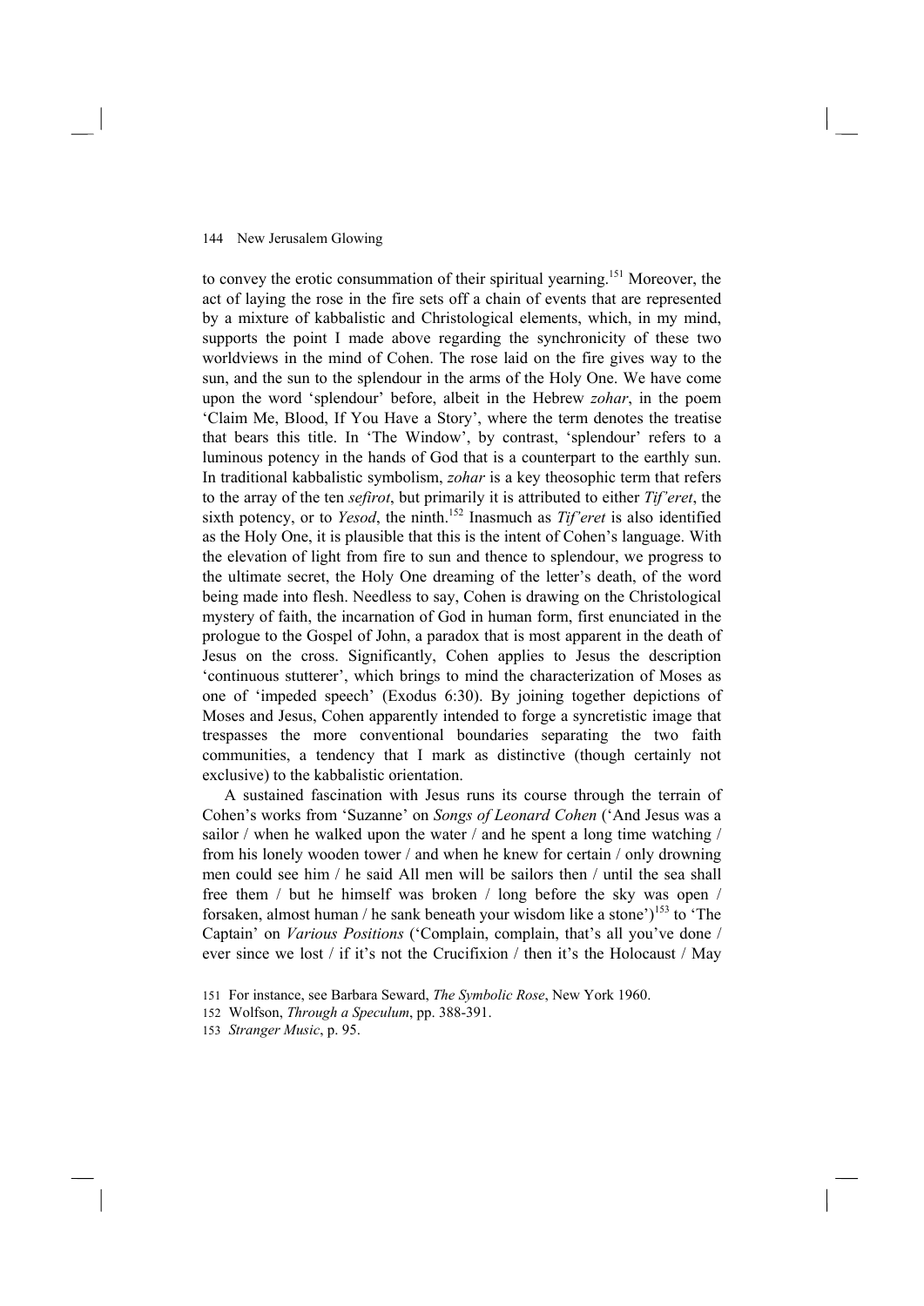to convey the erotic consummation of their spiritual yearning.[151] Moreover, the act of laying the rose in the fire sets off a chain of events that are represented by a mixture of kabbalistic and Christological elements, which, in my mind, supports the point I made above regarding the synchronicity of these two worldviews in the mind of Cohen. The rose laid on the fire gives way to the sun, and the sun to the splendour in the arms of the Holy One. We have come upon the word 'splendour' before, albeit in the Hebrew *zohar*, in the poem 'Claim Me, Blood, If You Have a Story', where the term denotes the treatise that bears this title. In 'The Window', by contrast, 'splendour' refers to a luminous potency in the hands of God that is a counterpart to the earthly sun. In traditional kabbalistic symbolism, *zohar* is a key theosophic term that refers to the array of the ten *sefirot*, but primarily it is attributed to either *Tif'eret*, the sixth potency, or to *Yesod*, the ninth.[152] Inasmuch as *Tif'eret* is also identified as the Holy One, it is plausible that this is the intent of Cohen's language. With the elevation of light from fire to sun and thence to splendour, we progress to the ultimate secret, the Holy One dreaming of the letter's death, of the word being made into flesh. Needless to say, Cohen is drawing on the Christological mystery of faith, the incarnation of God in human form, first enunciated in the prologue to the Gospel of John, a paradox that is most apparent in the death of Jesus on the cross. Significantly, Cohen applies to Jesus the description 'continuous stutterer', which brings to mind the characterization of Moses as one of 'impeded speech' (Exodus 6:30). By joining together depictions of Moses and Jesus, Cohen apparently intended to forge a syncretistic image that trespasses the more conventional boundaries separating the two faith communities, a tendency that I mark as distinctive (though certainly not exclusive) to the kabbalistic orientation.

A sustained fascination with Jesus runs its course through the terrain of Cohen's works from 'Suzanne' on *Songs of Leonard Cohen* ('And Jesus was a sailor / when he walked upon the water / and he spent a long time watching / from his lonely wooden tower / and when he knew for certain / only drowning men could see him / he said All men will be sailors then / until the sea shall free them / but he himself was broken / long before the sky was open / forsaken, almost human / he sank beneath your wisdom like a stone')[153] to 'The Captain' on *Various Positions* ('Complain, complain, that's all you've done / ever since we lost / if it's not the Crucifixion / then it's the Holocaust / May

151 For instance, see Barbara Seward, *The Symbolic Rose*, New York 1960.

152 Wolfson, *Through a Speculum*, pp. 388-391.

153 *Stranger Music*, p. 95.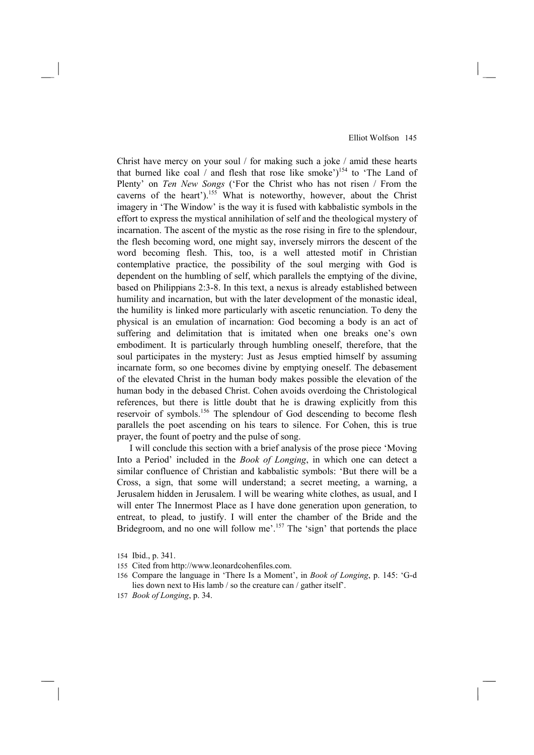Christ have mercy on your soul / for making such a joke / amid these hearts that burned like coal / and flesh that rose like smoke')[154] to 'The Land of Plenty' on *Ten New Songs* ('For the Christ who has not risen / From the caverns of the heart').[155] What is noteworthy, however, about the Christ imagery in 'The Window' is the way it is fused with kabbalistic symbols in the effort to express the mystical annihilation of self and the theological mystery of incarnation. The ascent of the mystic as the rose rising in fire to the splendour, the flesh becoming word, one might say, inversely mirrors the descent of the word becoming flesh. This, too, is a well attested motif in Christian contemplative practice, the possibility of the soul merging with God is dependent on the humbling of self, which parallels the emptying of the divine, based on Philippians 2:3-8. In this text, a nexus is already established between humility and incarnation, but with the later development of the monastic ideal, the humility is linked more particularly with ascetic renunciation. To deny the physical is an emulation of incarnation: God becoming a body is an act of suffering and delimitation that is imitated when one breaks one's own embodiment. It is particularly through humbling oneself, therefore, that the soul participates in the mystery: Just as Jesus emptied himself by assuming incarnate form, so one becomes divine by emptying oneself. The debasement of the elevated Christ in the human body makes possible the elevation of the human body in the debased Christ. Cohen avoids overdoing the Christological references, but there is little doubt that he is drawing explicitly from this reservoir of symbols.[156] The splendour of God descending to become flesh parallels the poet ascending on his tears to silence. For Cohen, this is true prayer, the fount of poetry and the pulse of song.

I will conclude this section with a brief analysis of the prose piece 'Moving Into a Period' included in the *Book of Longing*, in which one can detect a similar confluence of Christian and kabbalistic symbols: 'But there will be a Cross, a sign, that some will understand; a secret meeting, a warning, a Jerusalem hidden in Jerusalem. I will be wearing white clothes, as usual, and I will enter The Innermost Place as I have done generation upon generation, to entreat, to plead, to justify. I will enter the chamber of the Bride and the Bridegroom, and no one will follow me'.[157] The 'sign' that portends the place

154 Ibid., p. 341.

155 Cited from http://www.leonardcohenfiles.com.

156 Compare the language in 'There Is a Moment', in *Book of Longing*, p. 145: 'G-d lies down next to His lamb / so the creature can / gather itself'.

157 *Book of Longing*, p. 34.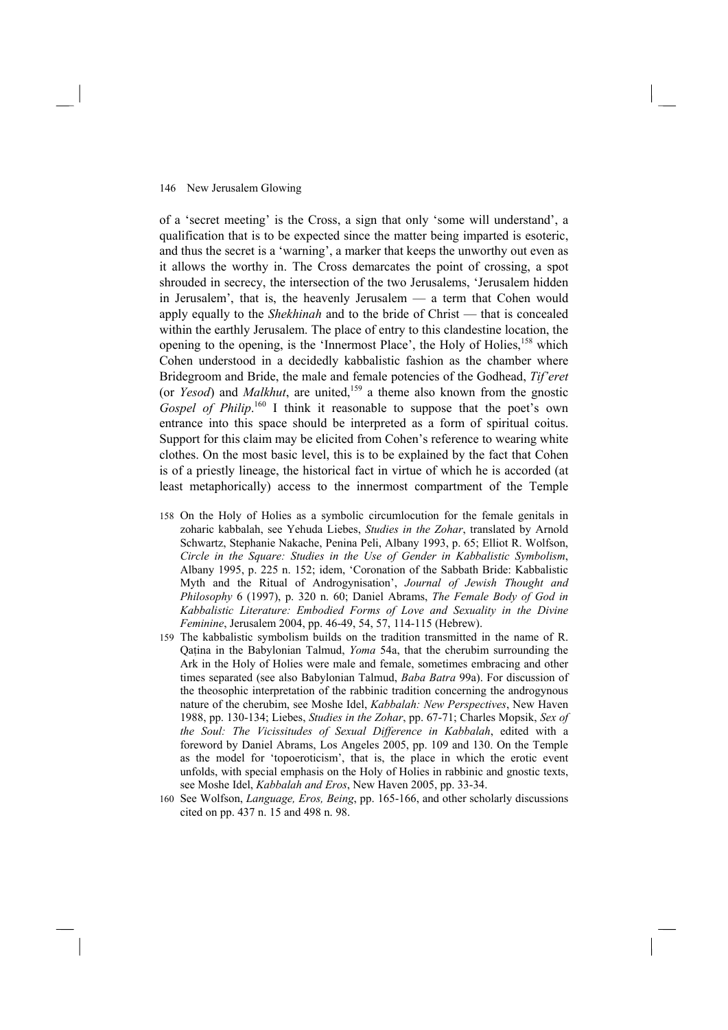of a 'secret meeting' is the Cross, a sign that only 'some will understand', a qualification that is to be expected since the matter being imparted is esoteric, and thus the secret is a 'warning', a marker that keeps the unworthy out even as it allows the worthy in. The Cross demarcates the point of crossing, a spot shrouded in secrecy, the intersection of the two Jerusalems, 'Jerusalem hidden in Jerusalem', that is, the heavenly Jerusalem — a term that Cohen would apply equally to the *Shekhinah* and to the bride of Christ — that is concealed within the earthly Jerusalem. The place of entry to this clandestine location, the opening to the opening, is the 'Innermost Place', the Holy of Holies,[158] which Cohen understood in a decidedly kabbalistic fashion as the chamber where Bridegroom and Bride, the male and female potencies of the Godhead, *Tif'eret* (or *Yesod*) and *Malkhut*, are united,[159] a theme also known from the gnostic *Gospel of Philip*.[160] I think it reasonable to suppose that the poet's own entrance into this space should be interpreted as a form of spiritual coitus. Support for this claim may be elicited from Cohen's reference to wearing white clothes. On the most basic level, this is to be explained by the fact that Cohen is of a priestly lineage, the historical fact in virtue of which he is accorded (at least metaphorically) access to the innermost compartment of the Temple

158 On the Holy of Holies as a symbolic circumlocution for the female genitals in zoharic kabbalah, see Yehuda Liebes, *Studies in the Zohar*, translated by Arnold Schwartz, Stephanie Nakache, Penina Peli, Albany 1993, p. 65; Elliot R. Wolfson, *Circle in the Square: Studies in the Use of Gender in Kabbalistic Symbolism*, Albany 1995, p. 225 n. 152; idem, 'Coronation of the Sabbath Bride: Kabbalistic Myth and the Ritual of Androgynisation', *Journal of Jewish Thought and Philosophy* 6 (1997), p. 320 n. 60; Daniel Abrams, *The Female Body of God in Kabbalistic Literature: Embodied Forms of Love and Sexuality in the Divine Feminine*, Jerusalem 2004, pp. 46-49, 54, 57, 114-115 (Hebrew).

159 The kabbalistic symbolism builds on the tradition transmitted in the name of R. Qaṭina in the Babylonian Talmud, *Yoma* 54a, that the cherubim surrounding the Ark in the Holy of Holies were male and female, sometimes embracing and other times separated (see also Babylonian Talmud, *Baba Batra* 99a). For discussion of the theosophic interpretation of the rabbinic tradition concerning the androgynous nature of the cherubim, see Moshe Idel, *Kabbalah: New Perspectives*, New Haven 1988, pp. 130-134; Liebes, *Studies in the Zohar*, pp. 67-71; Charles Mopsik, *Sex of the Soul: The Vicissitudes of Sexual Difference in Kabbalah*, edited with a foreword by Daniel Abrams, Los Angeles 2005, pp. 109 and 130. On the Temple as the model for 'topoeroticism', that is, the place in which the erotic event unfolds, with special emphasis on the Holy of Holies in rabbinic and gnostic texts, see Moshe Idel, *Kabbalah and Eros*, New Haven 2005, pp. 33-34.

160 See Wolfson, *Language, Eros, Being*, pp. 165-166, and other scholarly discussions cited on pp. 437 n. 15 and 498 n. 98.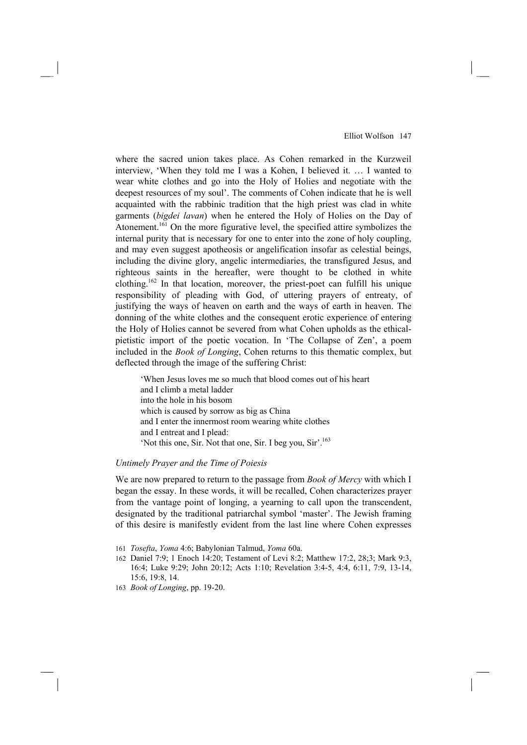where the sacred union takes place. As Cohen remarked in the Kurzweil interview, 'When they told me I was a Kohen, I believed it. … I wanted to wear white clothes and go into the Holy of Holies and negotiate with the deepest resources of my soul'. The comments of Cohen indicate that he is well acquainted with the rabbinic tradition that the high priest was clad in white garments (*bigdei lavan*) when he entered the Holy of Holies on the Day of Atonement.[161] On the more figurative level, the specified attire symbolizes the internal purity that is necessary for one to enter into the zone of holy coupling, and may even suggest apotheosis or angelification insofar as celestial beings, including the divine glory, angelic intermediaries, the transfigured Jesus, and righteous saints in the hereafter, were thought to be clothed in white clothing.[162] In that location, moreover, the priest-poet can fulfill his unique responsibility of pleading with God, of uttering prayers of entreaty, of justifying the ways of heaven on earth and the ways of earth in heaven. The donning of the white clothes and the consequent erotic experience of entering the Holy of Holies cannot be severed from what Cohen upholds as the ethical-pietistic import of the poetic vocation. In 'The Collapse of Zen', a poem included in the *Book of Longing*, Cohen returns to this thematic complex, but deflected through the image of the suffering Christ:

> 'When Jesus loves me so much that blood comes out of his heart
> and I climb a metal ladder
> into the hole in his bosom
> which is caused by sorrow as big as China
> and I enter the innermost room wearing white clothes
> and I entreat and I plead:
> 'Not this one, Sir. Not that one, Sir. I beg you, Sir'.[163]

### *Untimely Prayer and the Time of Poiesis*

We are now prepared to return to the passage from *Book of Mercy* with which I began the essay. In these words, it will be recalled, Cohen characterizes prayer from the vantage point of longing, a yearning to call upon the transcendent, designated by the traditional patriarchal symbol 'master'. The Jewish framing of this desire is manifestly evident from the last line where Cohen expresses

161 *Tosefta*, *Yoma* 4:6; Babylonian Talmud, *Yoma* 60a.

162 Daniel 7:9; 1 Enoch 14:20; Testament of Levi 8:2; Matthew 17:2, 28;3; Mark 9:3, 16:4; Luke 9:29; John 20:12; Acts 1:10; Revelation 3:4-5, 4:4, 6:11, 7:9, 13-14, 15:6, 19:8, 14.

163 *Book of Longing*, pp. 19-20.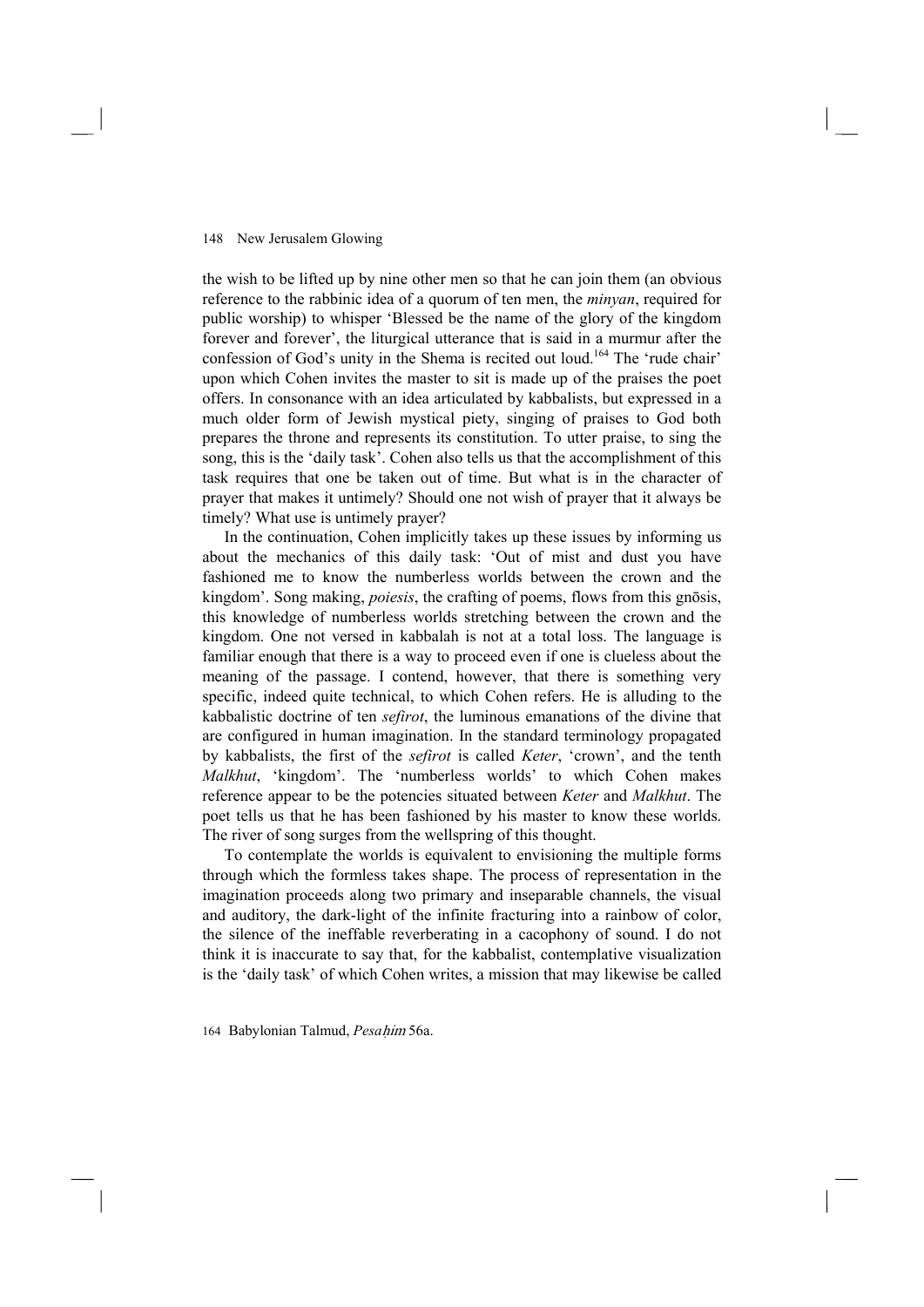the wish to be lifted up by nine other men so that he can join them (an obvious reference to the rabbinic idea of a quorum of ten men, the *minyan*, required for public worship) to whisper 'Blessed be the name of the glory of the kingdom forever and forever', the liturgical utterance that is said in a murmur after the confession of God's unity in the Shema is recited out loud.[164] The 'rude chair' upon which Cohen invites the master to sit is made up of the praises the poet offers. In consonance with an idea articulated by kabbalists, but expressed in a much older form of Jewish mystical piety, singing of praises to God both prepares the throne and represents its constitution. To utter praise, to sing the song, this is the 'daily task'. Cohen also tells us that the accomplishment of this task requires that one be taken out of time. But what is in the character of prayer that makes it untimely? Should one not wish of prayer that it always be timely? What use is untimely prayer?

In the continuation, Cohen implicitly takes up these issues by informing us about the mechanics of this daily task: 'Out of mist and dust you have fashioned me to know the numberless worlds between the crown and the kingdom'. Song making, *poiesis*, the crafting of poems, flows from this gnōsis, this knowledge of numberless worlds stretching between the crown and the kingdom. One not versed in kabbalah is not at a total loss. The language is familiar enough that there is a way to proceed even if one is clueless about the meaning of the passage. I contend, however, that there is something very specific, indeed quite technical, to which Cohen refers. He is alluding to the kabbalistic doctrine of ten *sefirot*, the luminous emanations of the divine that are configured in human imagination. In the standard terminology propagated by kabbalists, the first of the *sefirot* is called *Keter*, 'crown', and the tenth *Malkhut*, 'kingdom'. The 'numberless worlds' to which Cohen makes reference appear to be the potencies situated between *Keter* and *Malkhut*. The poet tells us that he has been fashioned by his master to know these worlds. The river of song surges from the wellspring of this thought.

To contemplate the worlds is equivalent to envisioning the multiple forms through which the formless takes shape. The process of representation in the imagination proceeds along two primary and inseparable channels, the visual and auditory, the dark-light of the infinite fracturing into a rainbow of color, the silence of the ineffable reverberating in a cacophony of sound. I do not think it is inaccurate to say that, for the kabbalist, contemplative visualization is the 'daily task' of which Cohen writes, a mission that may likewise be called

164 Babylonian Talmud, *Pesaḥim* 56a.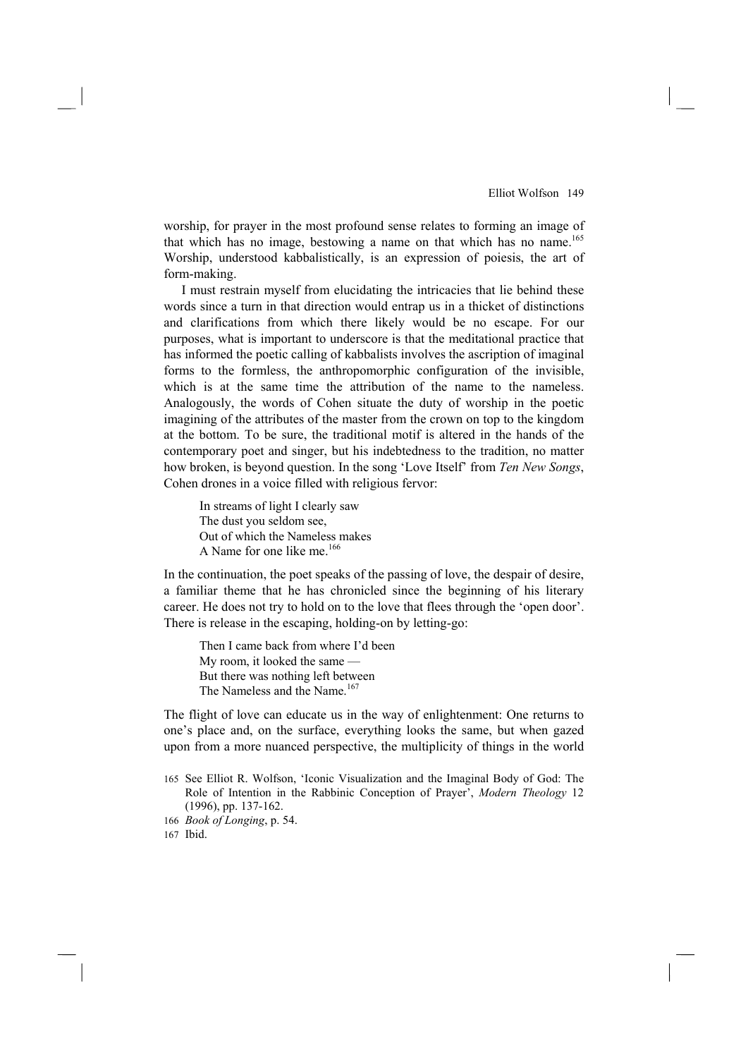worship, for prayer in the most profound sense relates to forming an image of that which has no image, bestowing a name on that which has no name.[165] Worship, understood kabbalistically, is an expression of poiesis, the art of form-making.

I must restrain myself from elucidating the intricacies that lie behind these words since a turn in that direction would entrap us in a thicket of distinctions and clarifications from which there likely would be no escape. For our purposes, what is important to underscore is that the meditational practice that has informed the poetic calling of kabbalists involves the ascription of imaginal forms to the formless, the anthropomorphic configuration of the invisible, which is at the same time the attribution of the name to the nameless. Analogously, the words of Cohen situate the duty of worship in the poetic imagining of the attributes of the master from the crown on top to the kingdom at the bottom. To be sure, the traditional motif is altered in the hands of the contemporary poet and singer, but his indebtedness to the tradition, no matter how broken, is beyond question. In the song 'Love Itself' from *Ten New Songs*, Cohen drones in a voice filled with religious fervor:

> In streams of light I clearly saw
> The dust you seldom see,
> Out of which the Nameless makes
> A Name for one like me.[166]

In the continuation, the poet speaks of the passing of love, the despair of desire, a familiar theme that he has chronicled since the beginning of his literary career. He does not try to hold on to the love that flees through the 'open door'. There is release in the escaping, holding-on by letting-go:

> Then I came back from where I'd been
> My room, it looked the same —
> But there was nothing left between
> The Nameless and the Name.[167]

The flight of love can educate us in the way of enlightenment: One returns to one's place and, on the surface, everything looks the same, but when gazed upon from a more nuanced perspective, the multiplicity of things in the world

165 See Elliot R. Wolfson, 'Iconic Visualization and the Imaginal Body of God: The Role of Intention in the Rabbinic Conception of Prayer', *Modern Theology* 12 (1996), pp. 137-162.

166 *Book of Longing*, p. 54.

167 Ibid.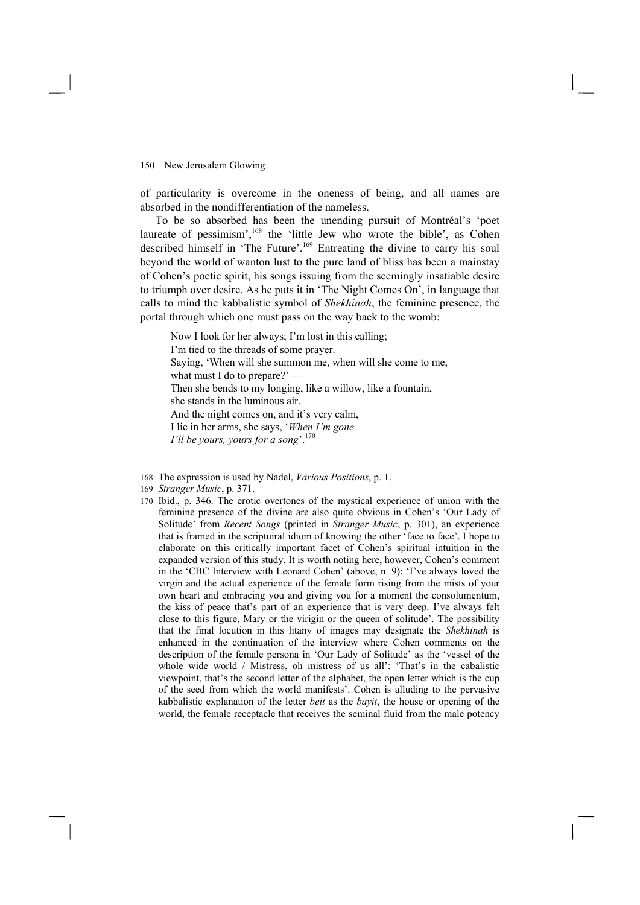of particularity is overcome in the oneness of being, and all names are absorbed in the nondifferentiation of the nameless.

To be so absorbed has been the unending pursuit of Montréal's 'poet laureate of pessimism',[168] the 'little Jew who wrote the bible', as Cohen described himself in 'The Future'.[169] Entreating the divine to carry his soul beyond the world of wanton lust to the pure land of bliss has been a mainstay of Cohen's poetic spirit, his songs issuing from the seemingly insatiable desire to triumph over desire. As he puts it in 'The Night Comes On', in language that calls to mind the kabbalistic symbol of *Shekhinah*, the feminine presence, the portal through which one must pass on the way back to the womb:

> Now I look for her always; I'm lost in this calling;
> I'm tied to the threads of some prayer.
> Saying, 'When will she summon me, when will she come to me,
> what must I do to prepare?' —
> Then she bends to my longing, like a willow, like a fountain,
> she stands in the luminous air.
> And the night comes on, and it's very calm,
> I lie in her arms, she says, '*When I'm gone*
> *I'll be yours, yours for a song*'.[170]

168 The expression is used by Nadel, *Various Positions*, p. 1.

169 *Stranger Music*, p. 371.

170 Ibid., p. 346. The erotic overtones of the mystical experience of union with the feminine presence of the divine are also quite obvious in Cohen's 'Our Lady of Solitude' from *Recent Songs* (printed in *Stranger Music*, p. 301), an experience that is framed in the scriptuiral idiom of knowing the other 'face to face'. I hope to elaborate on this critically important facet of Cohen's spiritual intuition in the expanded version of this study. It is worth noting here, however, Cohen's comment in the 'CBC Interview with Leonard Cohen' (above, n. 9): 'I've always loved the virgin and the actual experience of the female form rising from the mists of your own heart and embracing you and giving you for a moment the consolumentum, the kiss of peace that's part of an experience that is very deep. I've always felt close to this figure, Mary or the virigin or the queen of solitude'. The possibility that the final locution in this litany of images may designate the *Shekhinah* is enhanced in the continuation of the interview where Cohen comments on the description of the female persona in 'Our Lady of Solitude' as the 'vessel of the whole wide world / Mistress, oh mistress of us all': 'That's in the cabalistic viewpoint, that's the second letter of the alphabet, the open letter which is the cup of the seed from which the world manifests'. Cohen is alluding to the pervasive kabbalistic explanation of the letter *beit* as the *bayit*, the house or opening of the world, the female receptacle that receives the seminal fluid from the male potency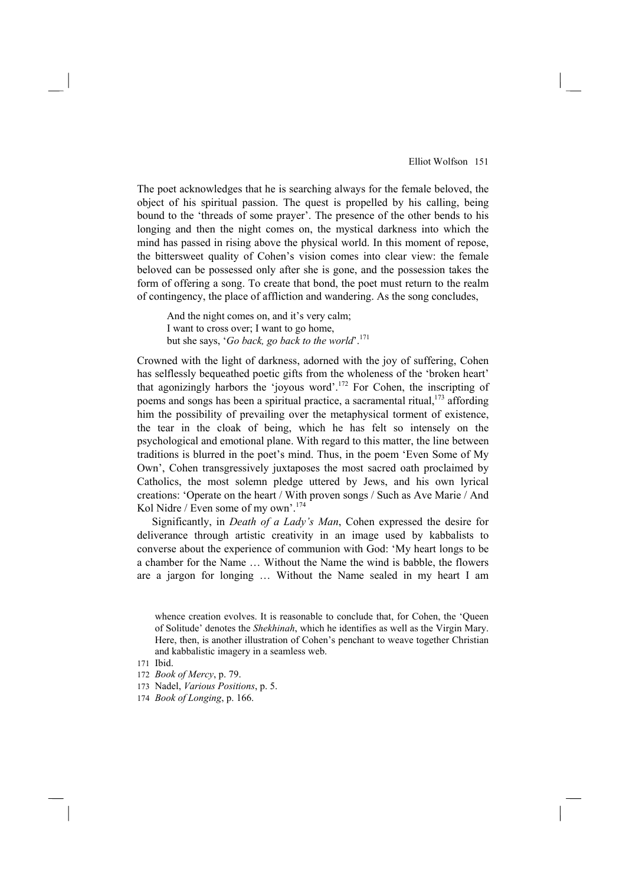The poet acknowledges that he is searching always for the female beloved, the object of his spiritual passion. The quest is propelled by his calling, being bound to the 'threads of some prayer'. The presence of the other bends to his longing and then the night comes on, the mystical darkness into which the mind has passed in rising above the physical world. In this moment of repose, the bittersweet quality of Cohen's vision comes into clear view: the female beloved can be possessed only after she is gone, and the possession takes the form of offering a song. To create that bond, the poet must return to the realm of contingency, the place of affliction and wandering. As the song concludes,

> And the night comes on, and it's very calm;
> I want to cross over; I want to go home,
> but she says, '*Go back, go back to the world*'.[171]

Crowned with the light of darkness, adorned with the joy of suffering, Cohen has selflessly bequeathed poetic gifts from the wholeness of the 'broken heart' that agonizingly harbors the 'joyous word'.[172] For Cohen, the inscripting of poems and songs has been a spiritual practice, a sacramental ritual,[173] affording him the possibility of prevailing over the metaphysical torment of existence, the tear in the cloak of being, which he has felt so intensely on the psychological and emotional plane. With regard to this matter, the line between traditions is blurred in the poet's mind. Thus, in the poem 'Even Some of My Own', Cohen transgressively juxtaposes the most sacred oath proclaimed by Catholics, the most solemn pledge uttered by Jews, and his own lyrical creations: 'Operate on the heart / With proven songs / Such as Ave Marie / And Kol Nidre / Even some of my own'.[174]

Significantly, in *Death of a Lady's Man*, Cohen expressed the desire for deliverance through artistic creativity in an image used by kabbalists to converse about the experience of communion with God: 'My heart longs to be a chamber for the Name … Without the Name the wind is babble, the flowers are a jargon for longing … Without the Name sealed in my heart I am

whence creation evolves. It is reasonable to conclude that, for Cohen, the 'Queen of Solitude' denotes the *Shekhinah*, which he identifies as well as the Virgin Mary. Here, then, is another illustration of Cohen's penchant to weave together Christian and kabbalistic imagery in a seamless web.

171 Ibid.

172 *Book of Mercy*, p. 79.

173 Nadel, *Various Positions*, p. 5.

174 *Book of Longing*, p. 166.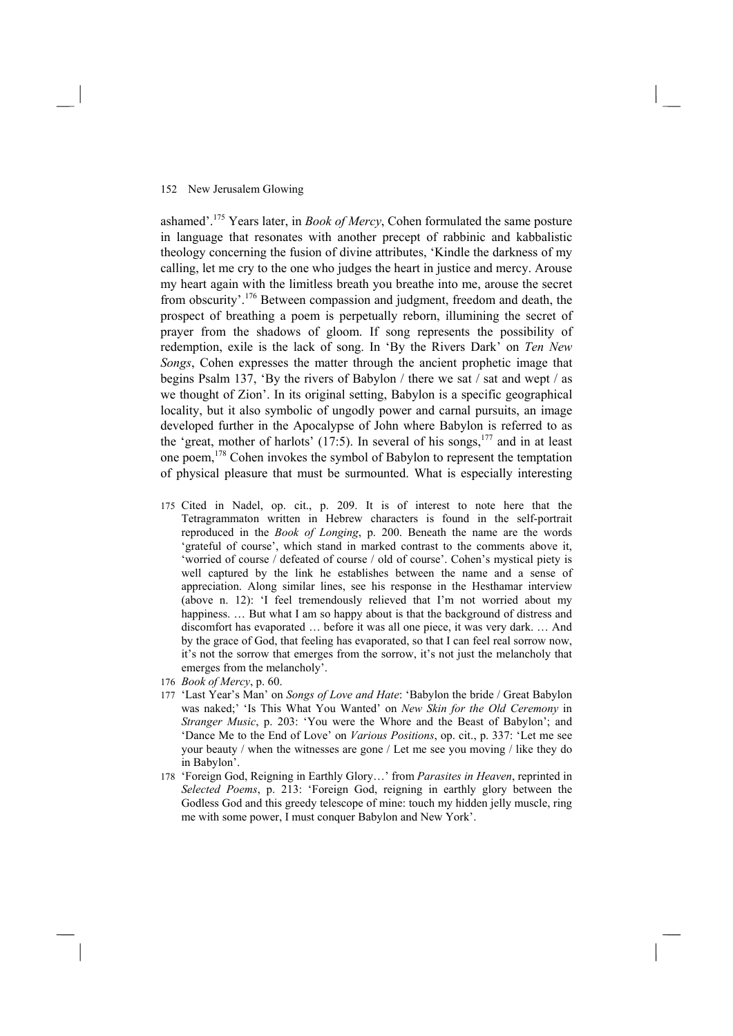ashamed'.[175] Years later, in *Book of Mercy*, Cohen formulated the same posture in language that resonates with another precept of rabbinic and kabbalistic theology concerning the fusion of divine attributes, 'Kindle the darkness of my calling, let me cry to the one who judges the heart in justice and mercy. Arouse my heart again with the limitless breath you breathe into me, arouse the secret from obscurity'.[176] Between compassion and judgment, freedom and death, the prospect of breathing a poem is perpetually reborn, illumining the secret of prayer from the shadows of gloom. If song represents the possibility of redemption, exile is the lack of song. In 'By the Rivers Dark' on *Ten New Songs*, Cohen expresses the matter through the ancient prophetic image that begins Psalm 137, 'By the rivers of Babylon / there we sat / sat and wept / as we thought of Zion'. In its original setting, Babylon is a specific geographical locality, but it also symbolic of ungodly power and carnal pursuits, an image developed further in the Apocalypse of John where Babylon is referred to as the 'great, mother of harlots' (17:5). In several of his songs,[177] and in at least one poem,[178] Cohen invokes the symbol of Babylon to represent the temptation of physical pleasure that must be surmounted. What is especially interesting

175 Cited in Nadel, op. cit., p. 209. It is of interest to note here that the Tetragrammaton written in Hebrew characters is found in the self-portrait reproduced in the *Book of Longing*, p. 200. Beneath the name are the words 'grateful of course', which stand in marked contrast to the comments above it, 'worried of course / defeated of course / old of course'. Cohen's mystical piety is well captured by the link he establishes between the name and a sense of appreciation. Along similar lines, see his response in the Hesthamar interview (above n. 12): 'I feel tremendously relieved that I'm not worried about my happiness. … But what I am so happy about is that the background of distress and discomfort has evaporated … before it was all one piece, it was very dark. … And by the grace of God, that feeling has evaporated, so that I can feel real sorrow now, it's not the sorrow that emerges from the sorrow, it's not just the melancholy that emerges from the melancholy'.

176 *Book of Mercy*, p. 60.

177 'Last Year's Man' on *Songs of Love and Hate*: 'Babylon the bride / Great Babylon was naked;' 'Is This What You Wanted' on *New Skin for the Old Ceremony* in *Stranger Music*, p. 203: 'You were the Whore and the Beast of Babylon'; and 'Dance Me to the End of Love' on *Various Positions*, op. cit., p. 337: 'Let me see your beauty / when the witnesses are gone / Let me see you moving / like they do in Babylon'.

178 'Foreign God, Reigning in Earthly Glory…' from *Parasites in Heaven*, reprinted in *Selected Poems*, p. 213: 'Foreign God, reigning in earthly glory between the Godless God and this greedy telescope of mine: touch my hidden jelly muscle, ring me with some power, I must conquer Babylon and New York'.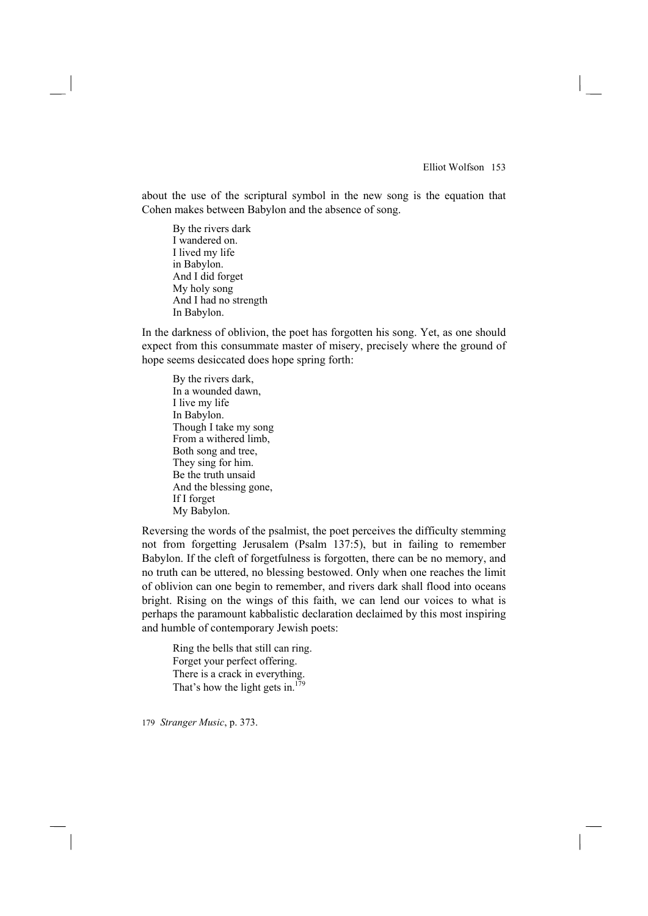about the use of the scriptural symbol in the new song is the equation that Cohen makes between Babylon and the absence of song.

> By the rivers dark  
> I wandered on.  
> I lived my life  
> in Babylon.  
> And I did forget  
> My holy song  
> And I had no strength  
> In Babylon.

In the darkness of oblivion, the poet has forgotten his song. Yet, as one should expect from this consummate master of misery, precisely where the ground of hope seems desiccated does hope spring forth:

> By the rivers dark,  
> In a wounded dawn,  
> I live my life  
> In Babylon.  
> Though I take my song  
> From a withered limb,  
> Both song and tree,  
> They sing for him.  
> Be the truth unsaid  
> And the blessing gone,  
> If I forget  
> My Babylon.

Reversing the words of the psalmist, the poet perceives the difficulty stemming not from forgetting Jerusalem (Psalm 137:5), but in failing to remember Babylon. If the cleft of forgetfulness is forgotten, there can be no memory, and no truth can be uttered, no blessing bestowed. Only when one reaches the limit of oblivion can one begin to remember, and rivers dark shall flood into oceans bright. Rising on the wings of this faith, we can lend our voices to what is perhaps the paramount kabbalistic declaration declaimed by this most inspiring and humble of contemporary Jewish poets:

> Ring the bells that still can ring.  
> Forget your perfect offering.  
> There is a crack in everything.  
> That's how the light gets in.[179]

179 *Stranger Music*, p. 373.